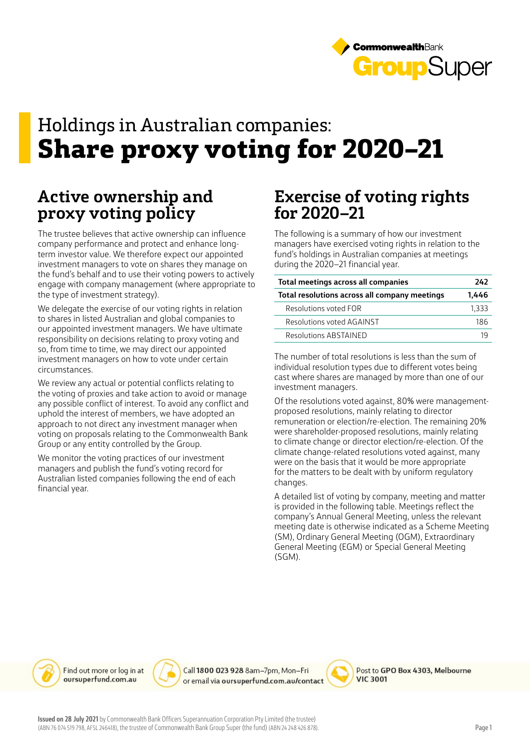# Holdings in Australian companies: **Share proxy voting for 2020–21**

## Active ownership and proxy voting policy

The trustee believes that active ownership can influence company performance and protect and enhance long-term investor value. We therefore expect our appointed investment managers to vote on shares they manage on the fund's behalf and to use their voting powers to actively engage with company management (where appropriate to the type of investment strategy).

We delegate the exercise of our voting rights in relation to shares in listed Australian and global companies to our appointed investment managers. We have ultimate responsibility on decisions relating to proxy voting and so, from time to time, we may direct our appointed investment managers on how to vote under certain circumstances.

We review any actual or potential conflicts relating to the voting of proxies and take action to avoid or manage any possible conflict of interest. To avoid any conflict and uphold the interest of members, we have adopted an approach to not direct any investment manager when voting on proposals relating to the Commonwealth Bank Group or any entity controlled by the Group.

We monitor the voting practices of our investment managers and publish the fund's voting record for Australian listed companies following the end of each financial year.

## Exercise of voting rights for 2020–21

The following is a summary of how our investment managers have exercised voting rights in relation to the fund's holdings in Australian companies at meetings during the 2020–21 financial year.

| **Total meetings across all companies** | **242** |
|---|---|
| **Total resolutions across all company meetings** | **1,446** |
| Resolutions voted FOR | 1,333 |
| Resolutions voted AGAINST | 186 |
| Resolutions ABSTAINED | 19 |

The number of total resolutions is less than the sum of individual resolution types due to different votes being cast where shares are managed by more than one of our investment managers.

Of the resolutions voted against, 80% were management-proposed resolutions, mainly relating to director remuneration or election/re-election. The remaining 20% were shareholder-proposed resolutions, mainly relating to climate change or director election/re-election. Of the climate change-related resolutions voted against, many were on the basis that it would be more appropriate for the matters to be dealt with by uniform regulatory changes.

A detailed list of voting by company, meeting and matter is provided in the following table. Meetings reflect the company's Annual General Meeting, unless the relevant meeting date is otherwise indicated as a Scheme Meeting (SM), Ordinary General Meeting (OGM), Extraordinary General Meeting (EGM) or Special General Meeting (SGM).

Find out more or log in at **oursuperfund.com.au**

Call **1800 023 928** 8am–7pm, Mon–Fri or email via **oursuperfund.com.au/contact**

Post to **GPO Box 4303, Melbourne VIC 3001**

**Issued on 28 July 2021** by Commonwealth Bank Officers Superannuation Corporation Pty Limited (the trustee) (ABN 76 074 519 798, AFSL 246418), the trustee of Commonwealth Bank Group Super (the fund) (ABN 24 248 426 878).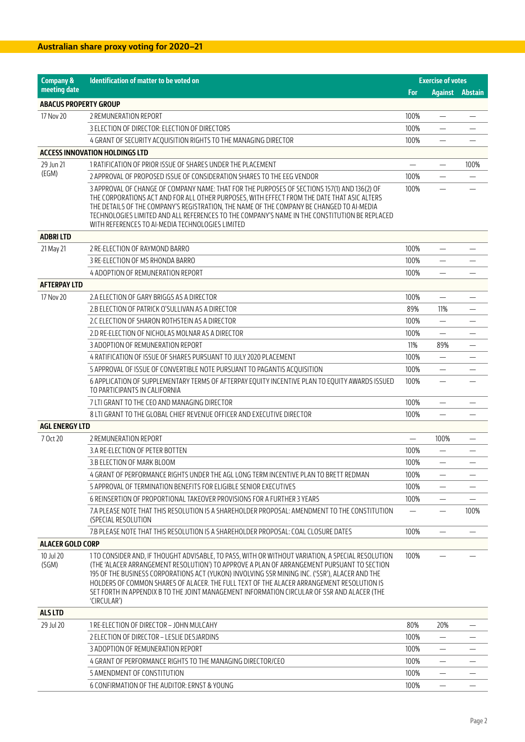## Australian share proxy voting for 2020–21

| Company & meeting date | Identification of matter to be voted on | Exercise of votes | | |
|---|---|---|---|---|
| | | For | Against | Abstain |
| **ABACUS PROPERTY GROUP** | | | | |
| 17 Nov 20 | 2 REMUNERATION REPORT | 100% | — | — |
| | 3 ELECTION OF DIRECTOR: ELECTION OF DIRECTORS | 100% | — | — |
| | 4 GRANT OF SECURITY ACQUISITION RIGHTS TO THE MANAGING DIRECTOR | 100% | — | — |
| **ACCESS INNOVATION HOLDINGS LTD** | | | | |
| 29 Jun 21 (EGM) | 1 RATIFICATION OF PRIOR ISSUE OF SHARES UNDER THE PLACEMENT | — | — | 100% |
| | 2 APPROVAL OF PROPOSED ISSUE OF CONSIDERATION SHARES TO THE EEG VENDOR | 100% | — | — |
| | 3 APPROVAL OF CHANGE OF COMPANY NAME: THAT FOR THE PURPOSES OF SECTIONS 157(1) AND 136(2) OF THE CORPORATIONS ACT AND FOR ALL OTHER PURPOSES, WITH EFFECT FROM THE DATE THAT ASIC ALTERS THE DETAILS OF THE COMPANY'S REGISTRATION, THE NAME OF THE COMPANY BE CHANGED TO AI-MEDIA TECHNOLOGIES LIMITED AND ALL REFERENCES TO THE COMPANY'S NAME IN THE CONSTITUTION BE REPLACED WITH REFERENCES TO AI-MEDIA TECHNOLOGIES LIMITED | 100% | — | — |
| **ADBRI LTD** | | | | |
| 21 May 21 | 2 RE-ELECTION OF RAYMOND BARRO | 100% | — | — |
| | 3 RE-ELECTION OF MS RHONDA BARRO | 100% | — | — |
| | 4 ADOPTION OF REMUNERATION REPORT | 100% | — | — |
| **AFTERPAY LTD** | | | | |
| 17 Nov 20 | 2.A ELECTION OF GARY BRIGGS AS A DIRECTOR | 100% | — | — |
| | 2.B ELECTION OF PATRICK O'SULLIVAN AS A DIRECTOR | 89% | 11% | — |
| | 2.C ELECTION OF SHARON ROTHSTEIN AS A DIRECTOR | 100% | — | — |
| | 2.D RE-ELECTION OF NICHOLAS MOLNAR AS A DIRECTOR | 100% | — | — |
| | 3 ADOPTION OF REMUNERATION REPORT | 11% | 89% | — |
| | 4 RATIFICATION OF ISSUE OF SHARES PURSUANT TO JULY 2020 PLACEMENT | 100% | — | — |
| | 5 APPROVAL OF ISSUE OF CONVERTIBLE NOTE PURSUANT TO PAGANTIS ACQUISITION | 100% | — | — |
| | 6 APPLICATION OF SUPPLEMENTARY TERMS OF AFTERPAY EQUITY INCENTIVE PLAN TO EQUITY AWARDS ISSUED TO PARTICIPANTS IN CALIFORNIA | 100% | — | — |
| | 7 LTI GRANT TO THE CEO AND MANAGING DIRECTOR | 100% | — | — |
| | 8 LTI GRANT TO THE GLOBAL CHIEF REVENUE OFFICER AND EXECUTIVE DIRECTOR | 100% | — | — |
| **AGL ENERGY LTD** | | | | |
| 7 Oct 20 | 2 REMUNERATION REPORT | — | 100% | — |
| | 3.A RE-ELECTION OF PETER BOTTEN | 100% | — | — |
| | 3.B ELECTION OF MARK BLOOM | 100% | — | — |
| | 4 GRANT OF PERFORMANCE RIGHTS UNDER THE AGL LONG TERM INCENTIVE PLAN TO BRETT REDMAN | 100% | — | — |
| | 5 APPROVAL OF TERMINATION BENEFITS FOR ELIGIBLE SENIOR EXECUTIVES | 100% | — | — |
| | 6 REINSERTION OF PROPORTIONAL TAKEOVER PROVISIONS FOR A FURTHER 3 YEARS | 100% | — | — |
| | 7.A PLEASE NOTE THAT THIS RESOLUTION IS A SHAREHOLDER PROPOSAL: AMENDMENT TO THE CONSTITUTION (SPECIAL RESOLUTION | — | — | 100% |
| | 7.B PLEASE NOTE THAT THIS RESOLUTION IS A SHAREHOLDER PROPOSAL: COAL CLOSURE DATES | 100% | — | — |
| **ALACER GOLD CORP** | | | | |
| 10 Jul 20 (SGM) | 1 TO CONSIDER AND, IF THOUGHT ADVISABLE, TO PASS, WITH OR WITHOUT VARIATION, A SPECIAL RESOLUTION (THE 'ALACER ARRANGEMENT RESOLUTION') TO APPROVE A PLAN OF ARRANGEMENT PURSUANT TO SECTION 195 OF THE BUSINESS CORPORATIONS ACT (YUKON) INVOLVING SSR MINING INC. ('SSR'), ALACER AND THE HOLDERS OF COMMON SHARES OF ALACER. THE FULL TEXT OF THE ALACER ARRANGEMENT RESOLUTION IS SET FORTH IN APPENDIX B TO THE JOINT MANAGEMENT INFORMATION CIRCULAR OF SSR AND ALACER (THE 'CIRCULAR') | 100% | — | — |
| **ALS LTD** | | | | |
| 29 Jul 20 | 1 RE-ELECTION OF DIRECTOR – JOHN MULCAHY | 80% | 20% | — |
| | 2 ELECTION OF DIRECTOR – LESLIE DESJARDINS | 100% | — | — |
| | 3 ADOPTION OF REMUNERATION REPORT | 100% | — | — |
| | 4 GRANT OF PERFORMANCE RIGHTS TO THE MANAGING DIRECTOR/CEO | 100% | — | — |
| | 5 AMENDMENT OF CONSTITUTION | 100% | — | — |
| | 6 CONFIRMATION OF THE AUDITOR: ERNST & YOUNG | 100% | — | — |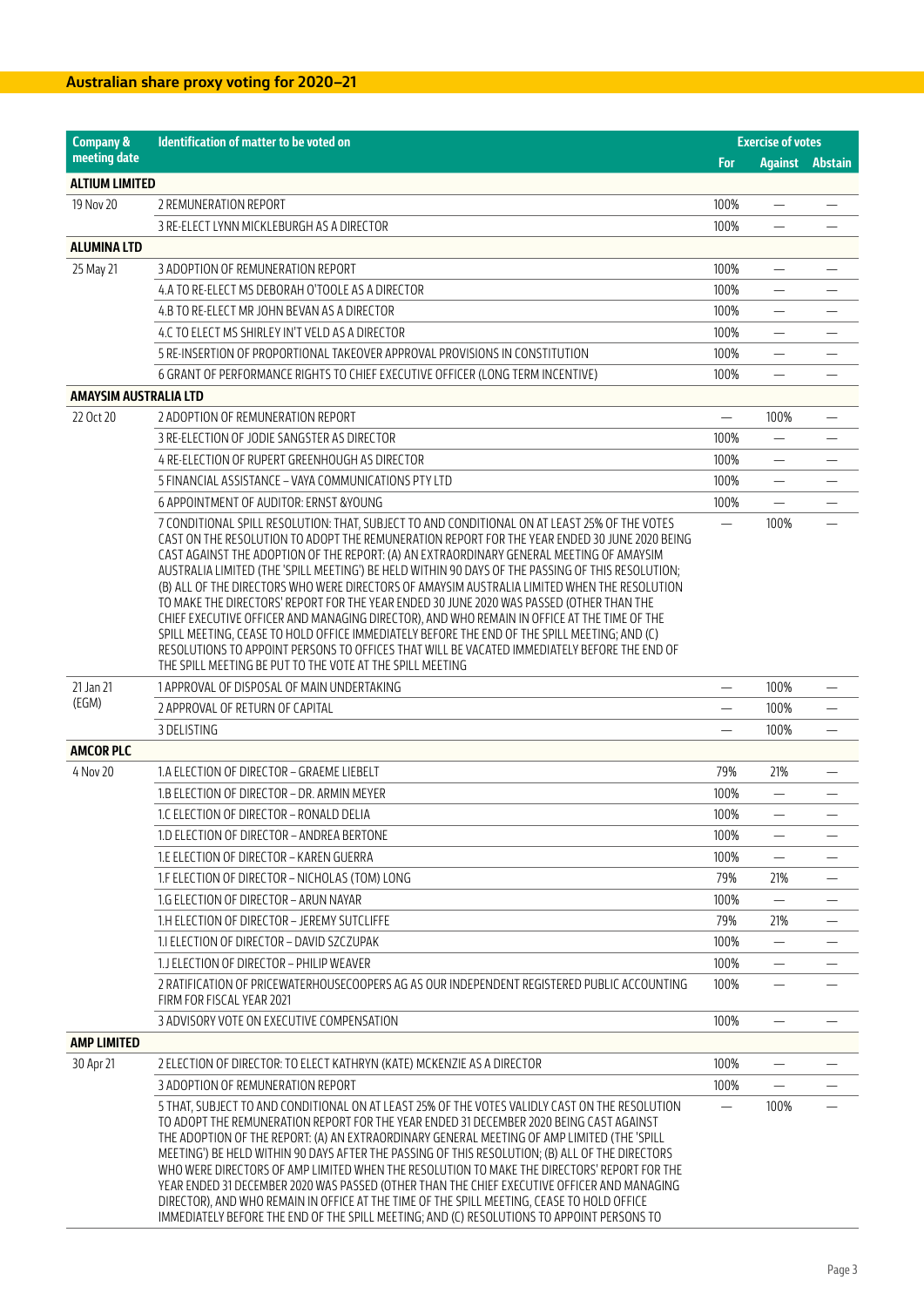## Australian share proxy voting for 2020–21

| Company & meeting date | Identification of matter to be voted on | Exercise of votes | | |
|---|---|---|---|---|
| | | For | Against | Abstain |
| **ALTIUM LIMITED** | | | | |
| 19 Nov 20 | 2 REMUNERATION REPORT | 100% | — | — |
| | 3 RE-ELECT LYNN MICKLEBURGH AS A DIRECTOR | 100% | — | — |
| **ALUMINA LTD** | | | | |
| 25 May 21 | 3 ADOPTION OF REMUNERATION REPORT | 100% | — | — |
| | 4.A TO RE-ELECT MS DEBORAH O'TOOLE AS A DIRECTOR | 100% | — | — |
| | 4.B TO RE-ELECT MR JOHN BEVAN AS A DIRECTOR | 100% | — | — |
| | 4.C TO ELECT MS SHIRLEY IN'T VELD AS A DIRECTOR | 100% | — | — |
| | 5 RE-INSERTION OF PROPORTIONAL TAKEOVER APPROVAL PROVISIONS IN CONSTITUTION | 100% | — | — |
| | 6 GRANT OF PERFORMANCE RIGHTS TO CHIEF EXECUTIVE OFFICER (LONG TERM INCENTIVE) | 100% | — | — |
| **AMAYSIM AUSTRALIA LTD** | | | | |
| 22 Oct 20 | 2 ADOPTION OF REMUNERATION REPORT | — | 100% | — |
| | 3 RE-ELECTION OF JODIE SANGSTER AS DIRECTOR | 100% | — | — |
| | 4 RE-ELECTION OF RUPERT GREENHOUGH AS DIRECTOR | 100% | — | — |
| | 5 FINANCIAL ASSISTANCE – VAYA COMMUNICATIONS PTY LTD | 100% | — | — |
| | 6 APPOINTMENT OF AUDITOR: ERNST &YOUNG | 100% | — | — |
| | 7 CONDITIONAL SPILL RESOLUTION: THAT, SUBJECT TO AND CONDITIONAL ON AT LEAST 25% OF THE VOTES CAST ON THE RESOLUTION TO ADOPT THE REMUNERATION REPORT FOR THE YEAR ENDED 30 JUNE 2020 BEING CAST AGAINST THE ADOPTION OF THE REPORT: (A) AN EXTRAORDINARY GENERAL MEETING OF AMAYSIM AUSTRALIA LIMITED (THE 'SPILL MEETING') BE HELD WITHIN 90 DAYS OF THE PASSING OF THIS RESOLUTION; (B) ALL OF THE DIRECTORS WHO WERE DIRECTORS OF AMAYSIM AUSTRALIA LIMITED WHEN THE RESOLUTION TO MAKE THE DIRECTORS' REPORT FOR THE YEAR ENDED 30 JUNE 2020 WAS PASSED (OTHER THAN THE CHIEF EXECUTIVE OFFICER AND MANAGING DIRECTOR), AND WHO REMAIN IN OFFICE AT THE TIME OF THE SPILL MEETING, CEASE TO HOLD OFFICE IMMEDIATELY BEFORE THE END OF THE SPILL MEETING; AND (C) RESOLUTIONS TO APPOINT PERSONS TO OFFICES THAT WILL BE VACATED IMMEDIATELY BEFORE THE END OF THE SPILL MEETING BE PUT TO THE VOTE AT THE SPILL MEETING | — | 100% | — |
| 21 Jan 21 (EGM) | 1 APPROVAL OF DISPOSAL OF MAIN UNDERTAKING | — | 100% | — |
| | 2 APPROVAL OF RETURN OF CAPITAL | — | 100% | — |
| | 3 DELISTING | — | 100% | — |
| **AMCOR PLC** | | | | |
| 4 Nov 20 | 1.A ELECTION OF DIRECTOR – GRAEME LIEBELT | 79% | 21% | — |
| | 1.B ELECTION OF DIRECTOR – DR. ARMIN MEYER | 100% | — | — |
| | 1.C ELECTION OF DIRECTOR – RONALD DELIA | 100% | — | — |
| | 1.D ELECTION OF DIRECTOR – ANDREA BERTONE | 100% | — | — |
| | 1.E ELECTION OF DIRECTOR – KAREN GUERRA | 100% | — | — |
| | 1.F ELECTION OF DIRECTOR – NICHOLAS (TOM) LONG | 79% | 21% | — |
| | 1.G ELECTION OF DIRECTOR – ARUN NAYAR | 100% | — | — |
| | 1.H ELECTION OF DIRECTOR – JEREMY SUTCLIFFE | 79% | 21% | — |
| | 1.I ELECTION OF DIRECTOR – DAVID SZCZUPAK | 100% | — | — |
| | 1.J ELECTION OF DIRECTOR – PHILIP WEAVER | 100% | — | — |
| | 2 RATIFICATION OF PRICEWATERHOUSECOOPERS AG AS OUR INDEPENDENT REGISTERED PUBLIC ACCOUNTING FIRM FOR FISCAL YEAR 2021 | 100% | — | — |
| | 3 ADVISORY VOTE ON EXECUTIVE COMPENSATION | 100% | — | — |
| **AMP LIMITED** | | | | |
| 30 Apr 21 | 2 ELECTION OF DIRECTOR: TO ELECT KATHRYN (KATE) MCKENZIE AS A DIRECTOR | 100% | — | — |
| | 3 ADOPTION OF REMUNERATION REPORT | 100% | — | — |
| | 5 THAT, SUBJECT TO AND CONDITIONAL ON AT LEAST 25% OF THE VOTES VALIDLY CAST ON THE RESOLUTION TO ADOPT THE REMUNERATION REPORT FOR THE YEAR ENDED 31 DECEMBER 2020 BEING CAST AGAINST THE ADOPTION OF THE REPORT: (A) AN EXTRAORDINARY GENERAL MEETING OF AMP LIMITED (THE 'SPILL MEETING') BE HELD WITHIN 90 DAYS AFTER THE PASSING OF THIS RESOLUTION; (B) ALL OF THE DIRECTORS WHO WERE DIRECTORS OF AMP LIMITED WHEN THE RESOLUTION TO MAKE THE DIRECTORS' REPORT FOR THE YEAR ENDED 31 DECEMBER 2020 WAS PASSED (OTHER THAN THE CHIEF EXECUTIVE OFFICER AND MANAGING DIRECTOR), AND WHO REMAIN IN OFFICE AT THE TIME OF THE SPILL MEETING, CEASE TO HOLD OFFICE IMMEDIATELY BEFORE THE END OF THE SPILL MEETING; AND (C) RESOLUTIONS TO APPOINT PERSONS TO | — | 100% | — |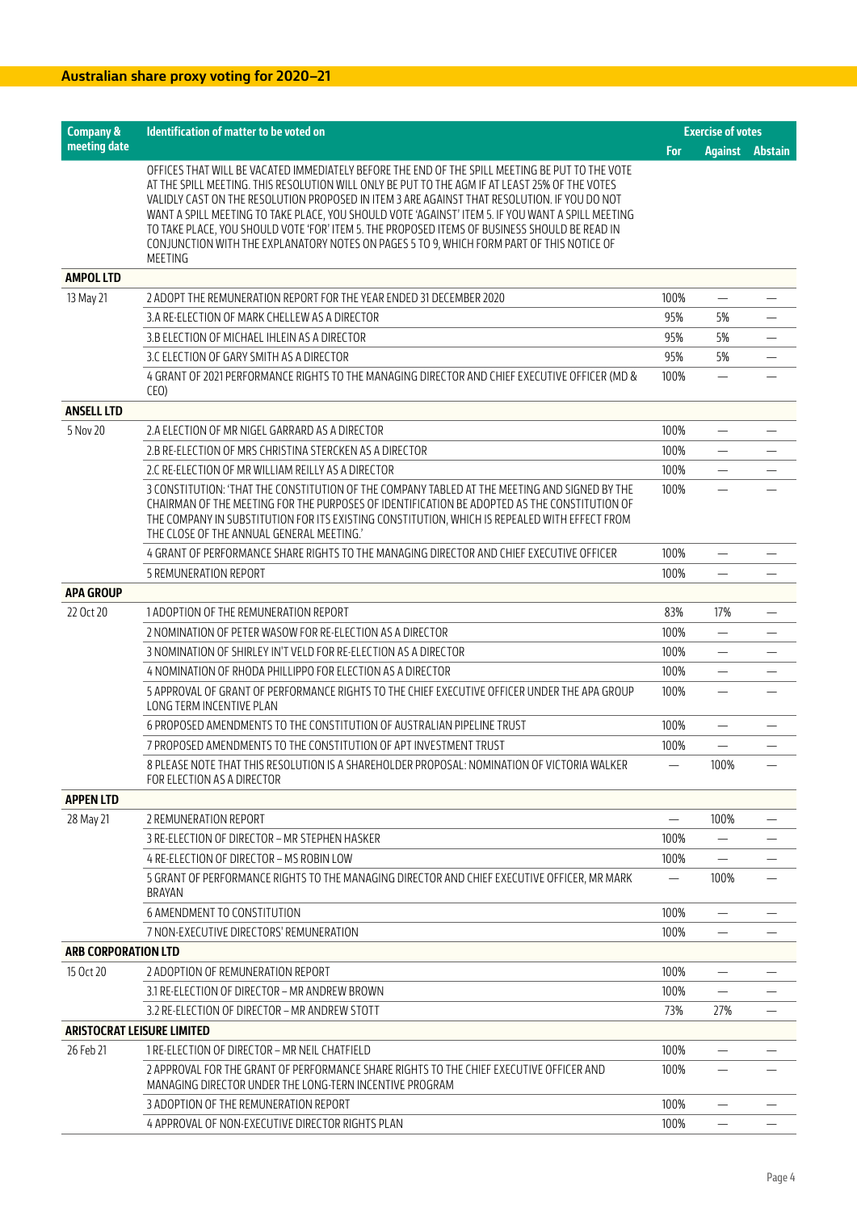## Australian share proxy voting for 2020–21

| Company & meeting date | Identification of matter to be voted on | Exercise of votes | | |
|---|---|---|---|---|
| | | For | Against | Abstain |
| | OFFICES THAT WILL BE VACATED IMMEDIATELY BEFORE THE END OF THE SPILL MEETING BE PUT TO THE VOTE AT THE SPILL MEETING. THIS RESOLUTION WILL ONLY BE PUT TO THE AGM IF AT LEAST 25% OF THE VOTES VALIDLY CAST ON THE RESOLUTION PROPOSED IN ITEM 3 ARE AGAINST THAT RESOLUTION. IF YOU DO NOT WANT A SPILL MEETING TO TAKE PLACE, YOU SHOULD VOTE 'AGAINST' ITEM 5. IF YOU WANT A SPILL MEETING TO TAKE PLACE, YOU SHOULD VOTE 'FOR' ITEM 5. THE PROPOSED ITEMS OF BUSINESS SHOULD BE READ IN CONJUNCTION WITH THE EXPLANATORY NOTES ON PAGES 5 TO 9, WHICH FORM PART OF THIS NOTICE OF MEETING | | | |
| **AMPOL LTD** | | | | |
| 13 May 21 | 2 ADOPT THE REMUNERATION REPORT FOR THE YEAR ENDED 31 DECEMBER 2020 | 100% | — | — |
| | 3.A RE-ELECTION OF MARK CHELLEW AS A DIRECTOR | 95% | 5% | — |
| | 3.B ELECTION OF MICHAEL IHLEIN AS A DIRECTOR | 95% | 5% | — |
| | 3.C ELECTION OF GARY SMITH AS A DIRECTOR | 95% | 5% | — |
| | 4 GRANT OF 2021 PERFORMANCE RIGHTS TO THE MANAGING DIRECTOR AND CHIEF EXECUTIVE OFFICER (MD & CEO) | 100% | — | — |
| **ANSELL LTD** | | | | |
| 5 Nov 20 | 2.A ELECTION OF MR NIGEL GARRARD AS A DIRECTOR | 100% | — | — |
| | 2.B RE-ELECTION OF MRS CHRISTINA STERCKEN AS A DIRECTOR | 100% | — | — |
| | 2.C RE-ELECTION OF MR WILLIAM REILLY AS A DIRECTOR | 100% | — | — |
| | 3 CONSTITUTION: 'THAT THE CONSTITUTION OF THE COMPANY TABLED AT THE MEETING AND SIGNED BY THE CHAIRMAN OF THE MEETING FOR THE PURPOSES OF IDENTIFICATION BE ADOPTED AS THE CONSTITUTION OF THE COMPANY IN SUBSTITUTION FOR ITS EXISTING CONSTITUTION, WHICH IS REPEALED WITH EFFECT FROM THE CLOSE OF THE ANNUAL GENERAL MEETING.' | 100% | — | — |
| | 4 GRANT OF PERFORMANCE SHARE RIGHTS TO THE MANAGING DIRECTOR AND CHIEF EXECUTIVE OFFICER | 100% | — | — |
| | 5 REMUNERATION REPORT | 100% | — | — |
| **APA GROUP** | | | | |
| 22 Oct 20 | 1 ADOPTION OF THE REMUNERATION REPORT | 83% | 17% | — |
| | 2 NOMINATION OF PETER WASOW FOR RE-ELECTION AS A DIRECTOR | 100% | — | — |
| | 3 NOMINATION OF SHIRLEY IN'T VELD FOR RE-ELECTION AS A DIRECTOR | 100% | — | — |
| | 4 NOMINATION OF RHODA PHILLIPPO FOR ELECTION AS A DIRECTOR | 100% | — | — |
| | 5 APPROVAL OF GRANT OF PERFORMANCE RIGHTS TO THE CHIEF EXECUTIVE OFFICER UNDER THE APA GROUP LONG TERM INCENTIVE PLAN | 100% | — | — |
| | 6 PROPOSED AMENDMENTS TO THE CONSTITUTION OF AUSTRALIAN PIPELINE TRUST | 100% | — | — |
| | 7 PROPOSED AMENDMENTS TO THE CONSTITUTION OF APT INVESTMENT TRUST | 100% | — | — |
| | 8 PLEASE NOTE THAT THIS RESOLUTION IS A SHAREHOLDER PROPOSAL: NOMINATION OF VICTORIA WALKER FOR ELECTION AS A DIRECTOR | — | 100% | — |
| **APPEN LTD** | | | | |
| 28 May 21 | 2 REMUNERATION REPORT | — | 100% | — |
| | 3 RE-ELECTION OF DIRECTOR – MR STEPHEN HASKER | 100% | — | — |
| | 4 RE-ELECTION OF DIRECTOR – MS ROBIN LOW | 100% | — | — |
| | 5 GRANT OF PERFORMANCE RIGHTS TO THE MANAGING DIRECTOR AND CHIEF EXECUTIVE OFFICER, MR MARK BRAYAN | — | 100% | — |
| | 6 AMENDMENT TO CONSTITUTION | 100% | — | — |
| | 7 NON-EXECUTIVE DIRECTORS' REMUNERATION | 100% | — | — |
| **ARB CORPORATION LTD** | | | | |
| 15 Oct 20 | 2 ADOPTION OF REMUNERATION REPORT | 100% | — | — |
| | 3.1 RE-ELECTION OF DIRECTOR – MR ANDREW BROWN | 100% | — | — |
| | 3.2 RE-ELECTION OF DIRECTOR – MR ANDREW STOTT | 73% | 27% | — |
| **ARISTOCRAT LEISURE LIMITED** | | | | |
| 26 Feb 21 | 1 RE-ELECTION OF DIRECTOR – MR NEIL CHATFIELD | 100% | — | — |
| | 2 APPROVAL FOR THE GRANT OF PERFORMANCE SHARE RIGHTS TO THE CHIEF EXECUTIVE OFFICER AND MANAGING DIRECTOR UNDER THE LONG-TERN INCENTIVE PROGRAM | 100% | — | — |
| | 3 ADOPTION OF THE REMUNERATION REPORT | 100% | — | — |
| | 4 APPROVAL OF NON-EXECUTIVE DIRECTOR RIGHTS PLAN | 100% | — | — |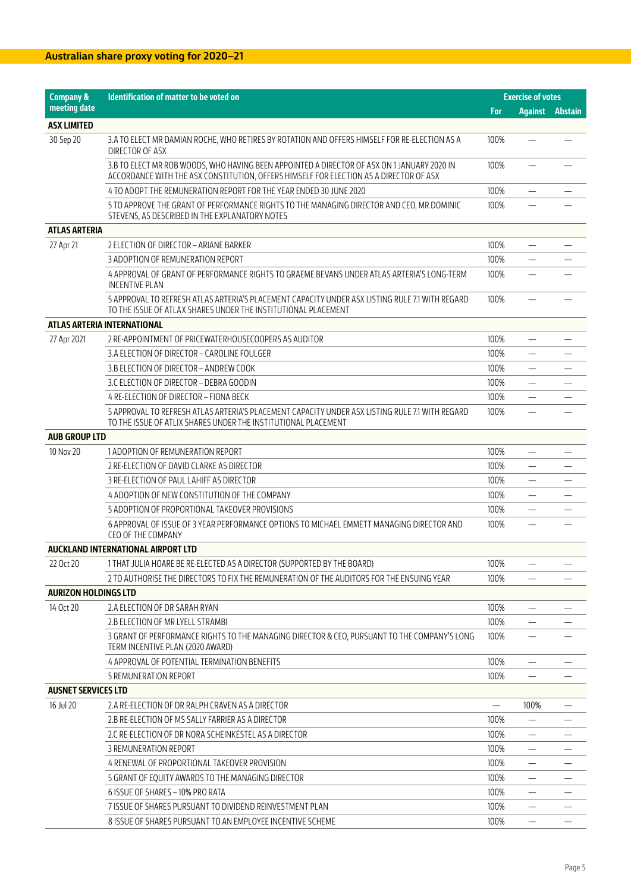## Australian share proxy voting for 2020–21

| Company & meeting date | Identification of matter to be voted on | Exercise of votes | | |
|---|---|---|---|---|
| | | For | Against | Abstain |
| **ASX LIMITED** | | | | |
| 30 Sep 20 | 3.A TO ELECT MR DAMIAN ROCHE, WHO RETIRES BY ROTATION AND OFFERS HIMSELF FOR RE-ELECTION AS A DIRECTOR OF ASX | 100% | — | — |
| | 3.B TO ELECT MR ROB WOODS, WHO HAVING BEEN APPOINTED A DIRECTOR OF ASX ON 1 JANUARY 2020 IN ACCORDANCE WITH THE ASX CONSTITUTION, OFFERS HIMSELF FOR ELECTION AS A DIRECTOR OF ASX | 100% | — | — |
| | 4 TO ADOPT THE REMUNERATION REPORT FOR THE YEAR ENDED 30 JUNE 2020 | 100% | — | — |
| | 5 TO APPROVE THE GRANT OF PERFORMANCE RIGHTS TO THE MANAGING DIRECTOR AND CEO, MR DOMINIC STEVENS, AS DESCRIBED IN THE EXPLANATORY NOTES | 100% | — | — |
| **ATLAS ARTERIA** | | | | |
| 27 Apr 21 | 2 ELECTION OF DIRECTOR – ARIANE BARKER | 100% | — | — |
| | 3 ADOPTION OF REMUNERATION REPORT | 100% | — | — |
| | 4 APPROVAL OF GRANT OF PERFORMANCE RIGHTS TO GRAEME BEVANS UNDER ATLAS ARTERIA'S LONG-TERM INCENTIVE PLAN | 100% | — | — |
| | 5 APPROVAL TO REFRESH ATLAS ARTERIA'S PLACEMENT CAPACITY UNDER ASX LISTING RULE 7.1 WITH REGARD TO THE ISSUE OF ATLAX SHARES UNDER THE INSTITUTIONAL PLACEMENT | 100% | — | — |
| **ATLAS ARTERIA INTERNATIONAL** | | | | |
| 27 Apr 2021 | 2 RE-APPOINTMENT OF PRICEWATERHOUSECOOPERS AS AUDITOR | 100% | — | — |
| | 3.A ELECTION OF DIRECTOR – CAROLINE FOULGER | 100% | — | — |
| | 3.B ELECTION OF DIRECTOR – ANDREW COOK | 100% | — | — |
| | 3.C ELECTION OF DIRECTOR – DEBRA GOODIN | 100% | — | — |
| | 4 RE-ELECTION OF DIRECTOR – FIONA BECK | 100% | — | — |
| | 5 APPROVAL TO REFRESH ATLAS ARTERIA'S PLACEMENT CAPACITY UNDER ASX LISTING RULE 7.1 WITH REGARD TO THE ISSUE OF ATLIX SHARES UNDER THE INSTITUTIONAL PLACEMENT | 100% | — | — |
| **AUB GROUP LTD** | | | | |
| 10 Nov 20 | 1 ADOPTION OF REMUNERATION REPORT | 100% | — | — |
| | 2 RE-ELECTION OF DAVID CLARKE AS DIRECTOR | 100% | — | — |
| | 3 RE-ELECTION OF PAUL LAHIFF AS DIRECTOR | 100% | — | — |
| | 4 ADOPTION OF NEW CONSTITUTION OF THE COMPANY | 100% | — | — |
| | 5 ADOPTION OF PROPORTIONAL TAKEOVER PROVISIONS | 100% | — | — |
| | 6 APPROVAL OF ISSUE OF 3 YEAR PERFORMANCE OPTIONS TO MICHAEL EMMETT MANAGING DIRECTOR AND CEO OF THE COMPANY | 100% | — | — |
| **AUCKLAND INTERNATIONAL AIRPORT LTD** | | | | |
| 22 Oct 20 | 1 THAT JULIA HOARE BE RE-ELECTED AS A DIRECTOR (SUPPORTED BY THE BOARD) | 100% | — | — |
| | 2 TO AUTHORISE THE DIRECTORS TO FIX THE REMUNERATION OF THE AUDITORS FOR THE ENSUING YEAR | 100% | — | — |
| **AURIZON HOLDINGS LTD** | | | | |
| 14 Oct 20 | 2.A ELECTION OF DR SARAH RYAN | 100% | — | — |
| | 2.B ELECTION OF MR LYELL STRAMBI | 100% | — | — |
| | 3 GRANT OF PERFORMANCE RIGHTS TO THE MANAGING DIRECTOR & CEO, PURSUANT TO THE COMPANY'S LONG TERM INCENTIVE PLAN (2020 AWARD) | 100% | — | — |
| | 4 APPROVAL OF POTENTIAL TERMINATION BENEFITS | 100% | — | — |
| | 5 REMUNERATION REPORT | 100% | — | — |
| **AUSNET SERVICES LTD** | | | | |
| 16 Jul 20 | 2.A RE-ELECTION OF DR RALPH CRAVEN AS A DIRECTOR | — | 100% | — |
| | 2.B RE-ELECTION OF MS SALLY FARRIER AS A DIRECTOR | 100% | — | — |
| | 2.C RE-ELECTION OF DR NORA SCHEINKESTEL AS A DIRECTOR | 100% | — | — |
| | 3 REMUNERATION REPORT | 100% | — | — |
| | 4 RENEWAL OF PROPORTIONAL TAKEOVER PROVISION | 100% | — | — |
| | 5 GRANT OF EQUITY AWARDS TO THE MANAGING DIRECTOR | 100% | — | — |
| | 6 ISSUE OF SHARES – 10% PRO RATA | 100% | — | — |
| | 7 ISSUE OF SHARES PURSUANT TO DIVIDEND REINVESTMENT PLAN | 100% | — | — |
| | 8 ISSUE OF SHARES PURSUANT TO AN EMPLOYEE INCENTIVE SCHEME | 100% | — | — |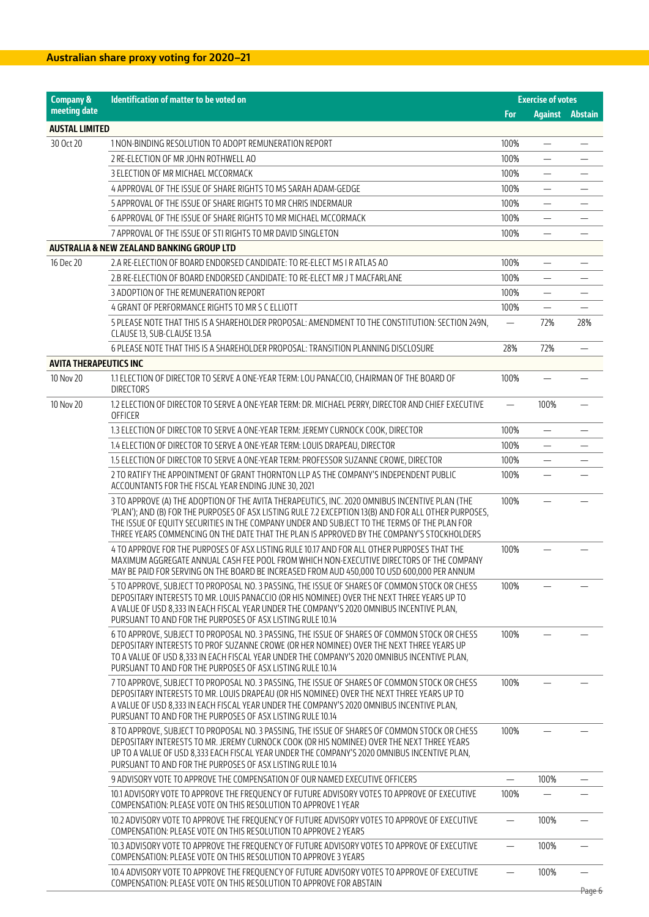## Australian share proxy voting for 2020–21

| Company & meeting date | Identification of matter to be voted on | Exercise of votes | | |
|---|---|---|---|---|
| | | For | Against | Abstain |
| **AUSTAL LIMITED** | | | | |
| 30 Oct 20 | 1 NON-BINDING RESOLUTION TO ADOPT REMUNERATION REPORT | 100% | — | — |
| | 2 RE-ELECTION OF MR JOHN ROTHWELL AO | 100% | — | — |
| | 3 ELECTION OF MR MICHAEL MCCORMACK | 100% | — | — |
| | 4 APPROVAL OF THE ISSUE OF SHARE RIGHTS TO MS SARAH ADAM-GEDGE | 100% | — | — |
| | 5 APPROVAL OF THE ISSUE OF SHARE RIGHTS TO MR CHRIS INDERMAUR | 100% | — | — |
| | 6 APPROVAL OF THE ISSUE OF SHARE RIGHTS TO MR MICHAEL MCCORMACK | 100% | — | — |
| | 7 APPROVAL OF THE ISSUE OF STI RIGHTS TO MR DAVID SINGLETON | 100% | — | — |
| **AUSTRALIA & NEW ZEALAND BANKING GROUP LTD** | | | | |
| 16 Dec 20 | 2.A RE-ELECTION OF BOARD ENDORSED CANDIDATE: TO RE-ELECT MS I R ATLAS AO | 100% | — | — |
| | 2.B RE-ELECTION OF BOARD ENDORSED CANDIDATE: TO RE-ELECT MR J T MACFARLANE | 100% | — | — |
| | 3 ADOPTION OF THE REMUNERATION REPORT | 100% | — | — |
| | 4 GRANT OF PERFORMANCE RIGHTS TO MR S C ELLIOTT | 100% | — | — |
| | 5 PLEASE NOTE THAT THIS IS A SHAREHOLDER PROPOSAL: AMENDMENT TO THE CONSTITUTION: SECTION 249N, CLAUSE 13, SUB-CLAUSE 13.5A | — | 72% | 28% |
| | 6 PLEASE NOTE THAT THIS IS A SHAREHOLDER PROPOSAL: TRANSITION PLANNING DISCLOSURE | 28% | 72% | — |
| **AVITA THERAPEUTICS INC** | | | | |
| 10 Nov 20 | 1.1 ELECTION OF DIRECTOR TO SERVE A ONE-YEAR TERM: LOU PANACCIO, CHAIRMAN OF THE BOARD OF DIRECTORS | 100% | — | — |
| 10 Nov 20 | 1.2 ELECTION OF DIRECTOR TO SERVE A ONE-YEAR TERM: DR. MICHAEL PERRY, DIRECTOR AND CHIEF EXECUTIVE OFFICER | — | 100% | — |
| | 1.3 ELECTION OF DIRECTOR TO SERVE A ONE-YEAR TERM: JEREMY CURNOCK COOK, DIRECTOR | 100% | — | — |
| | 1.4 ELECTION OF DIRECTOR TO SERVE A ONE-YEAR TERM: LOUIS DRAPEAU, DIRECTOR | 100% | — | — |
| | 1.5 ELECTION OF DIRECTOR TO SERVE A ONE-YEAR TERM: PROFESSOR SUZANNE CROWE, DIRECTOR | 100% | — | — |
| | 2 TO RATIFY THE APPOINTMENT OF GRANT THORNTON LLP AS THE COMPANY'S INDEPENDENT PUBLIC ACCOUNTANTS FOR THE FISCAL YEAR ENDING JUNE 30, 2021 | 100% | — | — |
| | 3 TO APPROVE (A) THE ADOPTION OF THE AVITA THERAPEUTICS, INC. 2020 OMNIBUS INCENTIVE PLAN (THE 'PLAN'); AND (B) FOR THE PURPOSES OF ASX LISTING RULE 7.2 EXCEPTION 13(B) AND FOR ALL OTHER PURPOSES, THE ISSUE OF EQUITY SECURITIES IN THE COMPANY UNDER AND SUBJECT TO THE TERMS OF THE PLAN FOR THREE YEARS COMMENCING ON THE DATE THAT THE PLAN IS APPROVED BY THE COMPANY'S STOCKHOLDERS | 100% | — | — |
| | 4 TO APPROVE FOR THE PURPOSES OF ASX LISTING RULE 10.17 AND FOR ALL OTHER PURPOSES THAT THE MAXIMUM AGGREGATE ANNUAL CASH FEE POOL FROM WHICH NON-EXECUTIVE DIRECTORS OF THE COMPANY MAY BE PAID FOR SERVING ON THE BOARD BE INCREASED FROM AUD 450,000 TO USD 600,000 PER ANNUM | 100% | — | — |
| | 5 TO APPROVE, SUBJECT TO PROPOSAL NO. 3 PASSING, THE ISSUE OF SHARES OF COMMON STOCK OR CHESS DEPOSITARY INTERESTS TO MR. LOUIS PANACCIO (OR HIS NOMINEE) OVER THE NEXT THREE YEARS UP TO A VALUE OF USD 8,333 IN EACH FISCAL YEAR UNDER THE COMPANY'S 2020 OMNIBUS INCENTIVE PLAN, PURSUANT TO AND FOR THE PURPOSES OF ASX LISTING RULE 10.14 | 100% | — | — |
| | 6 TO APPROVE, SUBJECT TO PROPOSAL NO. 3 PASSING, THE ISSUE OF SHARES OF COMMON STOCK OR CHESS DEPOSITARY INTERESTS TO PROF SUZANNE CROWE (OR HER NOMINEE) OVER THE NEXT THREE YEARS UP TO A VALUE OF USD 8,333 IN EACH FISCAL YEAR UNDER THE COMPANY'S 2020 OMNIBUS INCENTIVE PLAN, PURSUANT TO AND FOR THE PURPOSES OF ASX LISTING RULE 10.14 | 100% | — | — |
| | 7 TO APPROVE, SUBJECT TO PROPOSAL NO. 3 PASSING, THE ISSUE OF SHARES OF COMMON STOCK OR CHESS DEPOSITARY INTERESTS TO MR. LOUIS DRAPEAU (OR HIS NOMINEE) OVER THE NEXT THREE YEARS UP TO A VALUE OF USD 8,333 IN EACH FISCAL YEAR UNDER THE COMPANY'S 2020 OMNIBUS INCENTIVE PLAN, PURSUANT TO AND FOR THE PURPOSES OF ASX LISTING RULE 10.14 | 100% | — | — |
| | 8 TO APPROVE, SUBJECT TO PROPOSAL NO. 3 PASSING, THE ISSUE OF SHARES OF COMMON STOCK OR CHESS DEPOSITARY INTERESTS TO MR. JEREMY CURNOCK COOK (OR HIS NOMINEE) OVER THE NEXT THREE YEARS UP TO A VALUE OF USD 8,333 EACH FISCAL YEAR UNDER THE COMPANY'S 2020 OMNIBUS INCENTIVE PLAN, PURSUANT TO AND FOR THE PURPOSES OF ASX LISTING RULE 10.14 | 100% | — | — |
| | 9 ADVISORY VOTE TO APPROVE THE COMPENSATION OF OUR NAMED EXECUTIVE OFFICERS | — | 100% | — |
| | 10.1 ADVISORY VOTE TO APPROVE THE FREQUENCY OF FUTURE ADVISORY VOTES TO APPROVE OF EXECUTIVE COMPENSATION: PLEASE VOTE ON THIS RESOLUTION TO APPROVE 1 YEAR | 100% | — | — |
| | 10.2 ADVISORY VOTE TO APPROVE THE FREQUENCY OF FUTURE ADVISORY VOTES TO APPROVE OF EXECUTIVE COMPENSATION: PLEASE VOTE ON THIS RESOLUTION TO APPROVE 2 YEARS | — | 100% | — |
| | 10.3 ADVISORY VOTE TO APPROVE THE FREQUENCY OF FUTURE ADVISORY VOTES TO APPROVE OF EXECUTIVE COMPENSATION: PLEASE VOTE ON THIS RESOLUTION TO APPROVE 3 YEARS | — | 100% | — |
| | 10.4 ADVISORY VOTE TO APPROVE THE FREQUENCY OF FUTURE ADVISORY VOTES TO APPROVE OF EXECUTIVE COMPENSATION: PLEASE VOTE ON THIS RESOLUTION TO APPROVE FOR ABSTAIN | — | 100% | — |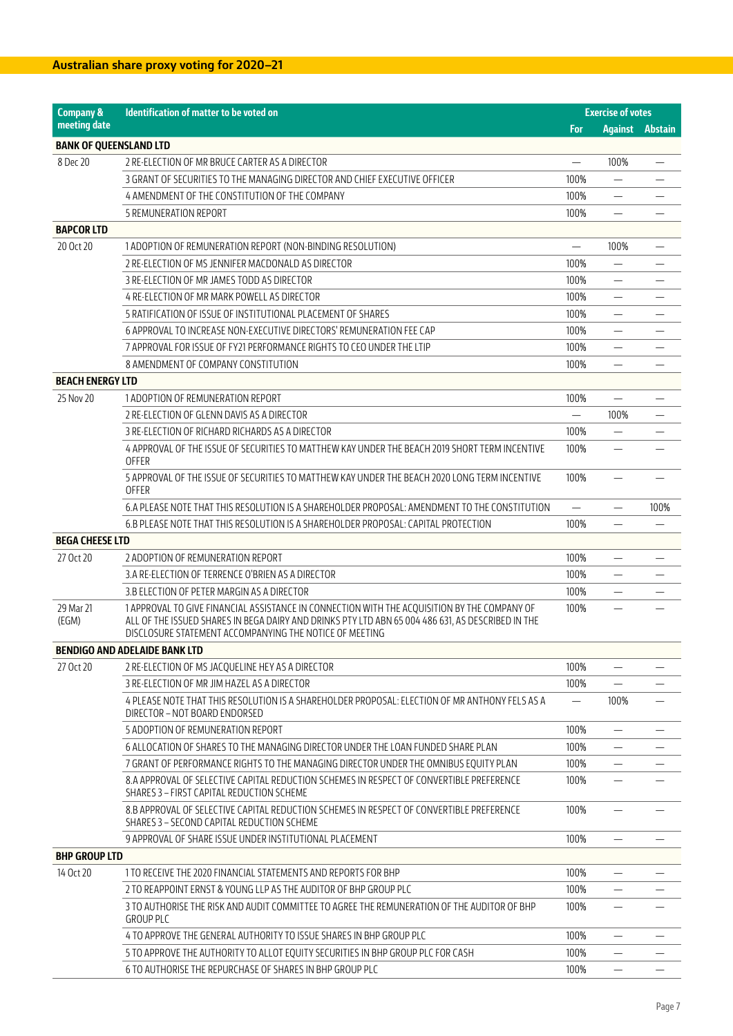## Australian share proxy voting for 2020–21

| Company & meeting date | Identification of matter to be voted on | Exercise of votes | | |
|---|---|---|---|---|
| | | For | Against | Abstain |
| **BANK OF QUEENSLAND LTD** | | | | |
| 8 Dec 20 | 2 RE-ELECTION OF MR BRUCE CARTER AS A DIRECTOR | — | 100% | — |
| | 3 GRANT OF SECURITIES TO THE MANAGING DIRECTOR AND CHIEF EXECUTIVE OFFICER | 100% | — | — |
| | 4 AMENDMENT OF THE CONSTITUTION OF THE COMPANY | 100% | — | — |
| | 5 REMUNERATION REPORT | 100% | — | — |
| **BAPCOR LTD** | | | | |
| 20 Oct 20 | 1 ADOPTION OF REMUNERATION REPORT (NON-BINDING RESOLUTION) | — | 100% | — |
| | 2 RE-ELECTION OF MS JENNIFER MACDONALD AS DIRECTOR | 100% | — | — |
| | 3 RE-ELECTION OF MR JAMES TODD AS DIRECTOR | 100% | — | — |
| | 4 RE-ELECTION OF MR MARK POWELL AS DIRECTOR | 100% | — | — |
| | 5 RATIFICATION OF ISSUE OF INSTITUTIONAL PLACEMENT OF SHARES | 100% | — | — |
| | 6 APPROVAL TO INCREASE NON-EXECUTIVE DIRECTORS' REMUNERATION FEE CAP | 100% | — | — |
| | 7 APPROVAL FOR ISSUE OF FY21 PERFORMANCE RIGHTS TO CEO UNDER THE LTIP | 100% | — | — |
| | 8 AMENDMENT OF COMPANY CONSTITUTION | 100% | — | — |
| **BEACH ENERGY LTD** | | | | |
| 25 Nov 20 | 1 ADOPTION OF REMUNERATION REPORT | 100% | — | — |
| | 2 RE-ELECTION OF GLENN DAVIS AS A DIRECTOR | — | 100% | — |
| | 3 RE-ELECTION OF RICHARD RICHARDS AS A DIRECTOR | 100% | — | — |
| | 4 APPROVAL OF THE ISSUE OF SECURITIES TO MATTHEW KAY UNDER THE BEACH 2019 SHORT TERM INCENTIVE OFFER | 100% | — | — |
| | 5 APPROVAL OF THE ISSUE OF SECURITIES TO MATTHEW KAY UNDER THE BEACH 2020 LONG TERM INCENTIVE OFFER | 100% | — | — |
| | 6.A PLEASE NOTE THAT THIS RESOLUTION IS A SHAREHOLDER PROPOSAL: AMENDMENT TO THE CONSTITUTION | — | — | 100% |
| | 6.B PLEASE NOTE THAT THIS RESOLUTION IS A SHAREHOLDER PROPOSAL: CAPITAL PROTECTION | 100% | — | — |
| **BEGA CHEESE LTD** | | | | |
| 27 Oct 20 | 2 ADOPTION OF REMUNERATION REPORT | 100% | — | — |
| | 3.A RE-ELECTION OF TERRENCE O'BRIEN AS A DIRECTOR | 100% | — | — |
| | 3.B ELECTION OF PETER MARGIN AS A DIRECTOR | 100% | — | — |
| 29 Mar 21 (EGM) | 1 APPROVAL TO GIVE FINANCIAL ASSISTANCE IN CONNECTION WITH THE ACQUISITION BY THE COMPANY OF ALL OF THE ISSUED SHARES IN BEGA DAIRY AND DRINKS PTY LTD ABN 65 004 486 631, AS DESCRIBED IN THE DISCLOSURE STATEMENT ACCOMPANYING THE NOTICE OF MEETING | 100% | — | — |
| **BENDIGO AND ADELAIDE BANK LTD** | | | | |
| 27 Oct 20 | 2 RE-ELECTION OF MS JACQUELINE HEY AS A DIRECTOR | 100% | — | — |
| | 3 RE-ELECTION OF MR JIM HAZEL AS A DIRECTOR | 100% | — | — |
| | 4 PLEASE NOTE THAT THIS RESOLUTION IS A SHAREHOLDER PROPOSAL: ELECTION OF MR ANTHONY FELS AS A DIRECTOR – NOT BOARD ENDORSED | — | 100% | — |
| | 5 ADOPTION OF REMUNERATION REPORT | 100% | — | — |
| | 6 ALLOCATION OF SHARES TO THE MANAGING DIRECTOR UNDER THE LOAN FUNDED SHARE PLAN | 100% | — | — |
| | 7 GRANT OF PERFORMANCE RIGHTS TO THE MANAGING DIRECTOR UNDER THE OMNIBUS EQUITY PLAN | 100% | — | — |
| | 8.A APPROVAL OF SELECTIVE CAPITAL REDUCTION SCHEMES IN RESPECT OF CONVERTIBLE PREFERENCE SHARES 3 – FIRST CAPITAL REDUCTION SCHEME | 100% | — | — |
| | 8.B APPROVAL OF SELECTIVE CAPITAL REDUCTION SCHEMES IN RESPECT OF CONVERTIBLE PREFERENCE SHARES 3 – SECOND CAPITAL REDUCTION SCHEME | 100% | — | — |
| | 9 APPROVAL OF SHARE ISSUE UNDER INSTITUTIONAL PLACEMENT | 100% | — | — |
| **BHP GROUP LTD** | | | | |
| 14 Oct 20 | 1 TO RECEIVE THE 2020 FINANCIAL STATEMENTS AND REPORTS FOR BHP | 100% | — | — |
| | 2 TO REAPPOINT ERNST & YOUNG LLP AS THE AUDITOR OF BHP GROUP PLC | 100% | — | — |
| | 3 TO AUTHORISE THE RISK AND AUDIT COMMITTEE TO AGREE THE REMUNERATION OF THE AUDITOR OF BHP GROUP PLC | 100% | — | — |
| | 4 TO APPROVE THE GENERAL AUTHORITY TO ISSUE SHARES IN BHP GROUP PLC | 100% | — | — |
| | 5 TO APPROVE THE AUTHORITY TO ALLOT EQUITY SECURITIES IN BHP GROUP PLC FOR CASH | 100% | — | — |
| | 6 TO AUTHORISE THE REPURCHASE OF SHARES IN BHP GROUP PLC | 100% | — | — |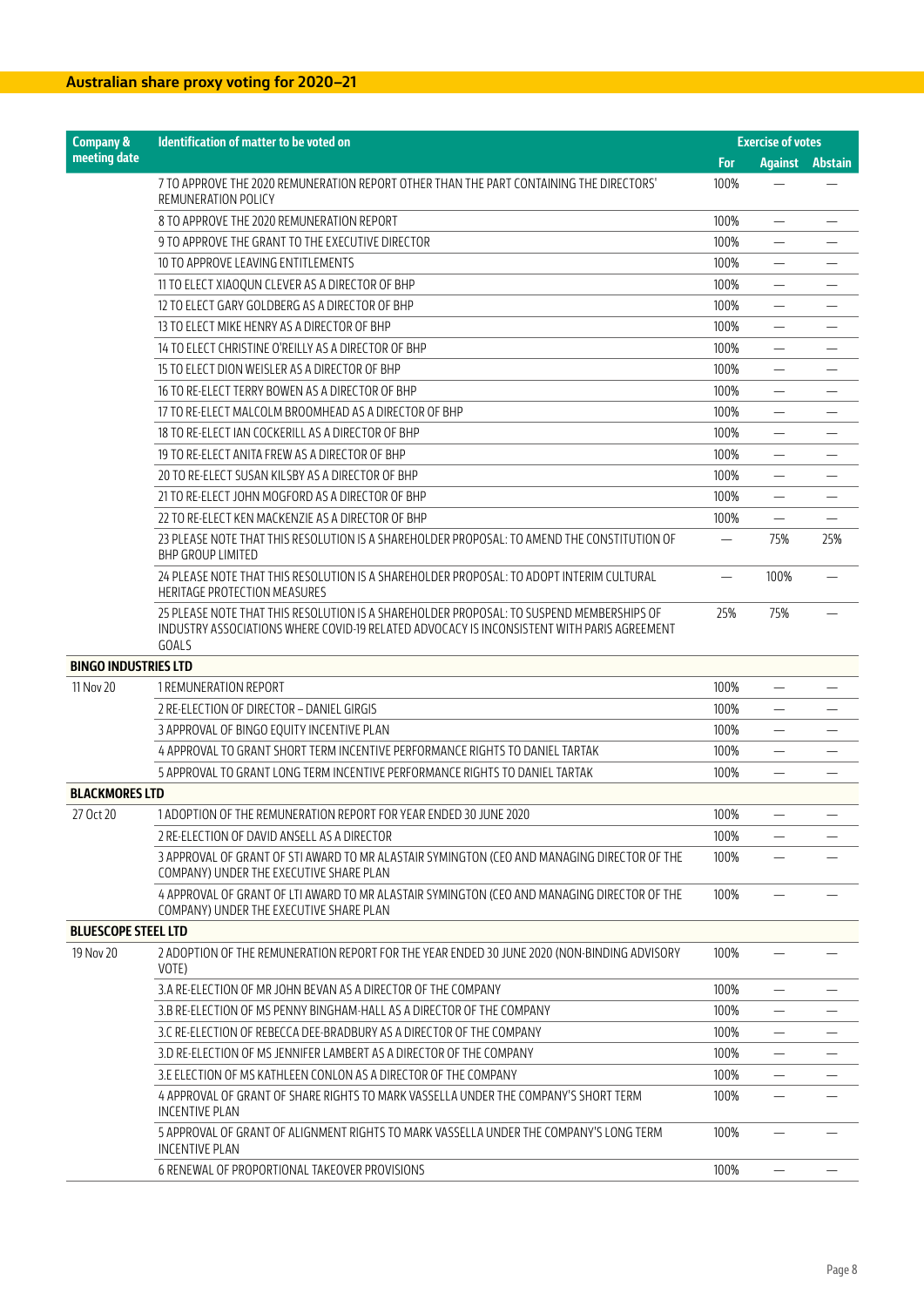## Australian share proxy voting for 2020–21

| Company & meeting date | Identification of matter to be voted on | Exercise of votes | | |
|---|---|---|---|---|
| | | For | Against | Abstain |
| | 7 TO APPROVE THE 2020 REMUNERATION REPORT OTHER THAN THE PART CONTAINING THE DIRECTORS' REMUNERATION POLICY | 100% | — | — |
| | 8 TO APPROVE THE 2020 REMUNERATION REPORT | 100% | — | — |
| | 9 TO APPROVE THE GRANT TO THE EXECUTIVE DIRECTOR | 100% | — | — |
| | 10 TO APPROVE LEAVING ENTITLEMENTS | 100% | — | — |
| | 11 TO ELECT XIAOQUN CLEVER AS A DIRECTOR OF BHP | 100% | — | — |
| | 12 TO ELECT GARY GOLDBERG AS A DIRECTOR OF BHP | 100% | — | — |
| | 13 TO ELECT MIKE HENRY AS A DIRECTOR OF BHP | 100% | — | — |
| | 14 TO ELECT CHRISTINE O'REILLY AS A DIRECTOR OF BHP | 100% | — | — |
| | 15 TO ELECT DION WEISLER AS A DIRECTOR OF BHP | 100% | — | — |
| | 16 TO RE-ELECT TERRY BOWEN AS A DIRECTOR OF BHP | 100% | — | — |
| | 17 TO RE-ELECT MALCOLM BROOMHEAD AS A DIRECTOR OF BHP | 100% | — | — |
| | 18 TO RE-ELECT IAN COCKERILL AS A DIRECTOR OF BHP | 100% | — | — |
| | 19 TO RE-ELECT ANITA FREW AS A DIRECTOR OF BHP | 100% | — | — |
| | 20 TO RE-ELECT SUSAN KILSBY AS A DIRECTOR OF BHP | 100% | — | — |
| | 21 TO RE-ELECT JOHN MOGFORD AS A DIRECTOR OF BHP | 100% | — | — |
| | 22 TO RE-ELECT KEN MACKENZIE AS A DIRECTOR OF BHP | 100% | — | — |
| | 23 PLEASE NOTE THAT THIS RESOLUTION IS A SHAREHOLDER PROPOSAL: TO AMEND THE CONSTITUTION OF BHP GROUP LIMITED | — | 75% | 25% |
| | 24 PLEASE NOTE THAT THIS RESOLUTION IS A SHAREHOLDER PROPOSAL: TO ADOPT INTERIM CULTURAL HERITAGE PROTECTION MEASURES | — | 100% | — |
| | 25 PLEASE NOTE THAT THIS RESOLUTION IS A SHAREHOLDER PROPOSAL: TO SUSPEND MEMBERSHIPS OF INDUSTRY ASSOCIATIONS WHERE COVID-19 RELATED ADVOCACY IS INCONSISTENT WITH PARIS AGREEMENT GOALS | 25% | 75% | — |
| **BINGO INDUSTRIES LTD** | | | | |
| 11 Nov 20 | 1 REMUNERATION REPORT | 100% | — | — |
| | 2 RE-ELECTION OF DIRECTOR – DANIEL GIRGIS | 100% | — | — |
| | 3 APPROVAL OF BINGO EQUITY INCENTIVE PLAN | 100% | — | — |
| | 4 APPROVAL TO GRANT SHORT TERM INCENTIVE PERFORMANCE RIGHTS TO DANIEL TARTAK | 100% | — | — |
| | 5 APPROVAL TO GRANT LONG TERM INCENTIVE PERFORMANCE RIGHTS TO DANIEL TARTAK | 100% | — | — |
| **BLACKMORES LTD** | | | | |
| 27 Oct 20 | 1 ADOPTION OF THE REMUNERATION REPORT FOR YEAR ENDED 30 JUNE 2020 | 100% | — | — |
| | 2 RE-ELECTION OF DAVID ANSELL AS A DIRECTOR | 100% | — | — |
| | 3 APPROVAL OF GRANT OF STI AWARD TO MR ALASTAIR SYMINGTON (CEO AND MANAGING DIRECTOR OF THE COMPANY) UNDER THE EXECUTIVE SHARE PLAN | 100% | — | — |
| | 4 APPROVAL OF GRANT OF LTI AWARD TO MR ALASTAIR SYMINGTON (CEO AND MANAGING DIRECTOR OF THE COMPANY) UNDER THE EXECUTIVE SHARE PLAN | 100% | — | — |
| **BLUESCOPE STEEL LTD** | | | | |
| 19 Nov 20 | 2 ADOPTION OF THE REMUNERATION REPORT FOR THE YEAR ENDED 30 JUNE 2020 (NON-BINDING ADVISORY VOTE) | 100% | — | — |
| | 3.A RE-ELECTION OF MR JOHN BEVAN AS A DIRECTOR OF THE COMPANY | 100% | — | — |
| | 3.B RE-ELECTION OF MS PENNY BINGHAM-HALL AS A DIRECTOR OF THE COMPANY | 100% | — | — |
| | 3.C RE-ELECTION OF REBECCA DEE-BRADBURY AS A DIRECTOR OF THE COMPANY | 100% | — | — |
| | 3.D RE-ELECTION OF MS JENNIFER LAMBERT AS A DIRECTOR OF THE COMPANY | 100% | — | — |
| | 3.E ELECTION OF MS KATHLEEN CONLON AS A DIRECTOR OF THE COMPANY | 100% | — | — |
| | 4 APPROVAL OF GRANT OF SHARE RIGHTS TO MARK VASSELLA UNDER THE COMPANY'S SHORT TERM INCENTIVE PLAN | 100% | — | — |
| | 5 APPROVAL OF GRANT OF ALIGNMENT RIGHTS TO MARK VASSELLA UNDER THE COMPANY'S LONG TERM INCENTIVE PLAN | 100% | — | — |
| | 6 RENEWAL OF PROPORTIONAL TAKEOVER PROVISIONS | 100% | — | — |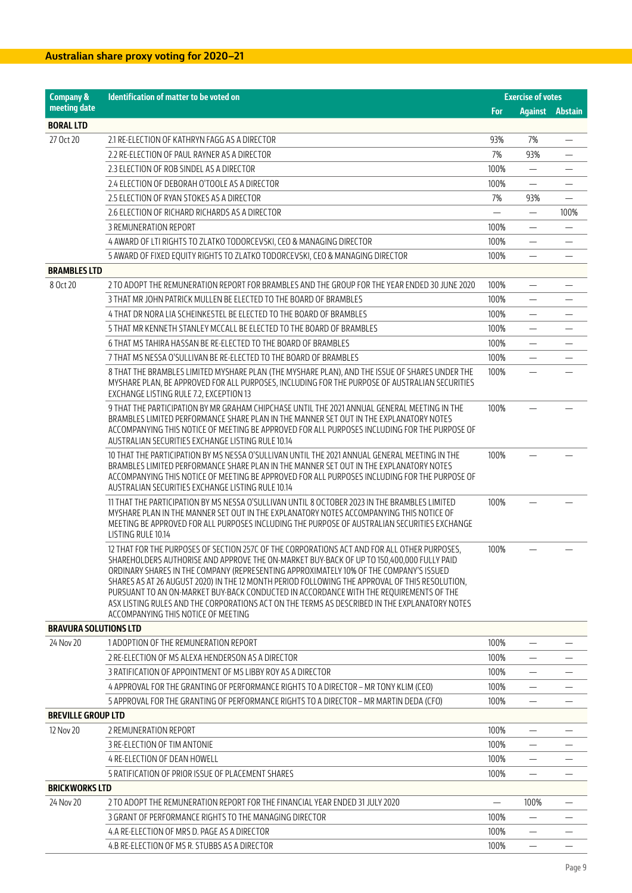## Australian share proxy voting for 2020–21

| Company & meeting date | Identification of matter to be voted on | Exercise of votes | | |
|---|---|---|---|---|
| | | For | Against | Abstain |
| **BORAL LTD** | | | | |
| 27 Oct 20 | 2.1 RE-ELECTION OF KATHRYN FAGG AS A DIRECTOR | 93% | 7% | — |
| | 2.2 RE-ELECTION OF PAUL RAYNER AS A DIRECTOR | 7% | 93% | — |
| | 2.3 ELECTION OF ROB SINDEL AS A DIRECTOR | 100% | — | — |
| | 2.4 ELECTION OF DEBORAH O'TOOLE AS A DIRECTOR | 100% | — | — |
| | 2.5 ELECTION OF RYAN STOKES AS A DIRECTOR | 7% | 93% | — |
| | 2.6 ELECTION OF RICHARD RICHARDS AS A DIRECTOR | — | — | 100% |
| | 3 REMUNERATION REPORT | 100% | — | — |
| | 4 AWARD OF LTI RIGHTS TO ZLATKO TODORCEVSKI, CEO & MANAGING DIRECTOR | 100% | — | — |
| | 5 AWARD OF FIXED EQUITY RIGHTS TO ZLATKO TODORCEVSKI, CEO & MANAGING DIRECTOR | 100% | — | — |
| **BRAMBLES LTD** | | | | |
| 8 Oct 20 | 2 TO ADOPT THE REMUNERATION REPORT FOR BRAMBLES AND THE GROUP FOR THE YEAR ENDED 30 JUNE 2020 | 100% | — | — |
| | 3 THAT MR JOHN PATRICK MULLEN BE ELECTED TO THE BOARD OF BRAMBLES | 100% | — | — |
| | 4 THAT DR NORA LIA SCHEINKESTEL BE ELECTED TO THE BOARD OF BRAMBLES | 100% | — | — |
| | 5 THAT MR KENNETH STANLEY MCCALL BE ELECTED TO THE BOARD OF BRAMBLES | 100% | — | — |
| | 6 THAT MS TAHIRA HASSAN BE RE-ELECTED TO THE BOARD OF BRAMBLES | 100% | — | — |
| | 7 THAT MS NESSA O'SULLIVAN BE RE-ELECTED TO THE BOARD OF BRAMBLES | 100% | — | — |
| | 8 THAT THE BRAMBLES LIMITED MYSHARE PLAN (THE MYSHARE PLAN), AND THE ISSUE OF SHARES UNDER THE MYSHARE PLAN, BE APPROVED FOR ALL PURPOSES, INCLUDING FOR THE PURPOSE OF AUSTRALIAN SECURITIES EXCHANGE LISTING RULE 7.2, EXCEPTION 13 | 100% | — | — |
| | 9 THAT THE PARTICIPATION BY MR GRAHAM CHIPCHASE UNTIL THE 2021 ANNUAL GENERAL MEETING IN THE BRAMBLES LIMITED PERFORMANCE SHARE PLAN IN THE MANNER SET OUT IN THE EXPLANATORY NOTES ACCOMPANYING THIS NOTICE OF MEETING BE APPROVED FOR ALL PURPOSES INCLUDING FOR THE PURPOSE OF AUSTRALIAN SECURITIES EXCHANGE LISTING RULE 10.14 | 100% | — | — |
| | 10 THAT THE PARTICIPATION BY MS NESSA O'SULLIVAN UNTIL THE 2021 ANNUAL GENERAL MEETING IN THE BRAMBLES LIMITED PERFORMANCE SHARE PLAN IN THE MANNER SET OUT IN THE EXPLANATORY NOTES ACCOMPANYING THIS NOTICE OF MEETING BE APPROVED FOR ALL PURPOSES INCLUDING FOR THE PURPOSE OF AUSTRALIAN SECURITIES EXCHANGE LISTING RULE 10.14 | 100% | — | — |
| | 11 THAT THE PARTICIPATION BY MS NESSA O'SULLIVAN UNTIL 8 OCTOBER 2023 IN THE BRAMBLES LIMITED MYSHARE PLAN IN THE MANNER SET OUT IN THE EXPLANATORY NOTES ACCOMPANYING THIS NOTICE OF MEETING BE APPROVED FOR ALL PURPOSES INCLUDING THE PURPOSE OF AUSTRALIAN SECURITIES EXCHANGE LISTING RULE 10.14 | 100% | — | — |
| | 12 THAT FOR THE PURPOSES OF SECTION 257C OF THE CORPORATIONS ACT AND FOR ALL OTHER PURPOSES, SHAREHOLDERS AUTHORISE AND APPROVE THE ON-MARKET BUY-BACK OF UP TO 150,400,000 FULLY PAID ORDINARY SHARES IN THE COMPANY (REPRESENTING APPROXIMATELY 10% OF THE COMPANY'S ISSUED SHARES AS AT 26 AUGUST 2020) IN THE 12 MONTH PERIOD FOLLOWING THE APPROVAL OF THIS RESOLUTION, PURSUANT TO AN ON-MARKET BUY-BACK CONDUCTED IN ACCORDANCE WITH THE REQUIREMENTS OF THE ASX LISTING RULES AND THE CORPORATIONS ACT ON THE TERMS AS DESCRIBED IN THE EXPLANATORY NOTES ACCOMPANYING THIS NOTICE OF MEETING | 100% | — | — |
| **BRAVURA SOLUTIONS LTD** | | | | |
| 24 Nov 20 | 1 ADOPTION OF THE REMUNERATION REPORT | 100% | — | — |
| | 2 RE-ELECTION OF MS ALEXA HENDERSON AS A DIRECTOR | 100% | — | — |
| | 3 RATIFICATION OF APPOINTMENT OF MS LIBBY ROY AS A DIRECTOR | 100% | — | — |
| | 4 APPROVAL FOR THE GRANTING OF PERFORMANCE RIGHTS TO A DIRECTOR – MR TONY KLIM (CEO) | 100% | — | — |
| | 5 APPROVAL FOR THE GRANTING OF PERFORMANCE RIGHTS TO A DIRECTOR – MR MARTIN DEDA (CFO) | 100% | — | — |
| **BREVILLE GROUP LTD** | | | | |
| 12 Nov 20 | 2 REMUNERATION REPORT | 100% | — | — |
| | 3 RE-ELECTION OF TIM ANTONIE | 100% | — | — |
| | 4 RE-ELECTION OF DEAN HOWELL | 100% | — | — |
| | 5 RATIFICATION OF PRIOR ISSUE OF PLACEMENT SHARES | 100% | — | — |
| **BRICKWORKS LTD** | | | | |
| 24 Nov 20 | 2 TO ADOPT THE REMUNERATION REPORT FOR THE FINANCIAL YEAR ENDED 31 JULY 2020 | — | 100% | — |
| | 3 GRANT OF PERFORMANCE RIGHTS TO THE MANAGING DIRECTOR | 100% | — | — |
| | 4.A RE-ELECTION OF MRS D. PAGE AS A DIRECTOR | 100% | — | — |
| | 4.B RE-ELECTION OF MS R. STUBBS AS A DIRECTOR | 100% | — | — |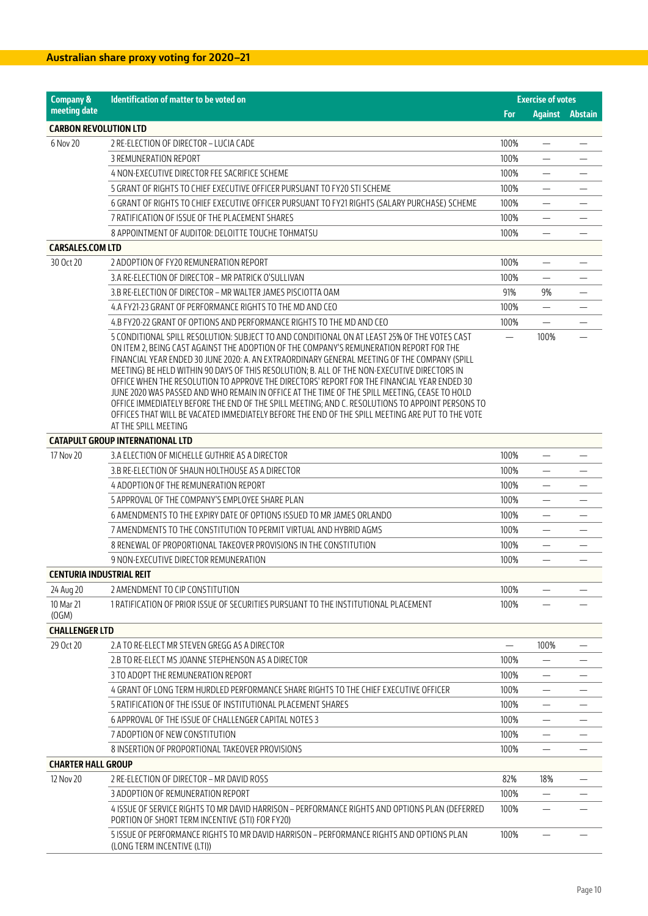## Australian share proxy voting for 2020–21

| Company & meeting date | Identification of matter to be voted on | Exercise of votes | | |
|---|---|---|---|---|
| | | For | Against | Abstain |
| **CARBON REVOLUTION LTD** | | | | |
| 6 Nov 20 | 2 RE-ELECTION OF DIRECTOR – LUCIA CADE | 100% | — | — |
| | 3 REMUNERATION REPORT | 100% | — | — |
| | 4 NON-EXECUTIVE DIRECTOR FEE SACRIFICE SCHEME | 100% | — | — |
| | 5 GRANT OF RIGHTS TO CHIEF EXECUTIVE OFFICER PURSUANT TO FY20 STI SCHEME | 100% | — | — |
| | 6 GRANT OF RIGHTS TO CHIEF EXECUTIVE OFFICER PURSUANT TO FY21 RIGHTS (SALARY PURCHASE) SCHEME | 100% | — | — |
| | 7 RATIFICATION OF ISSUE OF THE PLACEMENT SHARES | 100% | — | — |
| | 8 APPOINTMENT OF AUDITOR: DELOITTE TOUCHE TOHMATSU | 100% | — | — |
| **CARSALES.COM LTD** | | | | |
| 30 Oct 20 | 2 ADOPTION OF FY20 REMUNERATION REPORT | 100% | — | — |
| | 3.A RE-ELECTION OF DIRECTOR – MR PATRICK O'SULLIVAN | 100% | — | — |
| | 3.B RE-ELECTION OF DIRECTOR – MR WALTER JAMES PISCIOTTA OAM | 91% | 9% | — |
| | 4.A FY21-23 GRANT OF PERFORMANCE RIGHTS TO THE MD AND CEO | 100% | — | — |
| | 4.B FY20-22 GRANT OF OPTIONS AND PERFORMANCE RIGHTS TO THE MD AND CEO | 100% | — | — |
| | 5 CONDITIONAL SPILL RESOLUTION: SUBJECT TO AND CONDITIONAL ON AT LEAST 25% OF THE VOTES CAST ON ITEM 2, BEING CAST AGAINST THE ADOPTION OF THE COMPANY'S REMUNERATION REPORT FOR THE FINANCIAL YEAR ENDED 30 JUNE 2020: A. AN EXTRAORDINARY GENERAL MEETING OF THE COMPANY (SPILL MEETING) BE HELD WITHIN 90 DAYS OF THIS RESOLUTION; B. ALL OF THE NON-EXECUTIVE DIRECTORS IN OFFICE WHEN THE RESOLUTION TO APPROVE THE DIRECTORS' REPORT FOR THE FINANCIAL YEAR ENDED 30 JUNE 2020 WAS PASSED AND WHO REMAIN IN OFFICE AT THE TIME OF THE SPILL MEETING, CEASE TO HOLD OFFICE IMMEDIATELY BEFORE THE END OF THE SPILL MEETING; AND C. RESOLUTIONS TO APPOINT PERSONS TO OFFICES THAT WILL BE VACATED IMMEDIATELY BEFORE THE END OF THE SPILL MEETING ARE PUT TO THE VOTE AT THE SPILL MEETING | — | 100% | — |
| **CATAPULT GROUP INTERNATIONAL LTD** | | | | |
| 17 Nov 20 | 3.A ELECTION OF MICHELLE GUTHRIE AS A DIRECTOR | 100% | — | — |
| | 3.B RE-ELECTION OF SHAUN HOLTHOUSE AS A DIRECTOR | 100% | — | — |
| | 4 ADOPTION OF THE REMUNERATION REPORT | 100% | — | — |
| | 5 APPROVAL OF THE COMPANY'S EMPLOYEE SHARE PLAN | 100% | — | — |
| | 6 AMENDMENTS TO THE EXPIRY DATE OF OPTIONS ISSUED TO MR JAMES ORLANDO | 100% | — | — |
| | 7 AMENDMENTS TO THE CONSTITUTION TO PERMIT VIRTUAL AND HYBRID AGMS | 100% | — | — |
| | 8 RENEWAL OF PROPORTIONAL TAKEOVER PROVISIONS IN THE CONSTITUTION | 100% | — | — |
| | 9 NON-EXECUTIVE DIRECTOR REMUNERATION | 100% | — | — |
| **CENTURIA INDUSTRIAL REIT** | | | | |
| 24 Aug 20 | 2 AMENDMENT TO CIP CONSTITUTION | 100% | — | — |
| 10 Mar 21 (OGM) | 1 RATIFICATION OF PRIOR ISSUE OF SECURITIES PURSUANT TO THE INSTITUTIONAL PLACEMENT | 100% | — | — |
| **CHALLENGER LTD** | | | | |
| 29 Oct 20 | 2.A TO RE-ELECT MR STEVEN GREGG AS A DIRECTOR | — | 100% | — |
| | 2.B TO RE-ELECT MS JOANNE STEPHENSON AS A DIRECTOR | 100% | — | — |
| | 3 TO ADOPT THE REMUNERATION REPORT | 100% | — | — |
| | 4 GRANT OF LONG TERM HURDLED PERFORMANCE SHARE RIGHTS TO THE CHIEF EXECUTIVE OFFICER | 100% | — | — |
| | 5 RATIFICATION OF THE ISSUE OF INSTITUTIONAL PLACEMENT SHARES | 100% | — | — |
| | 6 APPROVAL OF THE ISSUE OF CHALLENGER CAPITAL NOTES 3 | 100% | — | — |
| | 7 ADOPTION OF NEW CONSTITUTION | 100% | — | — |
| | 8 INSERTION OF PROPORTIONAL TAKEOVER PROVISIONS | 100% | — | — |
| **CHARTER HALL GROUP** | | | | |
| 12 Nov 20 | 2 RE-ELECTION OF DIRECTOR – MR DAVID ROSS | 82% | 18% | — |
| | 3 ADOPTION OF REMUNERATION REPORT | 100% | — | — |
| | 4 ISSUE OF SERVICE RIGHTS TO MR DAVID HARRISON – PERFORMANCE RIGHTS AND OPTIONS PLAN (DEFERRED PORTION OF SHORT TERM INCENTIVE (STI) FOR FY20) | 100% | — | — |
| | 5 ISSUE OF PERFORMANCE RIGHTS TO MR DAVID HARRISON – PERFORMANCE RIGHTS AND OPTIONS PLAN (LONG TERM INCENTIVE (LTI)) | 100% | — | — |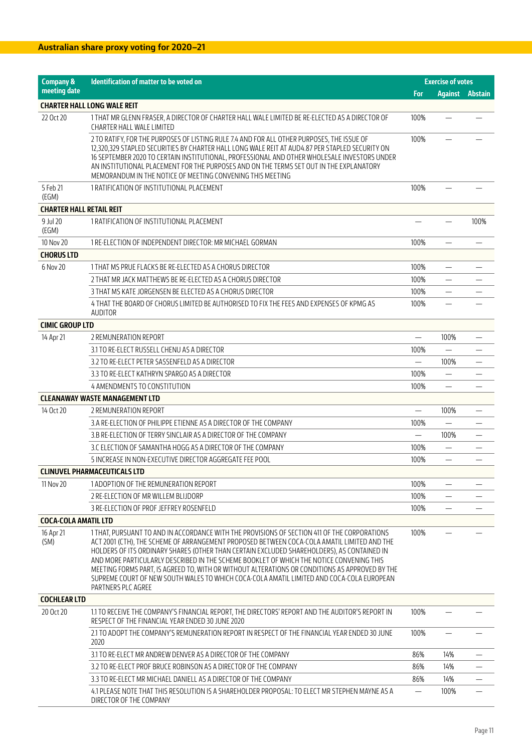## Australian share proxy voting for 2020–21

| Company & meeting date | Identification of matter to be voted on | Exercise of votes | | |
|---|---|---|---|---|
| | | For | Against | Abstain |
| **CHARTER HALL LONG WALE REIT** | | | | |
| 22 Oct 20 | 1 THAT MR GLENN FRASER, A DIRECTOR OF CHARTER HALL WALE LIMITED BE RE-ELECTED AS A DIRECTOR OF CHARTER HALL WALE LIMITED | 100% | — | — |
| | 2 TO RATIFY, FOR THE PURPOSES OF LISTING RULE 7.4 AND FOR ALL OTHER PURPOSES, THE ISSUE OF 12,320,329 STAPLED SECURITIES BY CHARTER HALL LONG WALE REIT AT AUD4.87 PER STAPLED SECURITY ON 16 SEPTEMBER 2020 TO CERTAIN INSTITUTIONAL, PROFESSIONAL AND OTHER WHOLESALE INVESTORS UNDER AN INSTITUTIONAL PLACEMENT FOR THE PURPOSES AND ON THE TERMS SET OUT IN THE EXPLANATORY MEMORANDUM IN THE NOTICE OF MEETING CONVENING THIS MEETING | 100% | — | — |
| 5 Feb 21 (EGM) | 1 RATIFICATION OF INSTITUTIONAL PLACEMENT | 100% | — | — |
| **CHARTER HALL RETAIL REIT** | | | | |
| 9 Jul 20 (EGM) | 1 RATIFICATION OF INSTITUTIONAL PLACEMENT | — | — | 100% |
| 10 Nov 20 | 1 RE-ELECTION OF INDEPENDENT DIRECTOR: MR MICHAEL GORMAN | 100% | — | — |
| **CHORUS LTD** | | | | |
| 6 Nov 20 | 1 THAT MS PRUE FLACKS BE RE-ELECTED AS A CHORUS DIRECTOR | 100% | — | — |
| | 2 THAT MR JACK MATTHEWS BE RE-ELECTED AS A CHORUS DIRECTOR | 100% | — | — |
| | 3 THAT MS KATE JORGENSEN BE ELECTED AS A CHORUS DIRECTOR | 100% | — | — |
| | 4 THAT THE BOARD OF CHORUS LIMITED BE AUTHORISED TO FIX THE FEES AND EXPENSES OF KPMG AS AUDITOR | 100% | — | — |
| **CIMIC GROUP LTD** | | | | |
| 14 Apr 21 | 2 REMUNERATION REPORT | — | 100% | — |
| | 3.1 TO RE-ELECT RUSSELL CHENU AS A DIRECTOR | 100% | — | — |
| | 3.2 TO RE-ELECT PETER SASSENFELD AS A DIRECTOR | — | 100% | — |
| | 3.3 TO RE-ELECT KATHRYN SPARGO AS A DIRECTOR | 100% | — | — |
| | 4 AMENDMENTS TO CONSTITUTION | 100% | — | — |
| **CLEANAWAY WASTE MANAGEMENT LTD** | | | | |
| 14 Oct 20 | 2 REMUNERATION REPORT | — | 100% | — |
| | 3.A RE-ELECTION OF PHILIPPE ETIENNE AS A DIRECTOR OF THE COMPANY | 100% | — | — |
| | 3.B RE-ELECTION OF TERRY SINCLAIR AS A DIRECTOR OF THE COMPANY | — | 100% | — |
| | 3.C ELECTION OF SAMANTHA HOGG AS A DIRECTOR OF THE COMPANY | 100% | — | — |
| | 5 INCREASE IN NON-EXECUTIVE DIRECTOR AGGREGATE FEE POOL | 100% | — | — |
| **CLINUVEL PHARMACEUTICALS LTD** | | | | |
| 11 Nov 20 | 1 ADOPTION OF THE REMUNERATION REPORT | 100% | — | — |
| | 2 RE-ELECTION OF MR WILLEM BLIJDORP | 100% | — | — |
| | 3 RE-ELECTION OF PROF JEFFREY ROSENFELD | 100% | — | — |
| **COCA-COLA AMATIL LTD** | | | | |
| 16 Apr 21 (SM) | 1 THAT, PURSUANT TO AND IN ACCORDANCE WITH THE PROVISIONS OF SECTION 411 OF THE CORPORATIONS ACT 2001 (CTH), THE SCHEME OF ARRANGEMENT PROPOSED BETWEEN COCA-COLA AMATIL LIMITED AND THE HOLDERS OF ITS ORDINARY SHARES (OTHER THAN CERTAIN EXCLUDED SHAREHOLDERS), AS CONTAINED IN AND MORE PARTICULARLY DESCRIBED IN THE SCHEME BOOKLET OF WHICH THE NOTICE CONVENING THIS MEETING FORMS PART, IS AGREED TO, WITH OR WITHOUT ALTERATIONS OR CONDITIONS AS APPROVED BY THE SUPREME COURT OF NEW SOUTH WALES TO WHICH COCA-COLA AMATIL LIMITED AND COCA-COLA EUROPEAN PARTNERS PLC AGREE | 100% | — | — |
| **COCHLEAR LTD** | | | | |
| 20 Oct 20 | 1.1 TO RECEIVE THE COMPANY'S FINANCIAL REPORT, THE DIRECTORS' REPORT AND THE AUDITOR'S REPORT IN RESPECT OF THE FINANCIAL YEAR ENDED 30 JUNE 2020 | 100% | — | — |
| | 2.1 TO ADOPT THE COMPANY'S REMUNERATION REPORT IN RESPECT OF THE FINANCIAL YEAR ENDED 30 JUNE 2020 | 100% | — | — |
| | 3.1 TO RE-ELECT MR ANDREW DENVER AS A DIRECTOR OF THE COMPANY | 86% | 14% | — |
| | 3.2 TO RE-ELECT PROF BRUCE ROBINSON AS A DIRECTOR OF THE COMPANY | 86% | 14% | — |
| | 3.3 TO RE-ELECT MR MICHAEL DANIELL AS A DIRECTOR OF THE COMPANY | 86% | 14% | — |
| | 4.1 PLEASE NOTE THAT THIS RESOLUTION IS A SHAREHOLDER PROPOSAL: TO ELECT MR STEPHEN MAYNE AS A DIRECTOR OF THE COMPANY | — | 100% | — |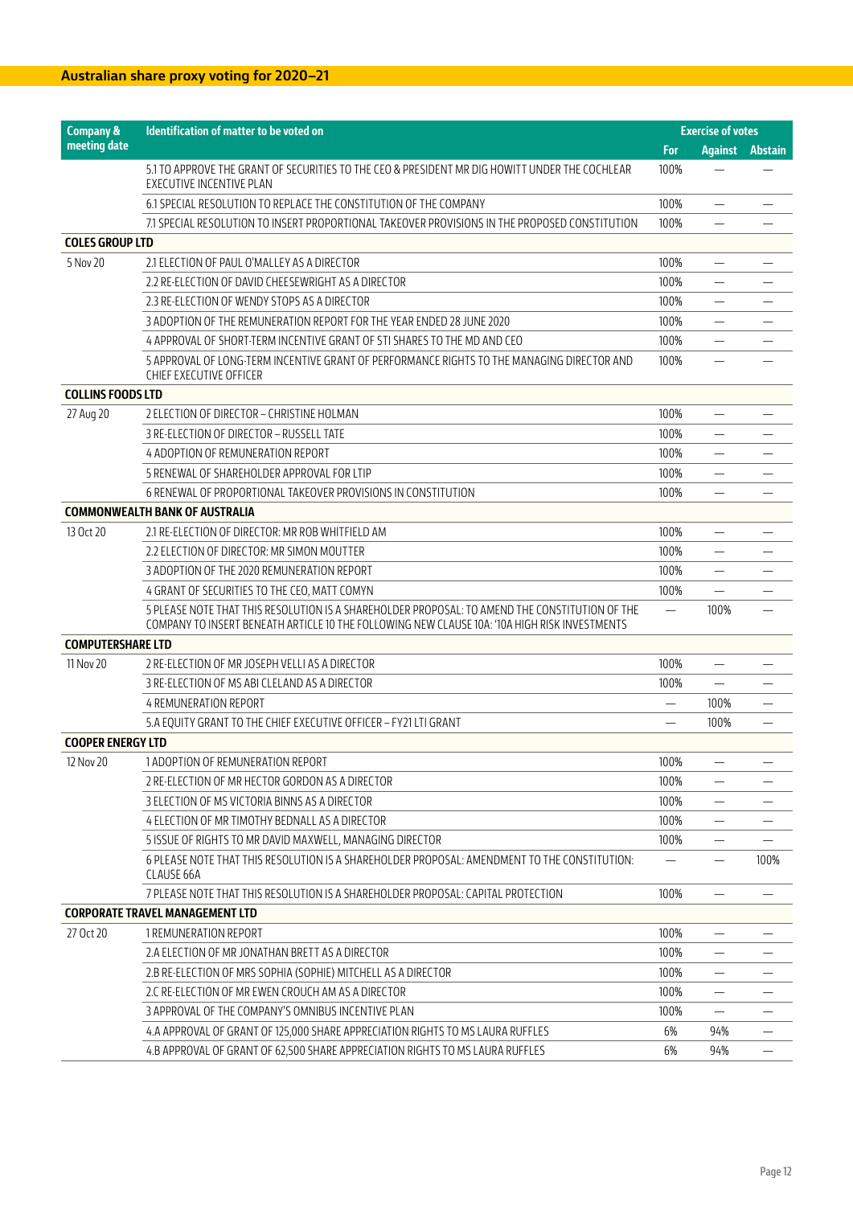## Australian share proxy voting for 2020–21

| Company & meeting date | Identification of matter to be voted on | Exercise of votes | | |
|---|---|---|---|---|
| | | For | Against | Abstain |
| | 5.1 TO APPROVE THE GRANT OF SECURITIES TO THE CEO & PRESIDENT MR DIG HOWITT UNDER THE COCHLEAR EXECUTIVE INCENTIVE PLAN | 100% | — | — |
| | 6.1 SPECIAL RESOLUTION TO REPLACE THE CONSTITUTION OF THE COMPANY | 100% | — | — |
| | 7.1 SPECIAL RESOLUTION TO INSERT PROPORTIONAL TAKEOVER PROVISIONS IN THE PROPOSED CONSTITUTION | 100% | — | — |
| **COLES GROUP LTD** | | | | |
| 5 Nov 20 | 2.1 ELECTION OF PAUL O'MALLEY AS A DIRECTOR | 100% | — | — |
| | 2.2 RE-ELECTION OF DAVID CHEESEWRIGHT AS A DIRECTOR | 100% | — | — |
| | 2.3 RE-ELECTION OF WENDY STOPS AS A DIRECTOR | 100% | — | — |
| | 3 ADOPTION OF THE REMUNERATION REPORT FOR THE YEAR ENDED 28 JUNE 2020 | 100% | — | — |
| | 4 APPROVAL OF SHORT-TERM INCENTIVE GRANT OF STI SHARES TO THE MD AND CEO | 100% | — | — |
| | 5 APPROVAL OF LONG-TERM INCENTIVE GRANT OF PERFORMANCE RIGHTS TO THE MANAGING DIRECTOR AND CHIEF EXECUTIVE OFFICER | 100% | — | — |
| **COLLINS FOODS LTD** | | | | |
| 27 Aug 20 | 2 ELECTION OF DIRECTOR – CHRISTINE HOLMAN | 100% | — | — |
| | 3 RE-ELECTION OF DIRECTOR – RUSSELL TATE | 100% | — | — |
| | 4 ADOPTION OF REMUNERATION REPORT | 100% | — | — |
| | 5 RENEWAL OF SHAREHOLDER APPROVAL FOR LTIP | 100% | — | — |
| | 6 RENEWAL OF PROPORTIONAL TAKEOVER PROVISIONS IN CONSTITUTION | 100% | — | — |
| **COMMONWEALTH BANK OF AUSTRALIA** | | | | |
| 13 Oct 20 | 2.1 RE-ELECTION OF DIRECTOR: MR ROB WHITFIELD AM | 100% | — | — |
| | 2.2 ELECTION OF DIRECTOR: MR SIMON MOUTTER | 100% | — | — |
| | 3 ADOPTION OF THE 2020 REMUNERATION REPORT | 100% | — | — |
| | 4 GRANT OF SECURITIES TO THE CEO, MATT COMYN | 100% | — | — |
| | 5 PLEASE NOTE THAT THIS RESOLUTION IS A SHAREHOLDER PROPOSAL: TO AMEND THE CONSTITUTION OF THE COMPANY TO INSERT BENEATH ARTICLE 10 THE FOLLOWING NEW CLAUSE 10A: '10A HIGH RISK INVESTMENTS | — | 100% | — |
| **COMPUTERSHARE LTD** | | | | |
| 11 Nov 20 | 2 RE-ELECTION OF MR JOSEPH VELLI AS A DIRECTOR | 100% | — | — |
| | 3 RE-ELECTION OF MS ABI CLELAND AS A DIRECTOR | 100% | — | — |
| | 4 REMUNERATION REPORT | — | 100% | — |
| | 5.A EQUITY GRANT TO THE CHIEF EXECUTIVE OFFICER – FY21 LTI GRANT | — | 100% | — |
| **COOPER ENERGY LTD** | | | | |
| 12 Nov 20 | 1 ADOPTION OF REMUNERATION REPORT | 100% | — | — |
| | 2 RE-ELECTION OF MR HECTOR GORDON AS A DIRECTOR | 100% | — | — |
| | 3 ELECTION OF MS VICTORIA BINNS AS A DIRECTOR | 100% | — | — |
| | 4 ELECTION OF MR TIMOTHY BEDNALL AS A DIRECTOR | 100% | — | — |
| | 5 ISSUE OF RIGHTS TO MR DAVID MAXWELL, MANAGING DIRECTOR | 100% | — | — |
| | 6 PLEASE NOTE THAT THIS RESOLUTION IS A SHAREHOLDER PROPOSAL: AMENDMENT TO THE CONSTITUTION: CLAUSE 66A | — | — | 100% |
| | 7 PLEASE NOTE THAT THIS RESOLUTION IS A SHAREHOLDER PROPOSAL: CAPITAL PROTECTION | 100% | — | — |
| **CORPORATE TRAVEL MANAGEMENT LTD** | | | | |
| 27 Oct 20 | 1 REMUNERATION REPORT | 100% | — | — |
| | 2.A ELECTION OF MR JONATHAN BRETT AS A DIRECTOR | 100% | — | — |
| | 2.B RE-ELECTION OF MRS SOPHIA (SOPHIE) MITCHELL AS A DIRECTOR | 100% | — | — |
| | 2.C RE-ELECTION OF MR EWEN CROUCH AM AS A DIRECTOR | 100% | — | — |
| | 3 APPROVAL OF THE COMPANY'S OMNIBUS INCENTIVE PLAN | 100% | — | — |
| | 4.A APPROVAL OF GRANT OF 125,000 SHARE APPRECIATION RIGHTS TO MS LAURA RUFFLES | 6% | 94% | — |
| | 4.B APPROVAL OF GRANT OF 62,500 SHARE APPRECIATION RIGHTS TO MS LAURA RUFFLES | 6% | 94% | — |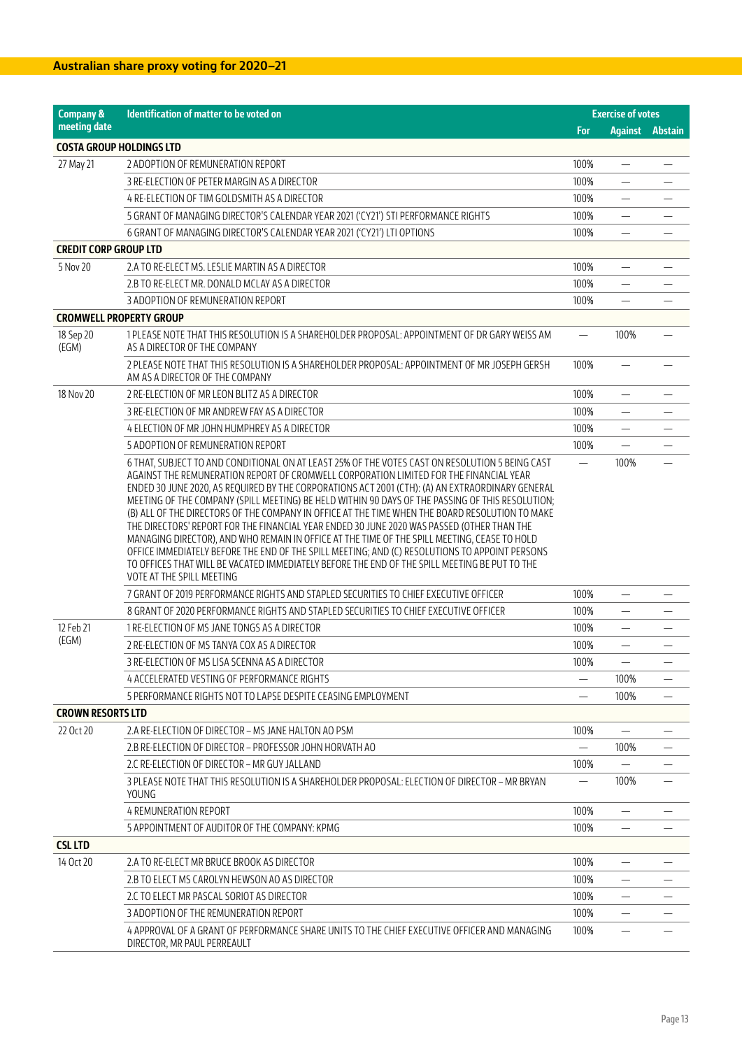## Australian share proxy voting for 2020–21

| Company & meeting date | Identification of matter to be voted on | Exercise of votes | | |
|---|---|---|---|---|
| | | For | Against | Abstain |
| **COSTA GROUP HOLDINGS LTD** | | | | |
| 27 May 21 | 2 ADOPTION OF REMUNERATION REPORT | 100% | — | — |
| | 3 RE-ELECTION OF PETER MARGIN AS A DIRECTOR | 100% | — | — |
| | 4 RE-ELECTION OF TIM GOLDSMITH AS A DIRECTOR | 100% | — | — |
| | 5 GRANT OF MANAGING DIRECTOR'S CALENDAR YEAR 2021 ('CY21') STI PERFORMANCE RIGHTS | 100% | — | — |
| | 6 GRANT OF MANAGING DIRECTOR'S CALENDAR YEAR 2021 ('CY21') LTI OPTIONS | 100% | — | — |
| **CREDIT CORP GROUP LTD** | | | | |
| 5 Nov 20 | 2.A TO RE-ELECT MS. LESLIE MARTIN AS A DIRECTOR | 100% | — | — |
| | 2.B TO RE-ELECT MR. DONALD MCLAY AS A DIRECTOR | 100% | — | — |
| | 3 ADOPTION OF REMUNERATION REPORT | 100% | — | — |
| **CROMWELL PROPERTY GROUP** | | | | |
| 18 Sep 20 (EGM) | 1 PLEASE NOTE THAT THIS RESOLUTION IS A SHAREHOLDER PROPOSAL: APPOINTMENT OF DR GARY WEISS AM AS A DIRECTOR OF THE COMPANY | — | 100% | — |
| | 2 PLEASE NOTE THAT THIS RESOLUTION IS A SHAREHOLDER PROPOSAL: APPOINTMENT OF MR JOSEPH GERSH AM AS A DIRECTOR OF THE COMPANY | 100% | — | — |
| 18 Nov 20 | 2 RE-ELECTION OF MR LEON BLITZ AS A DIRECTOR | 100% | — | — |
| | 3 RE-ELECTION OF MR ANDREW FAY AS A DIRECTOR | 100% | — | — |
| | 4 ELECTION OF MR JOHN HUMPHREY AS A DIRECTOR | 100% | — | — |
| | 5 ADOPTION OF REMUNERATION REPORT | 100% | — | — |
| | 6 THAT, SUBJECT TO AND CONDITIONAL ON AT LEAST 25% OF THE VOTES CAST ON RESOLUTION 5 BEING CAST AGAINST THE REMUNERATION REPORT OF CROMWELL CORPORATION LIMITED FOR THE FINANCIAL YEAR ENDED 30 JUNE 2020, AS REQUIRED BY THE CORPORATIONS ACT 2001 (CTH): (A) AN EXTRAORDINARY GENERAL MEETING OF THE COMPANY (SPILL MEETING) BE HELD WITHIN 90 DAYS OF THE PASSING OF THIS RESOLUTION; (B) ALL OF THE DIRECTORS OF THE COMPANY IN OFFICE AT THE TIME WHEN THE BOARD RESOLUTION TO MAKE THE DIRECTORS' REPORT FOR THE FINANCIAL YEAR ENDED 30 JUNE 2020 WAS PASSED (OTHER THAN THE MANAGING DIRECTOR), AND WHO REMAIN IN OFFICE AT THE TIME OF THE SPILL MEETING, CEASE TO HOLD OFFICE IMMEDIATELY BEFORE THE END OF THE SPILL MEETING; AND (C) RESOLUTIONS TO APPOINT PERSONS TO OFFICES THAT WILL BE VACATED IMMEDIATELY BEFORE THE END OF THE SPILL MEETING BE PUT TO THE VOTE AT THE SPILL MEETING | — | 100% | — |
| | 7 GRANT OF 2019 PERFORMANCE RIGHTS AND STAPLED SECURITIES TO CHIEF EXECUTIVE OFFICER | 100% | — | — |
| | 8 GRANT OF 2020 PERFORMANCE RIGHTS AND STAPLED SECURITIES TO CHIEF EXECUTIVE OFFICER | 100% | — | — |
| 12 Feb 21 (EGM) | 1 RE-ELECTION OF MS JANE TONGS AS A DIRECTOR | 100% | — | — |
| | 2 RE-ELECTION OF MS TANYA COX AS A DIRECTOR | 100% | — | — |
| | 3 RE-ELECTION OF MS LISA SCENNA AS A DIRECTOR | 100% | — | — |
| | 4 ACCELERATED VESTING OF PERFORMANCE RIGHTS | — | 100% | — |
| | 5 PERFORMANCE RIGHTS NOT TO LAPSE DESPITE CEASING EMPLOYMENT | — | 100% | — |
| **CROWN RESORTS LTD** | | | | |
| 22 Oct 20 | 2.A RE-ELECTION OF DIRECTOR – MS JANE HALTON AO PSM | 100% | — | — |
| | 2.B RE-ELECTION OF DIRECTOR – PROFESSOR JOHN HORVATH AO | — | 100% | — |
| | 2.C RE-ELECTION OF DIRECTOR – MR GUY JALLAND | 100% | — | — |
| | 3 PLEASE NOTE THAT THIS RESOLUTION IS A SHAREHOLDER PROPOSAL: ELECTION OF DIRECTOR – MR BRYAN YOUNG | — | 100% | — |
| | 4 REMUNERATION REPORT | 100% | — | — |
| | 5 APPOINTMENT OF AUDITOR OF THE COMPANY: KPMG | 100% | — | — |
| **CSL LTD** | | | | |
| 14 Oct 20 | 2.A TO RE-ELECT MR BRUCE BROOK AS DIRECTOR | 100% | — | — |
| | 2.B TO ELECT MS CAROLYN HEWSON AO AS DIRECTOR | 100% | — | — |
| | 2.C TO ELECT MR PASCAL SORIOT AS DIRECTOR | 100% | — | — |
| | 3 ADOPTION OF THE REMUNERATION REPORT | 100% | — | — |
| | 4 APPROVAL OF A GRANT OF PERFORMANCE SHARE UNITS TO THE CHIEF EXECUTIVE OFFICER AND MANAGING DIRECTOR, MR PAUL PERREAULT | 100% | — | — |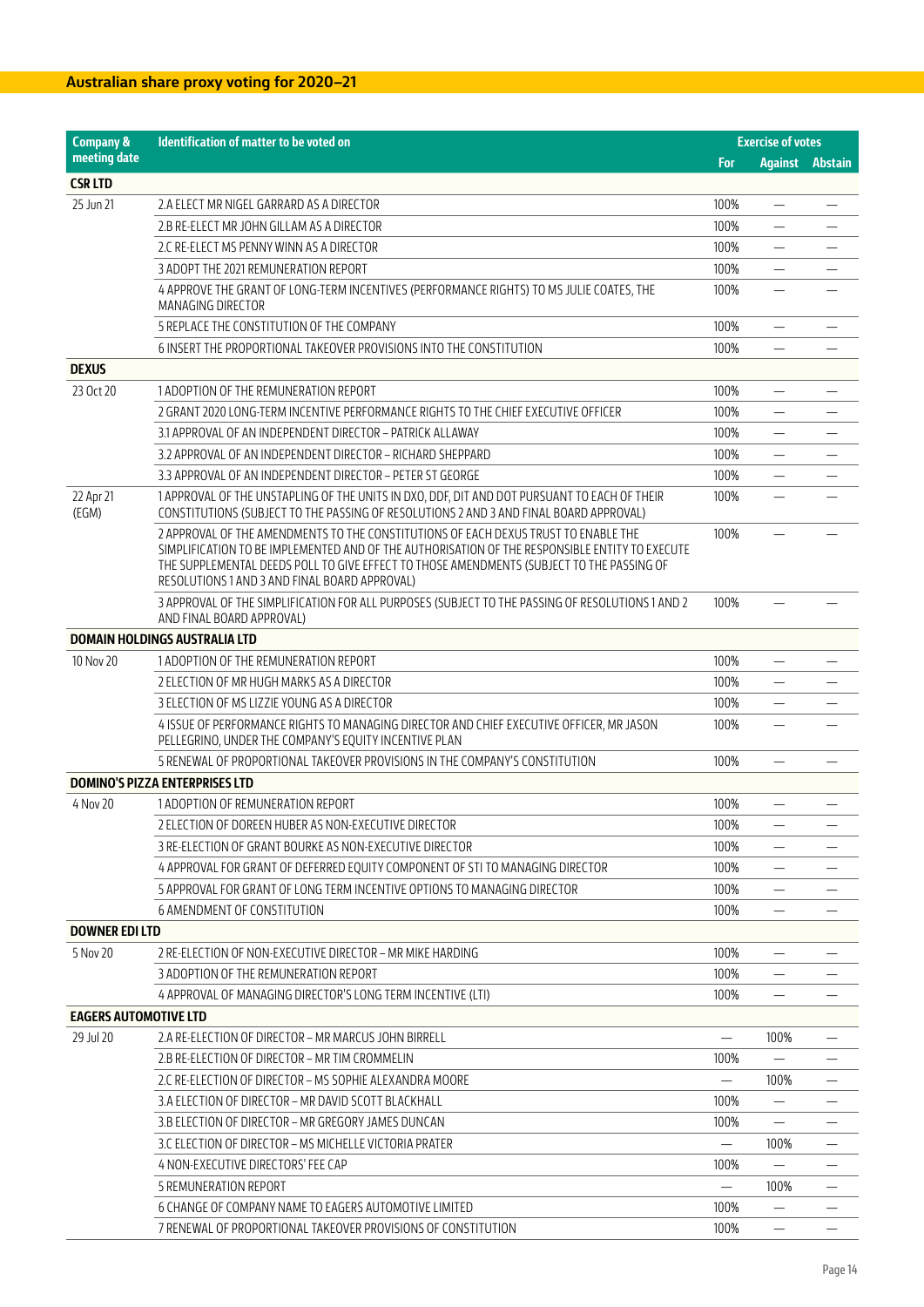## Australian share proxy voting for 2020–21

| Company & meeting date | Identification of matter to be voted on | Exercise of votes | | |
|---|---|---|---|---|
| | | For | Against | Abstain |
| **CSR LTD** | | | | |
| 25 Jun 21 | 2.A ELECT MR NIGEL GARRARD AS A DIRECTOR | 100% | — | — |
| | 2.B RE-ELECT MR JOHN GILLAM AS A DIRECTOR | 100% | — | — |
| | 2.C RE-ELECT MS PENNY WINN AS A DIRECTOR | 100% | — | — |
| | 3 ADOPT THE 2021 REMUNERATION REPORT | 100% | — | — |
| | 4 APPROVE THE GRANT OF LONG-TERM INCENTIVES (PERFORMANCE RIGHTS) TO MS JULIE COATES, THE MANAGING DIRECTOR | 100% | — | — |
| | 5 REPLACE THE CONSTITUTION OF THE COMPANY | 100% | — | — |
| | 6 INSERT THE PROPORTIONAL TAKEOVER PROVISIONS INTO THE CONSTITUTION | 100% | — | — |
| **DEXUS** | | | | |
| 23 Oct 20 | 1 ADOPTION OF THE REMUNERATION REPORT | 100% | — | — |
| | 2 GRANT 2020 LONG-TERM INCENTIVE PERFORMANCE RIGHTS TO THE CHIEF EXECUTIVE OFFICER | 100% | — | — |
| | 3.1 APPROVAL OF AN INDEPENDENT DIRECTOR – PATRICK ALLAWAY | 100% | — | — |
| | 3.2 APPROVAL OF AN INDEPENDENT DIRECTOR – RICHARD SHEPPARD | 100% | — | — |
| | 3.3 APPROVAL OF AN INDEPENDENT DIRECTOR – PETER ST GEORGE | 100% | — | — |
| 22 Apr 21 (EGM) | 1 APPROVAL OF THE UNSTAPLING OF THE UNITS IN DXO, DDF, DIT AND DOT PURSUANT TO EACH OF THEIR CONSTITUTIONS (SUBJECT TO THE PASSING OF RESOLUTIONS 2 AND 3 AND FINAL BOARD APPROVAL) | 100% | — | — |
| | 2 APPROVAL OF THE AMENDMENTS TO THE CONSTITUTIONS OF EACH DEXUS TRUST TO ENABLE THE SIMPLIFICATION TO BE IMPLEMENTED AND OF THE AUTHORISATION OF THE RESPONSIBLE ENTITY TO EXECUTE THE SUPPLEMENTAL DEEDS POLL TO GIVE EFFECT TO THOSE AMENDMENTS (SUBJECT TO THE PASSING OF RESOLUTIONS 1 AND 3 AND FINAL BOARD APPROVAL) | 100% | — | — |
| | 3 APPROVAL OF THE SIMPLIFICATION FOR ALL PURPOSES (SUBJECT TO THE PASSING OF RESOLUTIONS 1 AND 2 AND FINAL BOARD APPROVAL) | 100% | — | — |
| **DOMAIN HOLDINGS AUSTRALIA LTD** | | | | |
| 10 Nov 20 | 1 ADOPTION OF THE REMUNERATION REPORT | 100% | — | — |
| | 2 ELECTION OF MR HUGH MARKS AS A DIRECTOR | 100% | — | — |
| | 3 ELECTION OF MS LIZZIE YOUNG AS A DIRECTOR | 100% | — | — |
| | 4 ISSUE OF PERFORMANCE RIGHTS TO MANAGING DIRECTOR AND CHIEF EXECUTIVE OFFICER, MR JASON PELLEGRINO, UNDER THE COMPANY'S EQUITY INCENTIVE PLAN | 100% | — | — |
| | 5 RENEWAL OF PROPORTIONAL TAKEOVER PROVISIONS IN THE COMPANY'S CONSTITUTION | 100% | — | — |
| **DOMINO'S PIZZA ENTERPRISES LTD** | | | | |
| 4 Nov 20 | 1 ADOPTION OF REMUNERATION REPORT | 100% | — | — |
| | 2 ELECTION OF DOREEN HUBER AS NON-EXECUTIVE DIRECTOR | 100% | — | — |
| | 3 RE-ELECTION OF GRANT BOURKE AS NON-EXECUTIVE DIRECTOR | 100% | — | — |
| | 4 APPROVAL FOR GRANT OF DEFERRED EQUITY COMPONENT OF STI TO MANAGING DIRECTOR | 100% | — | — |
| | 5 APPROVAL FOR GRANT OF LONG TERM INCENTIVE OPTIONS TO MANAGING DIRECTOR | 100% | — | — |
| | 6 AMENDMENT OF CONSTITUTION | 100% | — | — |
| **DOWNER EDI LTD** | | | | |
| 5 Nov 20 | 2 RE-ELECTION OF NON-EXECUTIVE DIRECTOR – MR MIKE HARDING | 100% | — | — |
| | 3 ADOPTION OF THE REMUNERATION REPORT | 100% | — | — |
| | 4 APPROVAL OF MANAGING DIRECTOR'S LONG TERM INCENTIVE (LTI) | 100% | — | — |
| **EAGERS AUTOMOTIVE LTD** | | | | |
| 29 Jul 20 | 2.A RE-ELECTION OF DIRECTOR – MR MARCUS JOHN BIRRELL | — | 100% | — |
| | 2.B RE-ELECTION OF DIRECTOR – MR TIM CROMMELIN | 100% | — | — |
| | 2.C RE-ELECTION OF DIRECTOR – MS SOPHIE ALEXANDRA MOORE | — | 100% | — |
| | 3.A ELECTION OF DIRECTOR – MR DAVID SCOTT BLACKHALL | 100% | — | — |
| | 3.B ELECTION OF DIRECTOR – MR GREGORY JAMES DUNCAN | 100% | — | — |
| | 3.C ELECTION OF DIRECTOR – MS MICHELLE VICTORIA PRATER | — | 100% | — |
| | 4 NON-EXECUTIVE DIRECTORS' FEE CAP | 100% | — | — |
| | 5 REMUNERATION REPORT | — | 100% | — |
| | 6 CHANGE OF COMPANY NAME TO EAGERS AUTOMOTIVE LIMITED | 100% | — | — |
| | 7 RENEWAL OF PROPORTIONAL TAKEOVER PROVISIONS OF CONSTITUTION | 100% | — | — |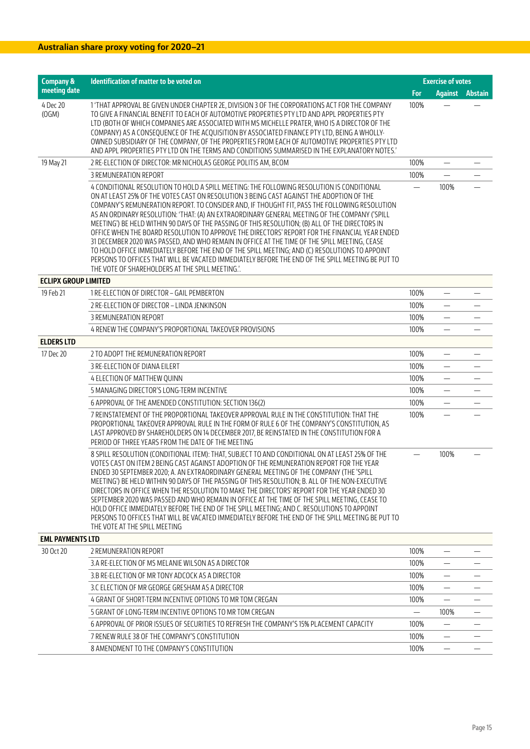## Australian share proxy voting for 2020–21

| Company & meeting date | Identification of matter to be voted on | Exercise of votes | | |
|---|---|---|---|---|
| | | For | Against | Abstain |
| 4 Dec 20 (OGM) | 1 'THAT APPROVAL BE GIVEN UNDER CHAPTER 2E, DIVISION 3 OF THE CORPORATIONS ACT FOR THE COMPANY TO GIVE A FINANCIAL BENEFIT TO EACH OF AUTOMOTIVE PROPERTIES PTY LTD AND APPL PROPERTIES PTY LTD (BOTH OF WHICH COMPANIES ARE ASSOCIATED WITH MS MICHELLE PRATER, WHO IS A DIRECTOR OF THE COMPANY) AS A CONSEQUENCE OF THE ACQUISITION BY ASSOCIATED FINANCE PTY LTD, BEING A WHOLLY-OWNED SUBSIDIARY OF THE COMPANY, OF THE PROPERTIES FROM EACH OF AUTOMOTIVE PROPERTIES PTY LTD AND APPL PROPERTIES PTY LTD ON THE TERMS AND CONDITIONS SUMMARISED IN THE EXPLANATORY NOTES.' | 100% | — | — |
| 19 May 21 | 2 RE-ELECTION OF DIRECTOR: MR NICHOLAS GEORGE POLITIS AM, BCOM | 100% | — | — |
| | 3 REMUNERATION REPORT | 100% | — | — |
| | 4 CONDITIONAL RESOLUTION TO HOLD A SPILL MEETING: THE FOLLOWING RESOLUTION IS CONDITIONAL ON AT LEAST 25% OF THE VOTES CAST ON RESOLUTION 3 BEING CAST AGAINST THE ADOPTION OF THE COMPANY'S REMUNERATION REPORT. TO CONSIDER AND, IF THOUGHT FIT, PASS THE FOLLOWING RESOLUTION AS AN ORDINARY RESOLUTION: 'THAT: (A) AN EXTRAORDINARY GENERAL MEETING OF THE COMPANY ('SPILL MEETING') BE HELD WITHIN 90 DAYS OF THE PASSING OF THIS RESOLUTION; (B) ALL OF THE DIRECTORS IN OFFICE WHEN THE BOARD RESOLUTION TO APPROVE THE DIRECTORS' REPORT FOR THE FINANCIAL YEAR ENDED 31 DECEMBER 2020 WAS PASSED, AND WHO REMAIN IN OFFICE AT THE TIME OF THE SPILL MEETING, CEASE TO HOLD OFFICE IMMEDIATELY BEFORE THE END OF THE SPILL MEETING; AND (C) RESOLUTIONS TO APPOINT PERSONS TO OFFICES THAT WILL BE VACATED IMMEDIATELY BEFORE THE END OF THE SPILL MEETING BE PUT TO THE VOTE OF SHAREHOLDERS AT THE SPILL MEETING.'. | — | 100% | — |
| **ECLIPX GROUP LIMITED** | | | | |
| 19 Feb 21 | 1 RE-ELECTION OF DIRECTOR – GAIL PEMBERTON | 100% | — | — |
| | 2 RE-ELECTION OF DIRECTOR – LINDA JENKINSON | 100% | — | — |
| | 3 REMUNERATION REPORT | 100% | — | — |
| | 4 RENEW THE COMPANY'S PROPORTIONAL TAKEOVER PROVISIONS | 100% | — | — |
| **ELDERS LTD** | | | | |
| 17 Dec 20 | 2 TO ADOPT THE REMUNERATION REPORT | 100% | — | — |
| | 3 RE-ELECTION OF DIANA EILERT | 100% | — | — |
| | 4 ELECTION OF MATTHEW QUINN | 100% | — | — |
| | 5 MANAGING DIRECTOR'S LONG-TERM INCENTIVE | 100% | — | — |
| | 6 APPROVAL OF THE AMENDED CONSTITUTION: SECTION 136(2) | 100% | — | — |
| | 7 REINSTATEMENT OF THE PROPORTIONAL TAKEOVER APPROVAL RULE IN THE CONSTITUTION: THAT THE PROPORTIONAL TAKEOVER APPROVAL RULE IN THE FORM OF RULE 6 OF THE COMPANY'S CONSTITUTION, AS LAST APPROVED BY SHAREHOLDERS ON 14 DECEMBER 2017, BE REINSTATED IN THE CONSTITUTION FOR A PERIOD OF THREE YEARS FROM THE DATE OF THE MEETING | 100% | — | — |
| | 8 SPILL RESOLUTION (CONDITIONAL ITEM): THAT, SUBJECT TO AND CONDITIONAL ON AT LEAST 25% OF THE VOTES CAST ON ITEM 2 BEING CAST AGAINST ADOPTION OF THE REMUNERATION REPORT FOR THE YEAR ENDED 30 SEPTEMBER 2020; A. AN EXTRAORDINARY GENERAL MEETING OF THE COMPANY (THE 'SPILL MEETING') BE HELD WITHIN 90 DAYS OF THE PASSING OF THIS RESOLUTION; B. ALL OF THE NON-EXECUTIVE DIRECTORS IN OFFICE WHEN THE RESOLUTION TO MAKE THE DIRECTORS' REPORT FOR THE YEAR ENDED 30 SEPTEMBER 2020 WAS PASSED AND WHO REMAIN IN OFFICE AT THE TIME OF THE SPILL MEETING, CEASE TO HOLD OFFICE IMMEDIATELY BEFORE THE END OF THE SPILL MEETING; AND C. RESOLUTIONS TO APPOINT PERSONS TO OFFICES THAT WILL BE VACATED IMMEDIATELY BEFORE THE END OF THE SPILL MEETING BE PUT TO THE VOTE AT THE SPILL MEETING | — | 100% | — |
| **EML PAYMENTS LTD** | | | | |
| 30 Oct 20 | 2 REMUNERATION REPORT | 100% | — | — |
| | 3.A RE-ELECTION OF MS MELANIE WILSON AS A DIRECTOR | 100% | — | — |
| | 3.B RE-ELECTION OF MR TONY ADCOCK AS A DIRECTOR | 100% | — | — |
| | 3.C ELECTION OF MR GEORGE GRESHAM AS A DIRECTOR | 100% | — | — |
| | 4 GRANT OF SHORT-TERM INCENTIVE OPTIONS TO MR TOM CREGAN | 100% | — | — |
| | 5 GRANT OF LONG-TERM INCENTIVE OPTIONS TO MR TOM CREGAN | — | 100% | — |
| | 6 APPROVAL OF PRIOR ISSUES OF SECURITIES TO REFRESH THE COMPANY'S 15% PLACEMENT CAPACITY | 100% | — | — |
| | 7 RENEW RULE 38 OF THE COMPANY'S CONSTITUTION | 100% | — | — |
| | 8 AMENDMENT TO THE COMPANY'S CONSTITUTION | 100% | — | — |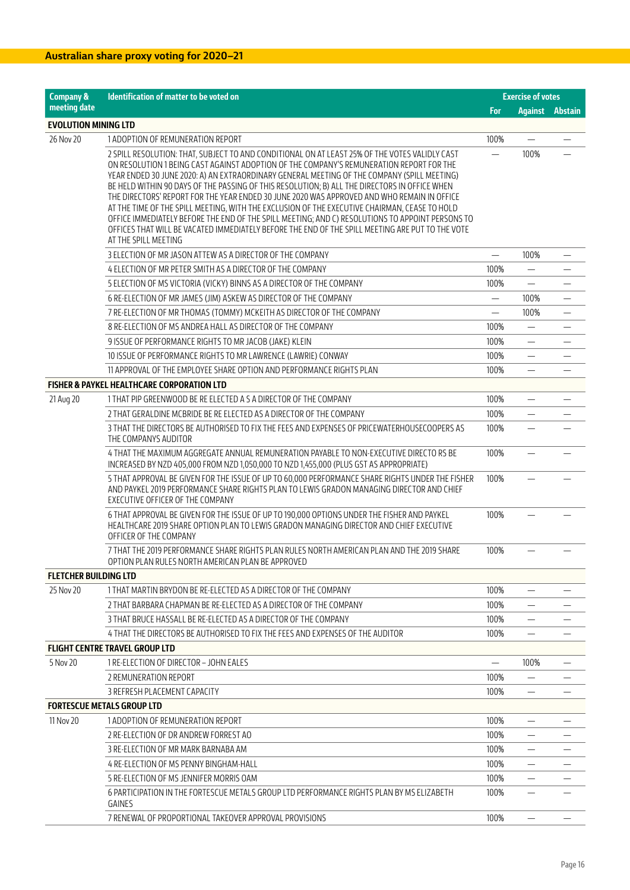## Australian share proxy voting for 2020–21

| Company & meeting date | Identification of matter to be voted on | Exercise of votes | | |
|---|---|---|---|---|
| | | For | Against | Abstain |
| **EVOLUTION MINING LTD** | | | | |
| 26 Nov 20 | 1 ADOPTION OF REMUNERATION REPORT | 100% | — | — |
| | 2 SPILL RESOLUTION: THAT, SUBJECT TO AND CONDITIONAL ON AT LEAST 25% OF THE VOTES VALIDLY CAST ON RESOLUTION 1 BEING CAST AGAINST ADOPTION OF THE COMPANY'S REMUNERATION REPORT FOR THE YEAR ENDED 30 JUNE 2020: A) AN EXTRAORDINARY GENERAL MEETING OF THE COMPANY (SPILL MEETING) BE HELD WITHIN 90 DAYS OF THE PASSING OF THIS RESOLUTION; B) ALL THE DIRECTORS IN OFFICE WHEN THE DIRECTORS' REPORT FOR THE YEAR ENDED 30 JUNE 2020 WAS APPROVED AND WHO REMAIN IN OFFICE AT THE TIME OF THE SPILL MEETING, WITH THE EXCLUSION OF THE EXECUTIVE CHAIRMAN, CEASE TO HOLD OFFICE IMMEDIATELY BEFORE THE END OF THE SPILL MEETING; AND C) RESOLUTIONS TO APPOINT PERSONS TO OFFICES THAT WILL BE VACATED IMMEDIATELY BEFORE THE END OF THE SPILL MEETING ARE PUT TO THE VOTE AT THE SPILL MEETING | — | 100% | — |
| | 3 ELECTION OF MR JASON ATTEW AS A DIRECTOR OF THE COMPANY | — | 100% | — |
| | 4 ELECTION OF MR PETER SMITH AS A DIRECTOR OF THE COMPANY | 100% | — | — |
| | 5 ELECTION OF MS VICTORIA (VICKY) BINNS AS A DIRECTOR OF THE COMPANY | 100% | — | — |
| | 6 RE-ELECTION OF MR JAMES (JIM) ASKEW AS DIRECTOR OF THE COMPANY | — | 100% | — |
| | 7 RE-ELECTION OF MR THOMAS (TOMMY) MCKEITH AS DIRECTOR OF THE COMPANY | — | 100% | — |
| | 8 RE-ELECTION OF MS ANDREA HALL AS DIRECTOR OF THE COMPANY | 100% | — | — |
| | 9 ISSUE OF PERFORMANCE RIGHTS TO MR JACOB (JAKE) KLEIN | 100% | — | — |
| | 10 ISSUE OF PERFORMANCE RIGHTS TO MR LAWRENCE (LAWRIE) CONWAY | 100% | — | — |
| | 11 APPROVAL OF THE EMPLOYEE SHARE OPTION AND PERFORMANCE RIGHTS PLAN | 100% | — | — |
| **FISHER & PAYKEL HEALTHCARE CORPORATION LTD** | | | | |
| 21 Aug 20 | 1 THAT PIP GREENWOOD BE RE ELECTED A S A DIRECTOR OF THE COMPANY | 100% | — | — |
| | 2 THAT GERALDINE MCBRIDE BE RE ELECTED AS A DIRECTOR OF THE COMPANY | 100% | — | — |
| | 3 THAT THE DIRECTORS BE AUTHORISED TO FIX THE FEES AND EXPENSES OF PRICEWATERHOUSECOOPERS AS THE COMPANYS AUDITOR | 100% | — | — |
| | 4 THAT THE MAXIMUM AGGREGATE ANNUAL REMUNERATION PAYABLE TO NON-EXECUTIVE DIRECTO RS BE INCREASED BY NZD 405,000 FROM NZD 1,050,000 TO NZD 1,455,000 (PLUS GST AS APPROPRIATE) | 100% | — | — |
| | 5 THAT APPROVAL BE GIVEN FOR THE ISSUE OF UP TO 60,000 PERFORMANCE SHARE RIGHTS UNDER THE FISHER AND PAYKEL 2019 PERFORMANCE SHARE RIGHTS PLAN TO LEWIS GRADON MANAGING DIRECTOR AND CHIEF EXECUTIVE OFFICER OF THE COMPANY | 100% | — | — |
| | 6 THAT APPROVAL BE GIVEN FOR THE ISSUE OF UP TO 190,000 OPTIONS UNDER THE FISHER AND PAYKEL HEALTHCARE 2019 SHARE OPTION PLAN TO LEWIS GRADON MANAGING DIRECTOR AND CHIEF EXECUTIVE OFFICER OF THE COMPANY | 100% | — | — |
| | 7 THAT THE 2019 PERFORMANCE SHARE RIGHTS PLAN RULES NORTH AMERICAN PLAN AND THE 2019 SHARE OPTION PLAN RULES NORTH AMERICAN PLAN BE APPROVED | 100% | — | — |
| **FLETCHER BUILDING LTD** | | | | |
| 25 Nov 20 | 1 THAT MARTIN BRYDON BE RE-ELECTED AS A DIRECTOR OF THE COMPANY | 100% | — | — |
| | 2 THAT BARBARA CHAPMAN BE RE-ELECTED AS A DIRECTOR OF THE COMPANY | 100% | — | — |
| | 3 THAT BRUCE HASSALL BE RE-ELECTED AS A DIRECTOR OF THE COMPANY | 100% | — | — |
| | 4 THAT THE DIRECTORS BE AUTHORISED TO FIX THE FEES AND EXPENSES OF THE AUDITOR | 100% | — | — |
| **FLIGHT CENTRE TRAVEL GROUP LTD** | | | | |
| 5 Nov 20 | 1 RE-ELECTION OF DIRECTOR – JOHN EALES | — | 100% | — |
| | 2 REMUNERATION REPORT | 100% | — | — |
| | 3 REFRESH PLACEMENT CAPACITY | 100% | — | — |
| **FORTESCUE METALS GROUP LTD** | | | | |
| 11 Nov 20 | 1 ADOPTION OF REMUNERATION REPORT | 100% | — | — |
| | 2 RE-ELECTION OF DR ANDREW FORREST AO | 100% | — | — |
| | 3 RE-ELECTION OF MR MARK BARNABA AM | 100% | — | — |
| | 4 RE-ELECTION OF MS PENNY BINGHAM-HALL | 100% | — | — |
| | 5 RE-ELECTION OF MS JENNIFER MORRIS OAM | 100% | — | — |
| | 6 PARTICIPATION IN THE FORTESCUE METALS GROUP LTD PERFORMANCE RIGHTS PLAN BY MS ELIZABETH GAINES | 100% | — | — |
| | 7 RENEWAL OF PROPORTIONAL TAKEOVER APPROVAL PROVISIONS | 100% | — | — |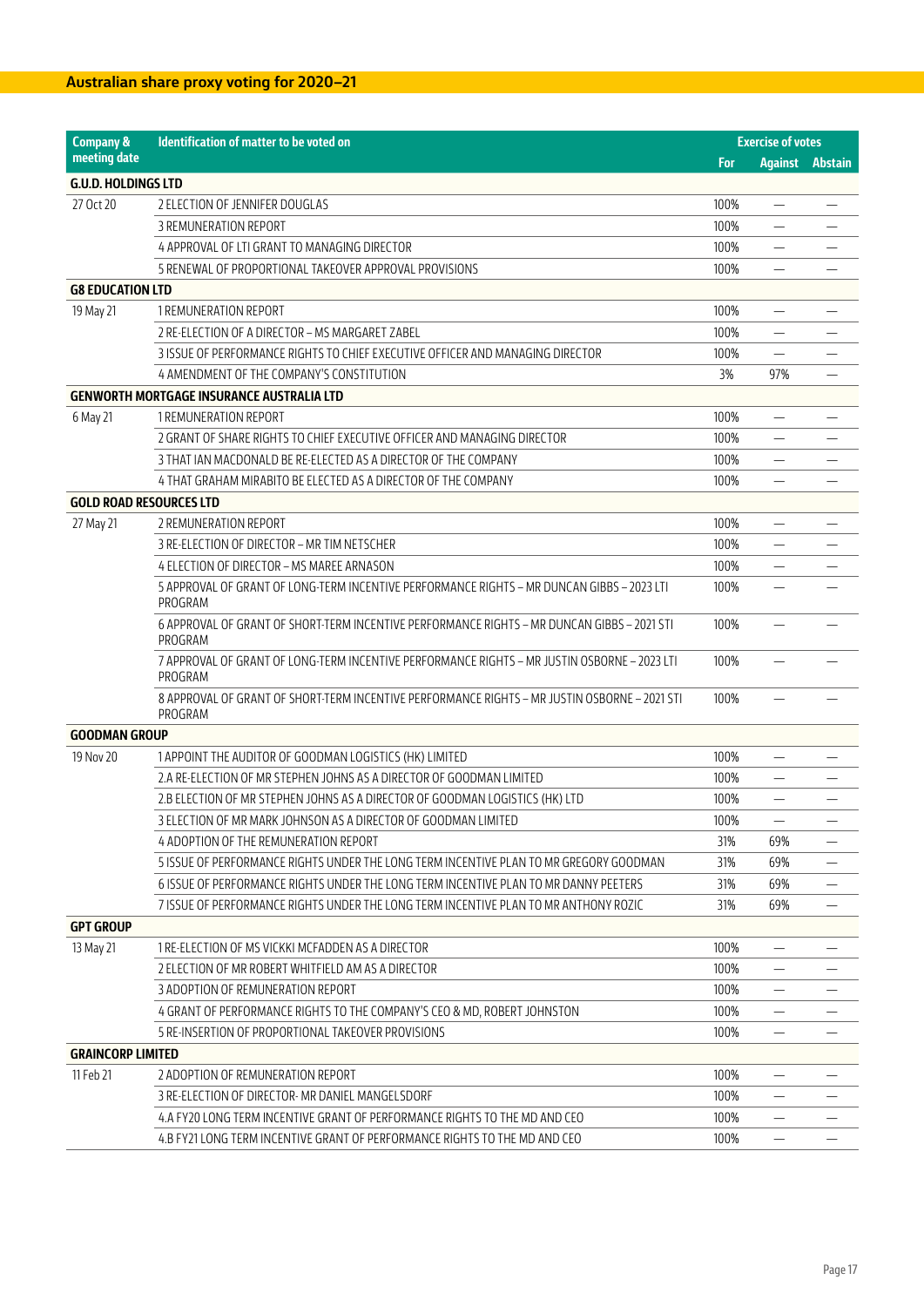## Australian share proxy voting for 2020–21

| Company & meeting date | Identification of matter to be voted on | Exercise of votes | | |
|---|---|---|---|---|
| | | For | Against | Abstain |
| **G.U.D. HOLDINGS LTD** | | | | |
| 27 Oct 20 | 2 ELECTION OF JENNIFER DOUGLAS | 100% | — | — |
| | 3 REMUNERATION REPORT | 100% | — | — |
| | 4 APPROVAL OF LTI GRANT TO MANAGING DIRECTOR | 100% | — | — |
| | 5 RENEWAL OF PROPORTIONAL TAKEOVER APPROVAL PROVISIONS | 100% | — | — |
| **G8 EDUCATION LTD** | | | | |
| 19 May 21 | 1 REMUNERATION REPORT | 100% | — | — |
| | 2 RE-ELECTION OF A DIRECTOR – MS MARGARET ZABEL | 100% | — | — |
| | 3 ISSUE OF PERFORMANCE RIGHTS TO CHIEF EXECUTIVE OFFICER AND MANAGING DIRECTOR | 100% | — | — |
| | 4 AMENDMENT OF THE COMPANY'S CONSTITUTION | 3% | 97% | — |
| **GENWORTH MORTGAGE INSURANCE AUSTRALIA LTD** | | | | |
| 6 May 21 | 1 REMUNERATION REPORT | 100% | — | — |
| | 2 GRANT OF SHARE RIGHTS TO CHIEF EXECUTIVE OFFICER AND MANAGING DIRECTOR | 100% | — | — |
| | 3 THAT IAN MACDONALD BE RE-ELECTED AS A DIRECTOR OF THE COMPANY | 100% | — | — |
| | 4 THAT GRAHAM MIRABITO BE ELECTED AS A DIRECTOR OF THE COMPANY | 100% | — | — |
| **GOLD ROAD RESOURCES LTD** | | | | |
| 27 May 21 | 2 REMUNERATION REPORT | 100% | — | — |
| | 3 RE-ELECTION OF DIRECTOR – MR TIM NETSCHER | 100% | — | — |
| | 4 ELECTION OF DIRECTOR – MS MAREE ARNASON | 100% | — | — |
| | 5 APPROVAL OF GRANT OF LONG-TERM INCENTIVE PERFORMANCE RIGHTS – MR DUNCAN GIBBS – 2023 LTI PROGRAM | 100% | — | — |
| | 6 APPROVAL OF GRANT OF SHORT-TERM INCENTIVE PERFORMANCE RIGHTS – MR DUNCAN GIBBS – 2021 STI PROGRAM | 100% | — | — |
| | 7 APPROVAL OF GRANT OF LONG-TERM INCENTIVE PERFORMANCE RIGHTS – MR JUSTIN OSBORNE – 2023 LTI PROGRAM | 100% | — | — |
| | 8 APPROVAL OF GRANT OF SHORT-TERM INCENTIVE PERFORMANCE RIGHTS – MR JUSTIN OSBORNE – 2021 STI PROGRAM | 100% | — | — |
| **GOODMAN GROUP** | | | | |
| 19 Nov 20 | 1 APPOINT THE AUDITOR OF GOODMAN LOGISTICS (HK) LIMITED | 100% | — | — |
| | 2.A RE-ELECTION OF MR STEPHEN JOHNS AS A DIRECTOR OF GOODMAN LIMITED | 100% | — | — |
| | 2.B ELECTION OF MR STEPHEN JOHNS AS A DIRECTOR OF GOODMAN LOGISTICS (HK) LTD | 100% | — | — |
| | 3 ELECTION OF MR MARK JOHNSON AS A DIRECTOR OF GOODMAN LIMITED | 100% | — | — |
| | 4 ADOPTION OF THE REMUNERATION REPORT | 31% | 69% | — |
| | 5 ISSUE OF PERFORMANCE RIGHTS UNDER THE LONG TERM INCENTIVE PLAN TO MR GREGORY GOODMAN | 31% | 69% | — |
| | 6 ISSUE OF PERFORMANCE RIGHTS UNDER THE LONG TERM INCENTIVE PLAN TO MR DANNY PEETERS | 31% | 69% | — |
| | 7 ISSUE OF PERFORMANCE RIGHTS UNDER THE LONG TERM INCENTIVE PLAN TO MR ANTHONY ROZIC | 31% | 69% | — |
| **GPT GROUP** | | | | |
| 13 May 21 | 1 RE-ELECTION OF MS VICKKI MCFADDEN AS A DIRECTOR | 100% | — | — |
| | 2 ELECTION OF MR ROBERT WHITFIELD AM AS A DIRECTOR | 100% | — | — |
| | 3 ADOPTION OF REMUNERATION REPORT | 100% | — | — |
| | 4 GRANT OF PERFORMANCE RIGHTS TO THE COMPANY'S CEO & MD, ROBERT JOHNSTON | 100% | — | — |
| | 5 RE-INSERTION OF PROPORTIONAL TAKEOVER PROVISIONS | 100% | — | — |
| **GRAINCORP LIMITED** | | | | |
| 11 Feb 21 | 2 ADOPTION OF REMUNERATION REPORT | 100% | — | — |
| | 3 RE-ELECTION OF DIRECTOR- MR DANIEL MANGELSDORF | 100% | — | — |
| | 4.A FY20 LONG TERM INCENTIVE GRANT OF PERFORMANCE RIGHTS TO THE MD AND CEO | 100% | — | — |
| | 4.B FY21 LONG TERM INCENTIVE GRANT OF PERFORMANCE RIGHTS TO THE MD AND CEO | 100% | — | — |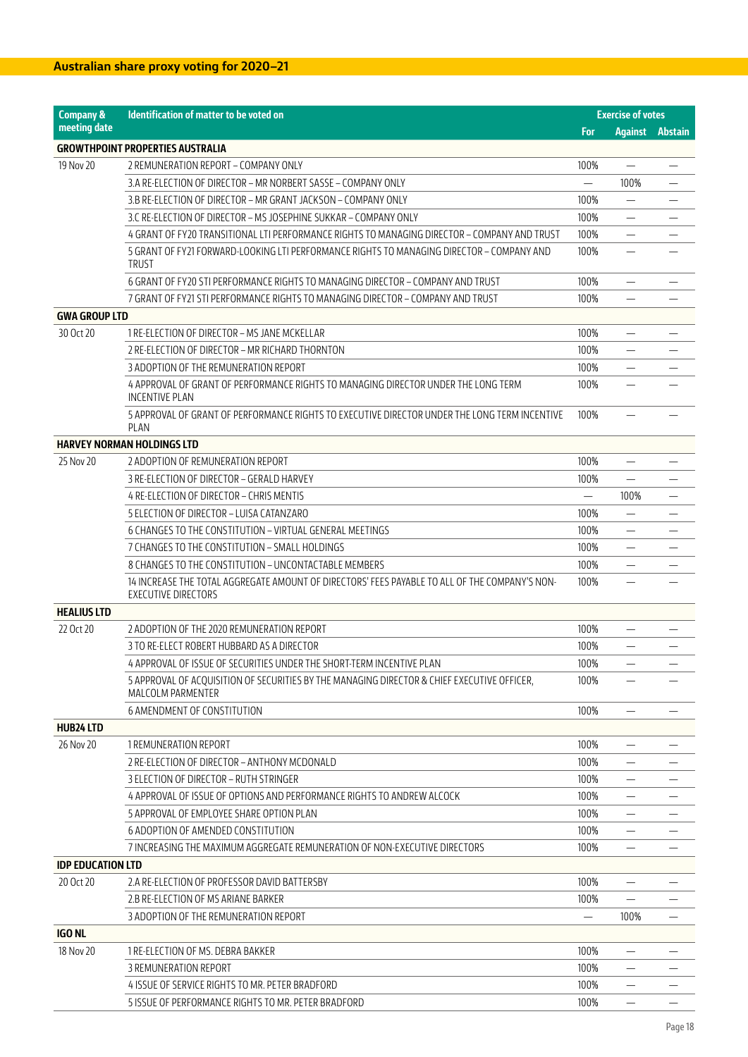## Australian share proxy voting for 2020–21

| Company & meeting date | Identification of matter to be voted on | Exercise of votes | | |
|---|---|---|---|---|
| | | For | Against | Abstain |
| **GROWTHPOINT PROPERTIES AUSTRALIA** | | | | |
| 19 Nov 20 | 2 REMUNERATION REPORT – COMPANY ONLY | 100% | — | — |
| | 3.A RE-ELECTION OF DIRECTOR – MR NORBERT SASSE – COMPANY ONLY | — | 100% | — |
| | 3.B RE-ELECTION OF DIRECTOR – MR GRANT JACKSON – COMPANY ONLY | 100% | — | — |
| | 3.C RE-ELECTION OF DIRECTOR – MS JOSEPHINE SUKKAR – COMPANY ONLY | 100% | — | — |
| | 4 GRANT OF FY20 TRANSITIONAL LTI PERFORMANCE RIGHTS TO MANAGING DIRECTOR – COMPANY AND TRUST | 100% | — | — |
| | 5 GRANT OF FY21 FORWARD-LOOKING LTI PERFORMANCE RIGHTS TO MANAGING DIRECTOR – COMPANY AND TRUST | 100% | — | — |
| | 6 GRANT OF FY20 STI PERFORMANCE RIGHTS TO MANAGING DIRECTOR – COMPANY AND TRUST | 100% | — | — |
| | 7 GRANT OF FY21 STI PERFORMANCE RIGHTS TO MANAGING DIRECTOR – COMPANY AND TRUST | 100% | — | — |
| **GWA GROUP LTD** | | | | |
| 30 Oct 20 | 1 RE-ELECTION OF DIRECTOR – MS JANE MCKELLAR | 100% | — | — |
| | 2 RE-ELECTION OF DIRECTOR – MR RICHARD THORNTON | 100% | — | — |
| | 3 ADOPTION OF THE REMUNERATION REPORT | 100% | — | — |
| | 4 APPROVAL OF GRANT OF PERFORMANCE RIGHTS TO MANAGING DIRECTOR UNDER THE LONG TERM INCENTIVE PLAN | 100% | — | — |
| | 5 APPROVAL OF GRANT OF PERFORMANCE RIGHTS TO EXECUTIVE DIRECTOR UNDER THE LONG TERM INCENTIVE PLAN | 100% | — | — |
| **HARVEY NORMAN HOLDINGS LTD** | | | | |
| 25 Nov 20 | 2 ADOPTION OF REMUNERATION REPORT | 100% | — | — |
| | 3 RE-ELECTION OF DIRECTOR – GERALD HARVEY | 100% | — | — |
| | 4 RE-ELECTION OF DIRECTOR – CHRIS MENTIS | — | 100% | — |
| | 5 ELECTION OF DIRECTOR – LUISA CATANZARO | 100% | — | — |
| | 6 CHANGES TO THE CONSTITUTION – VIRTUAL GENERAL MEETINGS | 100% | — | — |
| | 7 CHANGES TO THE CONSTITUTION – SMALL HOLDINGS | 100% | — | — |
| | 8 CHANGES TO THE CONSTITUTION – UNCONTACTABLE MEMBERS | 100% | — | — |
| | 14 INCREASE THE TOTAL AGGREGATE AMOUNT OF DIRECTORS' FEES PAYABLE TO ALL OF THE COMPANY'S NON-EXECUTIVE DIRECTORS | 100% | — | — |
| **HEALIUS LTD** | | | | |
| 22 Oct 20 | 2 ADOPTION OF THE 2020 REMUNERATION REPORT | 100% | — | — |
| | 3 TO RE-ELECT ROBERT HUBBARD AS A DIRECTOR | 100% | — | — |
| | 4 APPROVAL OF ISSUE OF SECURITIES UNDER THE SHORT-TERM INCENTIVE PLAN | 100% | — | — |
| | 5 APPROVAL OF ACQUISITION OF SECURITIES BY THE MANAGING DIRECTOR & CHIEF EXECUTIVE OFFICER, MALCOLM PARMENTER | 100% | — | — |
| | 6 AMENDMENT OF CONSTITUTION | 100% | — | — |
| **HUB24 LTD** | | | | |
| 26 Nov 20 | 1 REMUNERATION REPORT | 100% | — | — |
| | 2 RE-ELECTION OF DIRECTOR – ANTHONY MCDONALD | 100% | — | — |
| | 3 ELECTION OF DIRECTOR – RUTH STRINGER | 100% | — | — |
| | 4 APPROVAL OF ISSUE OF OPTIONS AND PERFORMANCE RIGHTS TO ANDREW ALCOCK | 100% | — | — |
| | 5 APPROVAL OF EMPLOYEE SHARE OPTION PLAN | 100% | — | — |
| | 6 ADOPTION OF AMENDED CONSTITUTION | 100% | — | — |
| | 7 INCREASING THE MAXIMUM AGGREGATE REMUNERATION OF NON-EXECUTIVE DIRECTORS | 100% | — | — |
| **IDP EDUCATION LTD** | | | | |
| 20 Oct 20 | 2.A RE-ELECTION OF PROFESSOR DAVID BATTERSBY | 100% | — | — |
| | 2.B RE-ELECTION OF MS ARIANE BARKER | 100% | — | — |
| | 3 ADOPTION OF THE REMUNERATION REPORT | — | 100% | — |
| **IGO NL** | | | | |
| 18 Nov 20 | 1 RE-ELECTION OF MS. DEBRA BAKKER | 100% | — | — |
| | 3 REMUNERATION REPORT | 100% | — | — |
| | 4 ISSUE OF SERVICE RIGHTS TO MR. PETER BRADFORD | 100% | — | — |
| | 5 ISSUE OF PERFORMANCE RIGHTS TO MR. PETER BRADFORD | 100% | — | — |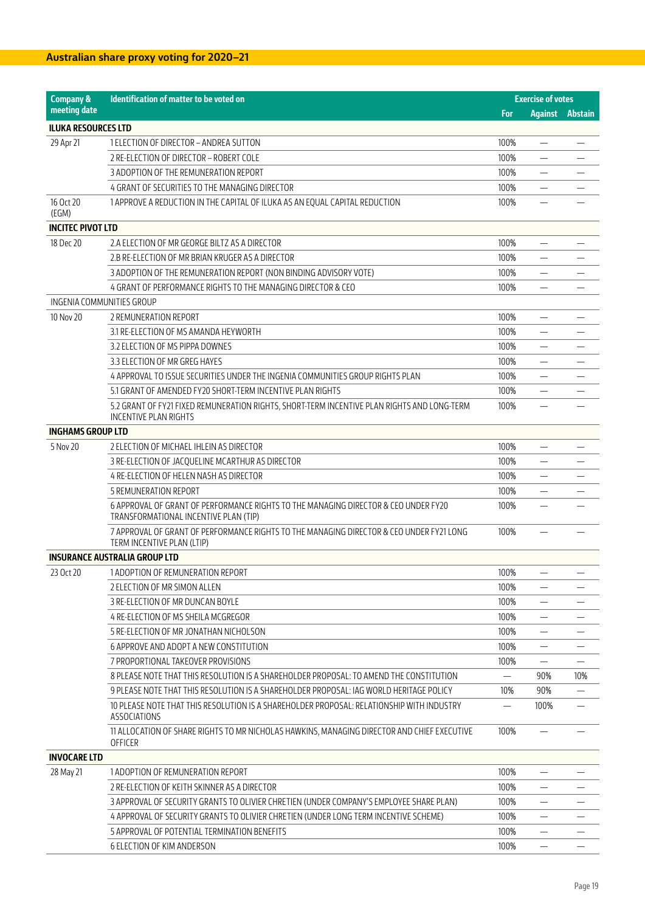## Australian share proxy voting for 2020–21

| Company & meeting date | Identification of matter to be voted on | Exercise of votes | | |
|---|---|---|---|---|
| | | For | Against | Abstain |
| **ILUKA RESOURCES LTD** | | | | |
| 29 Apr 21 | 1 ELECTION OF DIRECTOR – ANDREA SUTTON | 100% | — | — |
| | 2 RE-ELECTION OF DIRECTOR – ROBERT COLE | 100% | — | — |
| | 3 ADOPTION OF THE REMUNERATION REPORT | 100% | — | — |
| | 4 GRANT OF SECURITIES TO THE MANAGING DIRECTOR | 100% | — | — |
| 16 Oct 20 (EGM) | 1 APPROVE A REDUCTION IN THE CAPITAL OF ILUKA AS AN EQUAL CAPITAL REDUCTION | 100% | — | — |
| **INCITEC PIVOT LTD** | | | | |
| 18 Dec 20 | 2.A ELECTION OF MR GEORGE BILTZ AS A DIRECTOR | 100% | — | — |
| | 2.B RE-ELECTION OF MR BRIAN KRUGER AS A DIRECTOR | 100% | — | — |
| | 3 ADOPTION OF THE REMUNERATION REPORT (NON BINDING ADVISORY VOTE) | 100% | — | — |
| | 4 GRANT OF PERFORMANCE RIGHTS TO THE MANAGING DIRECTOR & CEO | 100% | — | — |
| INGENIA COMMUNITIES GROUP | | | | |
| 10 Nov 20 | 2 REMUNERATION REPORT | 100% | — | — |
| | 3.1 RE-ELECTION OF MS AMANDA HEYWORTH | 100% | — | — |
| | 3.2 ELECTION OF MS PIPPA DOWNES | 100% | — | — |
| | 3.3 ELECTION OF MR GREG HAYES | 100% | — | — |
| | 4 APPROVAL TO ISSUE SECURITIES UNDER THE INGENIA COMMUNITIES GROUP RIGHTS PLAN | 100% | — | — |
| | 5.1 GRANT OF AMENDED FY20 SHORT-TERM INCENTIVE PLAN RIGHTS | 100% | — | — |
| | 5.2 GRANT OF FY21 FIXED REMUNERATION RIGHTS, SHORT-TERM INCENTIVE PLAN RIGHTS AND LONG-TERM INCENTIVE PLAN RIGHTS | 100% | — | — |
| **INGHAMS GROUP LTD** | | | | |
| 5 Nov 20 | 2 ELECTION OF MICHAEL IHLEIN AS DIRECTOR | 100% | — | — |
| | 3 RE-ELECTION OF JACQUELINE MCARTHUR AS DIRECTOR | 100% | — | — |
| | 4 RE-ELECTION OF HELEN NASH AS DIRECTOR | 100% | — | — |
| | 5 REMUNERATION REPORT | 100% | — | — |
| | 6 APPROVAL OF GRANT OF PERFORMANCE RIGHTS TO THE MANAGING DIRECTOR & CEO UNDER FY20 TRANSFORMATIONAL INCENTIVE PLAN (TIP) | 100% | — | — |
| | 7 APPROVAL OF GRANT OF PERFORMANCE RIGHTS TO THE MANAGING DIRECTOR & CEO UNDER FY21 LONG TERM INCENTIVE PLAN (LTIP) | 100% | — | — |
| **INSURANCE AUSTRALIA GROUP LTD** | | | | |
| 23 Oct 20 | 1 ADOPTION OF REMUNERATION REPORT | 100% | — | — |
| | 2 ELECTION OF MR SIMON ALLEN | 100% | — | — |
| | 3 RE-ELECTION OF MR DUNCAN BOYLE | 100% | — | — |
| | 4 RE-ELECTION OF MS SHEILA MCGREGOR | 100% | — | — |
| | 5 RE-ELECTION OF MR JONATHAN NICHOLSON | 100% | — | — |
| | 6 APPROVE AND ADOPT A NEW CONSTITUTION | 100% | — | — |
| | 7 PROPORTIONAL TAKEOVER PROVISIONS | 100% | — | — |
| | 8 PLEASE NOTE THAT THIS RESOLUTION IS A SHAREHOLDER PROPOSAL: TO AMEND THE CONSTITUTION | — | 90% | 10% |
| | 9 PLEASE NOTE THAT THIS RESOLUTION IS A SHAREHOLDER PROPOSAL: IAG WORLD HERITAGE POLICY | 10% | 90% | — |
| | 10 PLEASE NOTE THAT THIS RESOLUTION IS A SHAREHOLDER PROPOSAL: RELATIONSHIP WITH INDUSTRY ASSOCIATIONS | — | 100% | — |
| | 11 ALLOCATION OF SHARE RIGHTS TO MR NICHOLAS HAWKINS, MANAGING DIRECTOR AND CHIEF EXECUTIVE OFFICER | 100% | — | — |
| **INVOCARE LTD** | | | | |
| 28 May 21 | 1 ADOPTION OF REMUNERATION REPORT | 100% | — | — |
| | 2 RE-ELECTION OF KEITH SKINNER AS A DIRECTOR | 100% | — | — |
| | 3 APPROVAL OF SECURITY GRANTS TO OLIVIER CHRETIEN (UNDER COMPANY'S EMPLOYEE SHARE PLAN) | 100% | — | — |
| | 4 APPROVAL OF SECURITY GRANTS TO OLIVIER CHRETIEN (UNDER LONG TERM INCENTIVE SCHEME) | 100% | — | — |
| | 5 APPROVAL OF POTENTIAL TERMINATION BENEFITS | 100% | — | — |
| | 6 ELECTION OF KIM ANDERSON | 100% | — | — |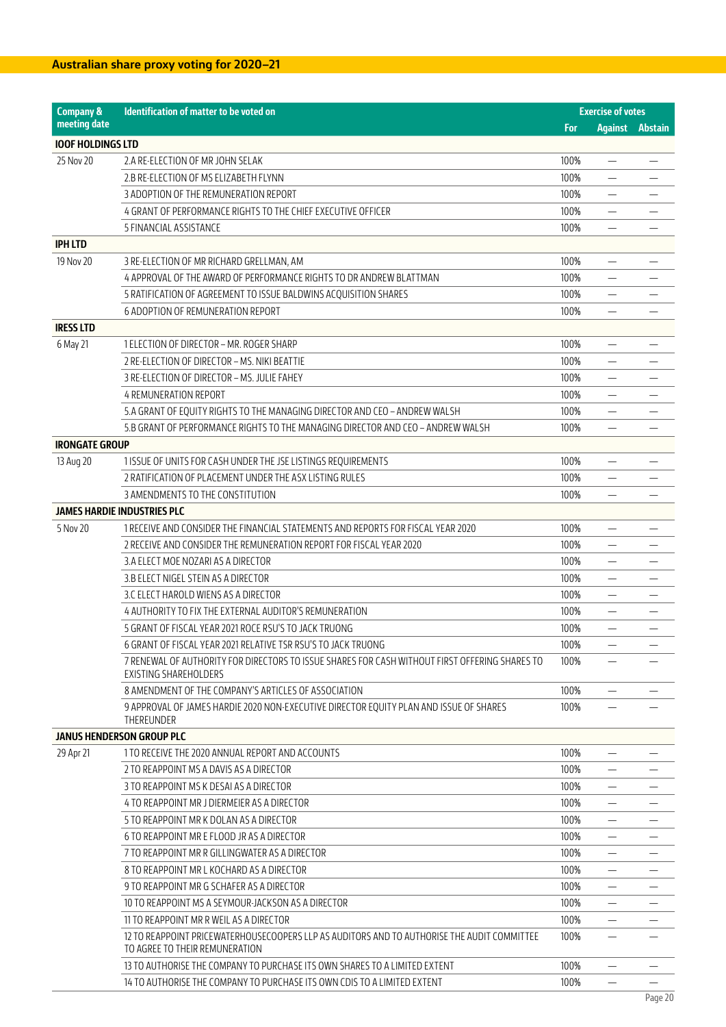## Australian share proxy voting for 2020–21

| Company & meeting date | Identification of matter to be voted on | Exercise of votes | | |
|---|---|---|---|---|
| | | For | Against | Abstain |
| **IOOF HOLDINGS LTD** | | | | |
| 25 Nov 20 | 2.A RE-ELECTION OF MR JOHN SELAK | 100% | — | — |
| | 2.B RE-ELECTION OF MS ELIZABETH FLYNN | 100% | — | — |
| | 3 ADOPTION OF THE REMUNERATION REPORT | 100% | — | — |
| | 4 GRANT OF PERFORMANCE RIGHTS TO THE CHIEF EXECUTIVE OFFICER | 100% | — | — |
| | 5 FINANCIAL ASSISTANCE | 100% | — | — |
| **IPH LTD** | | | | |
| 19 Nov 20 | 3 RE-ELECTION OF MR RICHARD GRELLMAN, AM | 100% | — | — |
| | 4 APPROVAL OF THE AWARD OF PERFORMANCE RIGHTS TO DR ANDREW BLATTMAN | 100% | — | — |
| | 5 RATIFICATION OF AGREEMENT TO ISSUE BALDWINS ACQUISITION SHARES | 100% | — | — |
| | 6 ADOPTION OF REMUNERATION REPORT | 100% | — | — |
| **IRESS LTD** | | | | |
| 6 May 21 | 1 ELECTION OF DIRECTOR – MR. ROGER SHARP | 100% | — | — |
| | 2 RE-ELECTION OF DIRECTOR – MS. NIKI BEATTIE | 100% | — | — |
| | 3 RE-ELECTION OF DIRECTOR – MS. JULIE FAHEY | 100% | — | — |
| | 4 REMUNERATION REPORT | 100% | — | — |
| | 5.A GRANT OF EQUITY RIGHTS TO THE MANAGING DIRECTOR AND CEO – ANDREW WALSH | 100% | — | — |
| | 5.B GRANT OF PERFORMANCE RIGHTS TO THE MANAGING DIRECTOR AND CEO – ANDREW WALSH | 100% | — | — |
| **IRONGATE GROUP** | | | | |
| 13 Aug 20 | 1 ISSUE OF UNITS FOR CASH UNDER THE JSE LISTINGS REQUIREMENTS | 100% | — | — |
| | 2 RATIFICATION OF PLACEMENT UNDER THE ASX LISTING RULES | 100% | — | — |
| | 3 AMENDMENTS TO THE CONSTITUTION | 100% | — | — |
| **JAMES HARDIE INDUSTRIES PLC** | | | | |
| 5 Nov 20 | 1 RECEIVE AND CONSIDER THE FINANCIAL STATEMENTS AND REPORTS FOR FISCAL YEAR 2020 | 100% | — | — |
| | 2 RECEIVE AND CONSIDER THE REMUNERATION REPORT FOR FISCAL YEAR 2020 | 100% | — | — |
| | 3.A ELECT MOE NOZARI AS A DIRECTOR | 100% | — | — |
| | 3.B ELECT NIGEL STEIN AS A DIRECTOR | 100% | — | — |
| | 3.C ELECT HAROLD WIENS AS A DIRECTOR | 100% | — | — |
| | 4 AUTHORITY TO FIX THE EXTERNAL AUDITOR'S REMUNERATION | 100% | — | — |
| | 5 GRANT OF FISCAL YEAR 2021 ROCE RSU'S TO JACK TRUONG | 100% | — | — |
| | 6 GRANT OF FISCAL YEAR 2021 RELATIVE TSR RSU'S TO JACK TRUONG | 100% | — | — |
| | 7 RENEWAL OF AUTHORITY FOR DIRECTORS TO ISSUE SHARES FOR CASH WITHOUT FIRST OFFERING SHARES TO EXISTING SHAREHOLDERS | 100% | — | — |
| | 8 AMENDMENT OF THE COMPANY'S ARTICLES OF ASSOCIATION | 100% | — | — |
| | 9 APPROVAL OF JAMES HARDIE 2020 NON-EXECUTIVE DIRECTOR EQUITY PLAN AND ISSUE OF SHARES THEREUNDER | 100% | — | — |
| **JANUS HENDERSON GROUP PLC** | | | | |
| 29 Apr 21 | 1 TO RECEIVE THE 2020 ANNUAL REPORT AND ACCOUNTS | 100% | — | — |
| | 2 TO REAPPOINT MS A DAVIS AS A DIRECTOR | 100% | — | — |
| | 3 TO REAPPOINT MS K DESAI AS A DIRECTOR | 100% | — | — |
| | 4 TO REAPPOINT MR J DIERMEIER AS A DIRECTOR | 100% | — | — |
| | 5 TO REAPPOINT MR K DOLAN AS A DIRECTOR | 100% | — | — |
| | 6 TO REAPPOINT MR E FLOOD JR AS A DIRECTOR | 100% | — | — |
| | 7 TO REAPPOINT MR R GILLINGWATER AS A DIRECTOR | 100% | — | — |
| | 8 TO REAPPOINT MR L KOCHARD AS A DIRECTOR | 100% | — | — |
| | 9 TO REAPPOINT MR G SCHAFER AS A DIRECTOR | 100% | — | — |
| | 10 TO REAPPOINT MS A SEYMOUR-JACKSON AS A DIRECTOR | 100% | — | — |
| | 11 TO REAPPOINT MR R WEIL AS A DIRECTOR | 100% | — | — |
| | 12 TO REAPPOINT PRICEWATERHOUSECOOPERS LLP AS AUDITORS AND TO AUTHORISE THE AUDIT COMMITTEE TO AGREE TO THEIR REMUNERATION | 100% | — | — |
| | 13 TO AUTHORISE THE COMPANY TO PURCHASE ITS OWN SHARES TO A LIMITED EXTENT | 100% | — | — |
| | 14 TO AUTHORISE THE COMPANY TO PURCHASE ITS OWN CDIS TO A LIMITED EXTENT | 100% | — | — |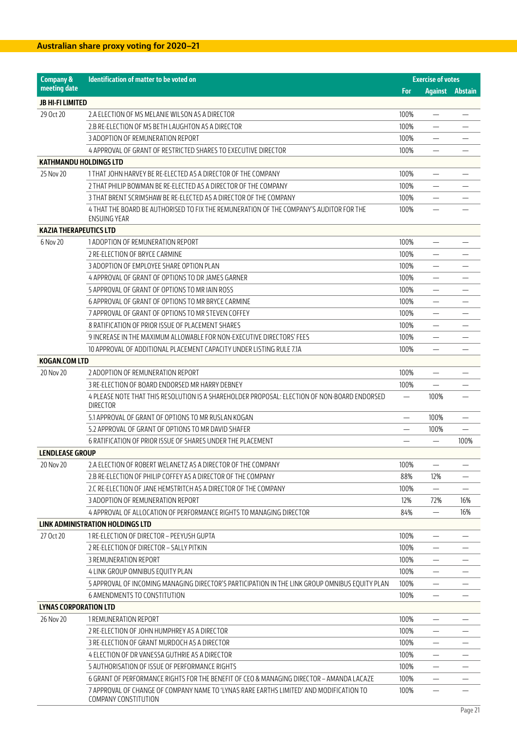## Australian share proxy voting for 2020–21

| Company & meeting date | Identification of matter to be voted on | Exercise of votes | | |
|---|---|---|---|---|
| | | For | Against | Abstain |
| **JB HI-FI LIMITED** | | | | |
| 29 Oct 20 | 2.A ELECTION OF MS MELANIE WILSON AS A DIRECTOR | 100% | — | — |
| | 2.B RE-ELECTION OF MS BETH LAUGHTON AS A DIRECTOR | 100% | — | — |
| | 3 ADOPTION OF REMUNERATION REPORT | 100% | — | — |
| | 4 APPROVAL OF GRANT OF RESTRICTED SHARES TO EXECUTIVE DIRECTOR | 100% | — | — |
| **KATHMANDU HOLDINGS LTD** | | | | |
| 25 Nov 20 | 1 THAT JOHN HARVEY BE RE-ELECTED AS A DIRECTOR OF THE COMPANY | 100% | — | — |
| | 2 THAT PHILIP BOWMAN BE RE-ELECTED AS A DIRECTOR OF THE COMPANY | 100% | — | — |
| | 3 THAT BRENT SCRIMSHAW BE RE-ELECTED AS A DIRECTOR OF THE COMPANY | 100% | — | — |
| | 4 THAT THE BOARD BE AUTHORISED TO FIX THE REMUNERATION OF THE COMPANY'S AUDITOR FOR THE ENSUING YEAR | 100% | — | — |
| **KAZIA THERAPEUTICS LTD** | | | | |
| 6 Nov 20 | 1 ADOPTION OF REMUNERATION REPORT | 100% | — | — |
| | 2 RE-ELECTION OF BRYCE CARMINE | 100% | — | — |
| | 3 ADOPTION OF EMPLOYEE SHARE OPTION PLAN | 100% | — | — |
| | 4 APPROVAL OF GRANT OF OPTIONS TO DR JAMES GARNER | 100% | — | — |
| | 5 APPROVAL OF GRANT OF OPTIONS TO MR IAIN ROSS | 100% | — | — |
| | 6 APPROVAL OF GRANT OF OPTIONS TO MR BRYCE CARMINE | 100% | — | — |
| | 7 APPROVAL OF GRANT OF OPTIONS TO MR STEVEN COFFEY | 100% | — | — |
| | 8 RATIFICATION OF PRIOR ISSUE OF PLACEMENT SHARES | 100% | — | — |
| | 9 INCREASE IN THE MAXIMUM ALLOWABLE FOR NON-EXECUTIVE DIRECTORS' FEES | 100% | — | — |
| | 10 APPROVAL OF ADDITIONAL PLACEMENT CAPACITY UNDER LISTING RULE 7.1A | 100% | — | — |
| **KOGAN.COM LTD** | | | | |
| 20 Nov 20 | 2 ADOPTION OF REMUNERATION REPORT | 100% | — | — |
| | 3 RE-ELECTION OF BOARD ENDORSED MR HARRY DEBNEY | 100% | — | — |
| | 4 PLEASE NOTE THAT THIS RESOLUTION IS A SHAREHOLDER PROPOSAL: ELECTION OF NON-BOARD ENDORSED DIRECTOR | — | 100% | — |
| | 5.1 APPROVAL OF GRANT OF OPTIONS TO MR RUSLAN KOGAN | — | 100% | — |
| | 5.2 APPROVAL OF GRANT OF OPTIONS TO MR DAVID SHAFER | — | 100% | — |
| | 6 RATIFICATION OF PRIOR ISSUE OF SHARES UNDER THE PLACEMENT | — | — | 100% |
| **LENDLEASE GROUP** | | | | |
| 20 Nov 20 | 2.A ELECTION OF ROBERT WELANETZ AS A DIRECTOR OF THE COMPANY | 100% | — | — |
| | 2.B RE-ELECTION OF PHILIP COFFEY AS A DIRECTOR OF THE COMPANY | 88% | 12% | — |
| | 2.C RE-ELECTION OF JANE HEMSTRITCH AS A DIRECTOR OF THE COMPANY | 100% | — | — |
| | 3 ADOPTION OF REMUNERATION REPORT | 12% | 72% | 16% |
| | 4 APPROVAL OF ALLOCATION OF PERFORMANCE RIGHTS TO MANAGING DIRECTOR | 84% | — | 16% |
| **LINK ADMINISTRATION HOLDINGS LTD** | | | | |
| 27 Oct 20 | 1 RE-ELECTION OF DIRECTOR – PEEYUSH GUPTA | 100% | — | — |
| | 2 RE-ELECTION OF DIRECTOR – SALLY PITKIN | 100% | — | — |
| | 3 REMUNERATION REPORT | 100% | — | — |
| | 4 LINK GROUP OMNIBUS EQUITY PLAN | 100% | — | — |
| | 5 APPROVAL OF INCOMING MANAGING DIRECTOR'S PARTICIPATION IN THE LINK GROUP OMNIBUS EQUITY PLAN | 100% | — | — |
| | 6 AMENDMENTS TO CONSTITUTION | 100% | — | — |
| **LYNAS CORPORATION LTD** | | | | |
| 26 Nov 20 | 1 REMUNERATION REPORT | 100% | — | — |
| | 2 RE-ELECTION OF JOHN HUMPHREY AS A DIRECTOR | 100% | — | — |
| | 3 RE-ELECTION OF GRANT MURDOCH AS A DIRECTOR | 100% | — | — |
| | 4 ELECTION OF DR VANESSA GUTHRIE AS A DIRECTOR | 100% | — | — |
| | 5 AUTHORISATION OF ISSUE OF PERFORMANCE RIGHTS | 100% | — | — |
| | 6 GRANT OF PERFORMANCE RIGHTS FOR THE BENEFIT OF CEO & MANAGING DIRECTOR – AMANDA LACAZE | 100% | — | — |
| | 7 APPROVAL OF CHANGE OF COMPANY NAME TO 'LYNAS RARE EARTHS LIMITED' AND MODIFICATION TO COMPANY CONSTITUTION | 100% | — | — |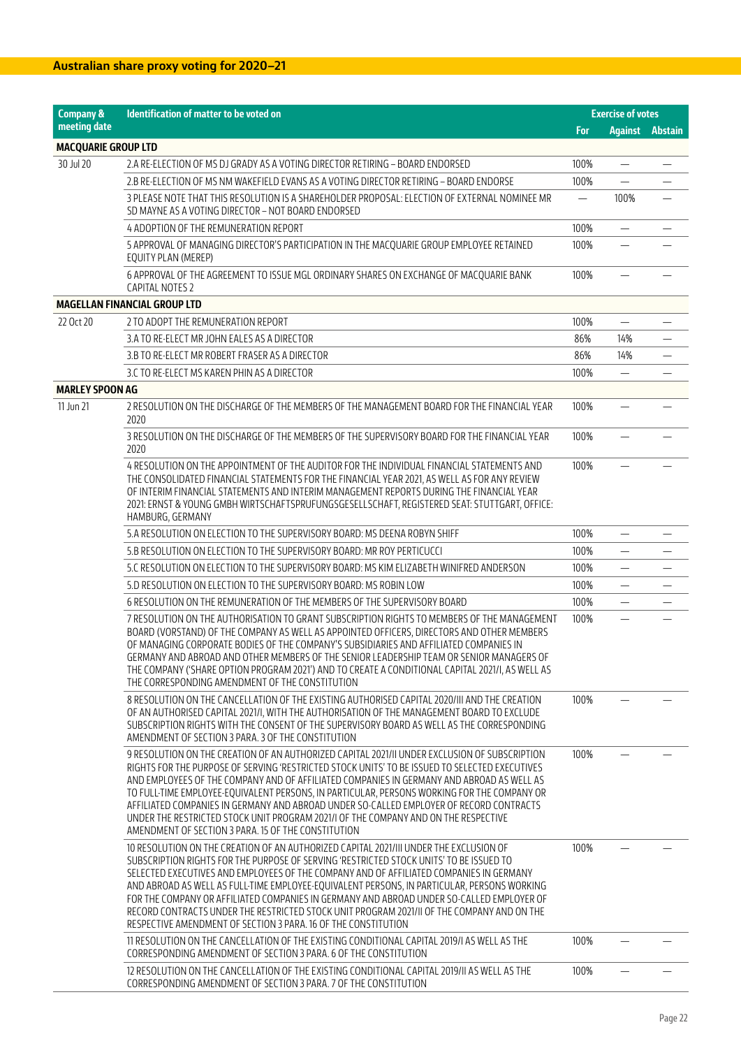## Australian share proxy voting for 2020–21

| Company & meeting date | Identification of matter to be voted on | Exercise of votes | | |
|---|---|---|---|---|
| | | For | Against | Abstain |
| **MACQUARIE GROUP LTD** | | | | |
| 30 Jul 20 | 2.A RE-ELECTION OF MS DJ GRADY AS A VOTING DIRECTOR RETIRING – BOARD ENDORSED | 100% | — | — |
| | 2.B RE-ELECTION OF MS NM WAKEFIELD EVANS AS A VOTING DIRECTOR RETIRING – BOARD ENDORSE | 100% | — | — |
| | 3 PLEASE NOTE THAT THIS RESOLUTION IS A SHAREHOLDER PROPOSAL: ELECTION OF EXTERNAL NOMINEE MR SD MAYNE AS A VOTING DIRECTOR – NOT BOARD ENDORSED | — | 100% | — |
| | 4 ADOPTION OF THE REMUNERATION REPORT | 100% | — | — |
| | 5 APPROVAL OF MANAGING DIRECTOR'S PARTICIPATION IN THE MACQUARIE GROUP EMPLOYEE RETAINED EQUITY PLAN (MEREP) | 100% | — | — |
| | 6 APPROVAL OF THE AGREEMENT TO ISSUE MGL ORDINARY SHARES ON EXCHANGE OF MACQUARIE BANK CAPITAL NOTES 2 | 100% | — | — |
| **MAGELLAN FINANCIAL GROUP LTD** | | | | |
| 22 Oct 20 | 2 TO ADOPT THE REMUNERATION REPORT | 100% | — | — |
| | 3.A TO RE-ELECT MR JOHN EALES AS A DIRECTOR | 86% | 14% | — |
| | 3.B TO RE-ELECT MR ROBERT FRASER AS A DIRECTOR | 86% | 14% | — |
| | 3.C TO RE-ELECT MS KAREN PHIN AS A DIRECTOR | 100% | — | — |
| **MARLEY SPOON AG** | | | | |
| 11 Jun 21 | 2 RESOLUTION ON THE DISCHARGE OF THE MEMBERS OF THE MANAGEMENT BOARD FOR THE FINANCIAL YEAR 2020 | 100% | — | — |
| | 3 RESOLUTION ON THE DISCHARGE OF THE MEMBERS OF THE SUPERVISORY BOARD FOR THE FINANCIAL YEAR 2020 | 100% | — | — |
| | 4 RESOLUTION ON THE APPOINTMENT OF THE AUDITOR FOR THE INDIVIDUAL FINANCIAL STATEMENTS AND THE CONSOLIDATED FINANCIAL STATEMENTS FOR THE FINANCIAL YEAR 2021, AS WELL AS FOR ANY REVIEW OF INTERIM FINANCIAL STATEMENTS AND INTERIM MANAGEMENT REPORTS DURING THE FINANCIAL YEAR 2021: ERNST & YOUNG GMBH WIRTSCHAFTSPRUFUNGSGESELLSCHAFT, REGISTERED SEAT: STUTTGART, OFFICE: HAMBURG, GERMANY | 100% | — | — |
| | 5.A RESOLUTION ON ELECTION TO THE SUPERVISORY BOARD: MS DEENA ROBYN SHIFF | 100% | — | — |
| | 5.B RESOLUTION ON ELECTION TO THE SUPERVISORY BOARD: MR ROY PERTICUCCI | 100% | — | — |
| | 5.C RESOLUTION ON ELECTION TO THE SUPERVISORY BOARD: MS KIM ELIZABETH WINIFRED ANDERSON | 100% | — | — |
| | 5.D RESOLUTION ON ELECTION TO THE SUPERVISORY BOARD: MS ROBIN LOW | 100% | — | — |
| | 6 RESOLUTION ON THE REMUNERATION OF THE MEMBERS OF THE SUPERVISORY BOARD | 100% | — | — |
| | 7 RESOLUTION ON THE AUTHORISATION TO GRANT SUBSCRIPTION RIGHTS TO MEMBERS OF THE MANAGEMENT BOARD (VORSTAND) OF THE COMPANY AS WELL AS APPOINTED OFFICERS, DIRECTORS AND OTHER MEMBERS OF MANAGING CORPORATE BODIES OF THE COMPANY'S SUBSIDIARIES AND AFFILIATED COMPANIES IN GERMANY AND ABROAD AND OTHER MEMBERS OF THE SENIOR LEADERSHIP TEAM OR SENIOR MANAGERS OF THE COMPANY ('SHARE OPTION PROGRAM 2021') AND TO CREATE A CONDITIONAL CAPITAL 2021/I, AS WELL AS THE CORRESPONDING AMENDMENT OF THE CONSTITUTION | 100% | — | — |
| | 8 RESOLUTION ON THE CANCELLATION OF THE EXISTING AUTHORISED CAPITAL 2020/III AND THE CREATION OF AN AUTHORISED CAPITAL 2021/I, WITH THE AUTHORISATION OF THE MANAGEMENT BOARD TO EXCLUDE SUBSCRIPTION RIGHTS WITH THE CONSENT OF THE SUPERVISORY BOARD AS WELL AS THE CORRESPONDING AMENDMENT OF SECTION 3 PARA. 3 OF THE CONSTITUTION | 100% | — | — |
| | 9 RESOLUTION ON THE CREATION OF AN AUTHORIZED CAPITAL 2021/II UNDER EXCLUSION OF SUBSCRIPTION RIGHTS FOR THE PURPOSE OF SERVING 'RESTRICTED STOCK UNITS' TO BE ISSUED TO SELECTED EXECUTIVES AND EMPLOYEES OF THE COMPANY AND OF AFFILIATED COMPANIES IN GERMANY AND ABROAD AS WELL AS TO FULL-TIME EMPLOYEE-EQUIVALENT PERSONS, IN PARTICULAR, PERSONS WORKING FOR THE COMPANY OR AFFILIATED COMPANIES IN GERMANY AND ABROAD UNDER SO-CALLED EMPLOYER OF RECORD CONTRACTS UNDER THE RESTRICTED STOCK UNIT PROGRAM 2021/I OF THE COMPANY AND ON THE RESPECTIVE AMENDMENT OF SECTION 3 PARA. 15 OF THE CONSTITUTION | 100% | — | — |
| | 10 RESOLUTION ON THE CREATION OF AN AUTHORIZED CAPITAL 2021/III UNDER THE EXCLUSION OF SUBSCRIPTION RIGHTS FOR THE PURPOSE OF SERVING 'RESTRICTED STOCK UNITS' TO BE ISSUED TO SELECTED EXECUTIVES AND EMPLOYEES OF THE COMPANY AND OF AFFILIATED COMPANIES IN GERMANY AND ABROAD AS WELL AS FULL-TIME EMPLOYEE-EQUIVALENT PERSONS, IN PARTICULAR, PERSONS WORKING FOR THE COMPANY OR AFFILIATED COMPANIES IN GERMANY AND ABROAD UNDER SO-CALLED EMPLOYER OF RECORD CONTRACTS UNDER THE RESTRICTED STOCK UNIT PROGRAM 2021/II OF THE COMPANY AND ON THE RESPECTIVE AMENDMENT OF SECTION 3 PARA. 16 OF THE CONSTITUTION | 100% | — | — |
| | 11 RESOLUTION ON THE CANCELLATION OF THE EXISTING CONDITIONAL CAPITAL 2019/I AS WELL AS THE CORRESPONDING AMENDMENT OF SECTION 3 PARA. 6 OF THE CONSTITUTION | 100% | — | — |
| | 12 RESOLUTION ON THE CANCELLATION OF THE EXISTING CONDITIONAL CAPITAL 2019/II AS WELL AS THE CORRESPONDING AMENDMENT OF SECTION 3 PARA. 7 OF THE CONSTITUTION | 100% | — | — |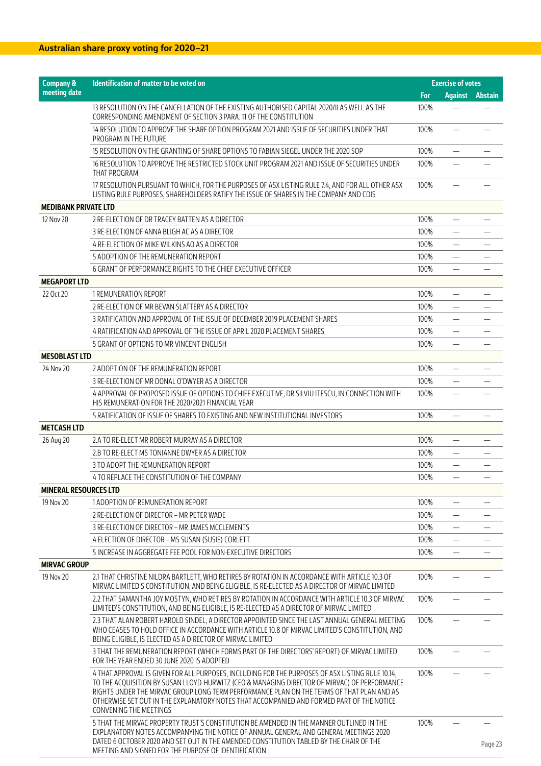## Australian share proxy voting for 2020–21

| Company & meeting date | Identification of matter to be voted on | Exercise of votes | | |
|---|---|---|---|---|
| | | For | Against | Abstain |
| | 13 RESOLUTION ON THE CANCELLATION OF THE EXISTING AUTHORISED CAPITAL 2020/II AS WELL AS THE CORRESPONDING AMENDMENT OF SECTION 3 PARA. 11 OF THE CONSTITUTION | 100% | — | — |
| | 14 RESOLUTION TO APPROVE THE SHARE OPTION PROGRAM 2021 AND ISSUE OF SECURITIES UNDER THAT PROGRAM IN THE FUTURE | 100% | — | — |
| | 15 RESOLUTION ON THE GRANTING OF SHARE OPTIONS TO FABIAN SIEGEL UNDER THE 2020 SOP | 100% | — | — |
| | 16 RESOLUTION TO APPROVE THE RESTRICTED STOCK UNIT PROGRAM 2021 AND ISSUE OF SECURITIES UNDER THAT PROGRAM | 100% | — | — |
| | 17 RESOLUTION PURSUANT TO WHICH, FOR THE PURPOSES OF ASX LISTING RULE 7.4, AND FOR ALL OTHER ASX LISTING RULE PURPOSES, SHAREHOLDERS RATIFY THE ISSUE OF SHARES IN THE COMPANY AND CDIS | 100% | — | — |
| **MEDIBANK PRIVATE LTD** | | | | |
| 12 Nov 20 | 2 RE-ELECTION OF DR TRACEY BATTEN AS A DIRECTOR | 100% | — | — |
| | 3 RE-ELECTION OF ANNA BLIGH AC AS A DIRECTOR | 100% | — | — |
| | 4 RE-ELECTION OF MIKE WILKINS AO AS A DIRECTOR | 100% | — | — |
| | 5 ADOPTION OF THE REMUNERATION REPORT | 100% | — | — |
| | 6 GRANT OF PERFORMANCE RIGHTS TO THE CHIEF EXECUTIVE OFFICER | 100% | — | — |
| **MEGAPORT LTD** | | | | |
| 22 Oct 20 | 1 REMUNERATION REPORT | 100% | — | — |
| | 2 RE-ELECTION OF MR BEVAN SLATTERY AS A DIRECTOR | 100% | — | — |
| | 3 RATIFICATION AND APPROVAL OF THE ISSUE OF DECEMBER 2019 PLACEMENT SHARES | 100% | — | — |
| | 4 RATIFICATION AND APPROVAL OF THE ISSUE OF APRIL 2020 PLACEMENT SHARES | 100% | — | — |
| | 5 GRANT OF OPTIONS TO MR VINCENT ENGLISH | 100% | — | — |
| **MESOBLAST LTD** | | | | |
| 24 Nov 20 | 2 ADOPTION OF THE REMUNERATION REPORT | 100% | — | — |
| | 3 RE-ELECTION OF MR DONAL O'DWYER AS A DIRECTOR | 100% | — | — |
| | 4 APPROVAL OF PROPOSED ISSUE OF OPTIONS TO CHIEF EXECUTIVE, DR SILVIU ITESCU, IN CONNECTION WITH HIS REMUNERATION FOR THE 2020/2021 FINANCIAL YEAR | 100% | — | — |
| | 5 RATIFICATION OF ISSUE OF SHARES TO EXISTING AND NEW INSTITUTIONAL INVESTORS | 100% | — | — |
| **METCASH LTD** | | | | |
| 26 Aug 20 | 2.A TO RE-ELECT MR ROBERT MURRAY AS A DIRECTOR | 100% | — | — |
| | 2.B TO RE-ELECT MS TONIANNE DWYER AS A DIRECTOR | 100% | — | — |
| | 3 TO ADOPT THE REMUNERATION REPORT | 100% | — | — |
| | 4 TO REPLACE THE CONSTITUTION OF THE COMPANY | 100% | — | — |
| **MINERAL RESOURCES LTD** | | | | |
| 19 Nov 20 | 1 ADOPTION OF REMUNERATION REPORT | 100% | — | — |
| | 2 RE-ELECTION OF DIRECTOR – MR PETER WADE | 100% | — | — |
| | 3 RE-ELECTION OF DIRECTOR – MR JAMES MCCLEMENTS | 100% | — | — |
| | 4 ELECTION OF DIRECTOR – MS SUSAN (SUSIE) CORLETT | 100% | — | — |
| | 5 INCREASE IN AGGREGATE FEE POOL FOR NON-EXECUTIVE DIRECTORS | 100% | — | — |
| **MIRVAC GROUP** | | | | |
| 19 Nov 20 | 2.1 THAT CHRISTINE NILDRA BARTLETT, WHO RETIRES BY ROTATION IN ACCORDANCE WITH ARTICLE 10.3 OF MIRVAC LIMITED'S CONSTITUTION, AND BEING ELIGIBLE, IS RE-ELECTED AS A DIRECTOR OF MIRVAC LIMITED | 100% | — | — |
| | 2.2 THAT SAMANTHA JOY MOSTYN, WHO RETIRES BY ROTATION IN ACCORDANCE WITH ARTICLE 10.3 OF MIRVAC LIMITED'S CONSTITUTION, AND BEING ELIGIBLE, IS RE-ELECTED AS A DIRECTOR OF MIRVAC LIMITED | 100% | — | — |
| | 2.3 THAT ALAN ROBERT HAROLD SINDEL, A DIRECTOR APPOINTED SINCE THE LAST ANNUAL GENERAL MEETING WHO CEASES TO HOLD OFFICE IN ACCORDANCE WITH ARTICLE 10.8 OF MIRVAC LIMITED'S CONSTITUTION, AND BEING ELIGIBLE, IS ELECTED AS A DIRECTOR OF MIRVAC LIMITED | 100% | — | — |
| | 3 THAT THE REMUNERATION REPORT (WHICH FORMS PART OF THE DIRECTORS' REPORT) OF MIRVAC LIMITED FOR THE YEAR ENDED 30 JUNE 2020 IS ADOPTED | 100% | — | — |
| | 4 THAT APPROVAL IS GIVEN FOR ALL PURPOSES, INCLUDING FOR THE PURPOSES OF ASX LISTING RULE 10.14, TO THE ACQUISITION BY SUSAN LLOYD-HURWITZ (CEO & MANAGING DIRECTOR OF MIRVAC) OF PERFORMANCE RIGHTS UNDER THE MIRVAC GROUP LONG TERM PERFORMANCE PLAN ON THE TERMS OF THAT PLAN AND AS OTHERWISE SET OUT IN THE EXPLANATORY NOTES THAT ACCOMPANIED AND FORMED PART OF THE NOTICE CONVENING THE MEETINGS | 100% | — | — |
| | 5 THAT THE MIRVAC PROPERTY TRUST'S CONSTITUTION BE AMENDED IN THE MANNER OUTLINED IN THE EXPLANATORY NOTES ACCOMPANYING THE NOTICE OF ANNUAL GENERAL AND GENERAL MEETINGS 2020 DATED 6 OCTOBER 2020 AND SET OUT IN THE AMENDED CONSTITUTION TABLED BY THE CHAIR OF THE MEETING AND SIGNED FOR THE PURPOSE OF IDENTIFICATION | 100% | — | — |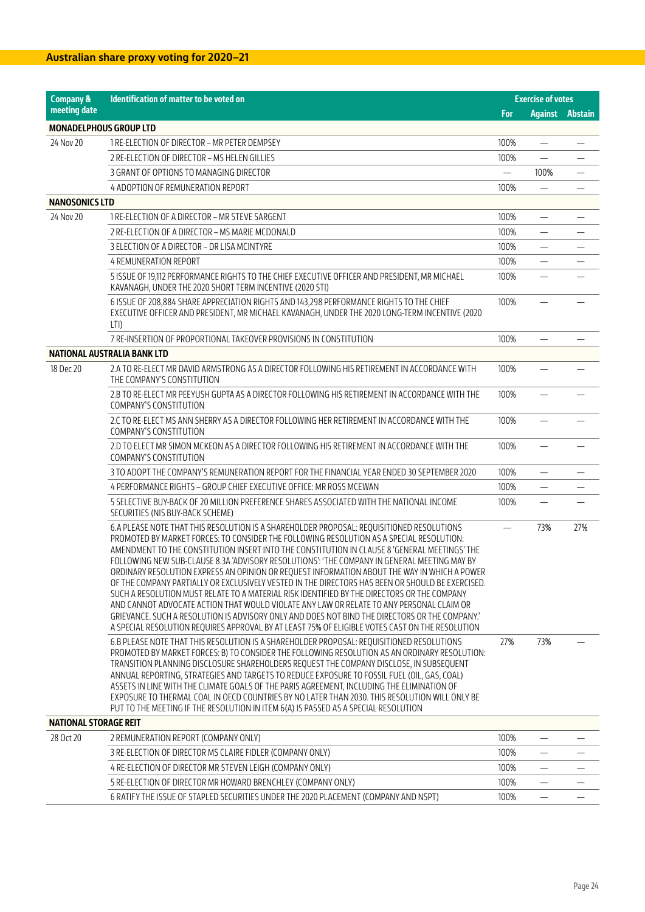## Australian share proxy voting for 2020–21

| Company & meeting date | Identification of matter to be voted on | Exercise of votes | | |
|---|---|---|---|---|
| | | For | Against | Abstain |
| **MONADELPHOUS GROUP LTD** | | | | |
| 24 Nov 20 | 1 RE-ELECTION OF DIRECTOR – MR PETER DEMPSEY | 100% | — | — |
| | 2 RE-ELECTION OF DIRECTOR – MS HELEN GILLIES | 100% | — | — |
| | 3 GRANT OF OPTIONS TO MANAGING DIRECTOR | — | 100% | — |
| | 4 ADOPTION OF REMUNERATION REPORT | 100% | — | — |
| **NANOSONICS LTD** | | | | |
| 24 Nov 20 | 1 RE-ELECTION OF A DIRECTOR – MR STEVE SARGENT | 100% | — | — |
| | 2 RE-ELECTION OF A DIRECTOR – MS MARIE MCDONALD | 100% | — | — |
| | 3 ELECTION OF A DIRECTOR – DR LISA MCINTYRE | 100% | — | — |
| | 4 REMUNERATION REPORT | 100% | — | — |
| | 5 ISSUE OF 19,112 PERFORMANCE RIGHTS TO THE CHIEF EXECUTIVE OFFICER AND PRESIDENT, MR MICHAEL KAVANAGH, UNDER THE 2020 SHORT TERM INCENTIVE (2020 STI) | 100% | — | — |
| | 6 ISSUE OF 208,884 SHARE APPRECIATION RIGHTS AND 143,298 PERFORMANCE RIGHTS TO THE CHIEF EXECUTIVE OFFICER AND PRESIDENT, MR MICHAEL KAVANAGH, UNDER THE 2020 LONG-TERM INCENTIVE (2020 LTI) | 100% | — | — |
| | 7 RE-INSERTION OF PROPORTIONAL TAKEOVER PROVISIONS IN CONSTITUTION | 100% | — | — |
| **NATIONAL AUSTRALIA BANK LTD** | | | | |
| 18 Dec 20 | 2.A TO RE-ELECT MR DAVID ARMSTRONG AS A DIRECTOR FOLLOWING HIS RETIREMENT IN ACCORDANCE WITH THE COMPANY'S CONSTITUTION | 100% | — | — |
| | 2.B TO RE-ELECT MR PEEYUSH GUPTA AS A DIRECTOR FOLLOWING HIS RETIREMENT IN ACCORDANCE WITH THE COMPANY'S CONSTITUTION | 100% | — | — |
| | 2.C TO RE-ELECT MS ANN SHERRY AS A DIRECTOR FOLLOWING HER RETIREMENT IN ACCORDANCE WITH THE COMPANY'S CONSTITUTION | 100% | — | — |
| | 2.D TO ELECT MR SIMON MCKEON AS A DIRECTOR FOLLOWING HIS RETIREMENT IN ACCORDANCE WITH THE COMPANY'S CONSTITUTION | 100% | — | — |
| | 3 TO ADOPT THE COMPANY'S REMUNERATION REPORT FOR THE FINANCIAL YEAR ENDED 30 SEPTEMBER 2020 | 100% | — | — |
| | 4 PERFORMANCE RIGHTS – GROUP CHIEF EXECUTIVE OFFICE: MR ROSS MCEWAN | 100% | — | — |
| | 5 SELECTIVE BUY-BACK OF 20 MILLION PREFERENCE SHARES ASSOCIATED WITH THE NATIONAL INCOME SECURITIES (NIS BUY-BACK SCHEME) | 100% | — | — |
| | 6.A PLEASE NOTE THAT THIS RESOLUTION IS A SHAREHOLDER PROPOSAL: REQUISITIONED RESOLUTIONS PROMOTED BY MARKET FORCES: TO CONSIDER THE FOLLOWING RESOLUTION AS A SPECIAL RESOLUTION: AMENDMENT TO THE CONSTITUTION INSERT INTO THE CONSTITUTION IN CLAUSE 8 'GENERAL MEETINGS' THE FOLLOWING NEW SUB-CLAUSE 8.3A 'ADVISORY RESOLUTIONS': 'THE COMPANY IN GENERAL MEETING MAY BY ORDINARY RESOLUTION EXPRESS AN OPINION OR REQUEST INFORMATION ABOUT THE WAY IN WHICH A POWER OF THE COMPANY PARTIALLY OR EXCLUSIVELY VESTED IN THE DIRECTORS HAS BEEN OR SHOULD BE EXERCISED. SUCH A RESOLUTION MUST RELATE TO A MATERIAL RISK IDENTIFIED BY THE DIRECTORS OR THE COMPANY AND CANNOT ADVOCATE ACTION THAT WOULD VIOLATE ANY LAW OR RELATE TO ANY PERSONAL CLAIM OR GRIEVANCE. SUCH A RESOLUTION IS ADVISORY ONLY AND DOES NOT BIND THE DIRECTORS OR THE COMPANY.' A SPECIAL RESOLUTION REQUIRES APPROVAL BY AT LEAST 75% OF ELIGIBLE VOTES CAST ON THE RESOLUTION | — | 73% | 27% |
| | 6.B PLEASE NOTE THAT THIS RESOLUTION IS A SHAREHOLDER PROPOSAL: REQUISITIONED RESOLUTIONS PROMOTED BY MARKET FORCES: B) TO CONSIDER THE FOLLOWING RESOLUTION AS AN ORDINARY RESOLUTION: TRANSITION PLANNING DISCLOSURE SHAREHOLDERS REQUEST THE COMPANY DISCLOSE, IN SUBSEQUENT ANNUAL REPORTING, STRATEGIES AND TARGETS TO REDUCE EXPOSURE TO FOSSIL FUEL (OIL, GAS, COAL) ASSETS IN LINE WITH THE CLIMATE GOALS OF THE PARIS AGREEMENT, INCLUDING THE ELIMINATION OF EXPOSURE TO THERMAL COAL IN OECD COUNTRIES BY NO LATER THAN 2030. THIS RESOLUTION WILL ONLY BE PUT TO THE MEETING IF THE RESOLUTION IN ITEM 6(A) IS PASSED AS A SPECIAL RESOLUTION | 27% | 73% | — |
| **NATIONAL STORAGE REIT** | | | | |
| 28 Oct 20 | 2 REMUNERATION REPORT (COMPANY ONLY) | 100% | — | — |
| | 3 RE-ELECTION OF DIRECTOR MS CLAIRE FIDLER (COMPANY ONLY) | 100% | — | — |
| | 4 RE-ELECTION OF DIRECTOR MR STEVEN LEIGH (COMPANY ONLY) | 100% | — | — |
| | 5 RE-ELECTION OF DIRECTOR MR HOWARD BRENCHLEY (COMPANY ONLY) | 100% | — | — |
| | 6 RATIFY THE ISSUE OF STAPLED SECURITIES UNDER THE 2020 PLACEMENT (COMPANY AND NSPT) | 100% | — | — |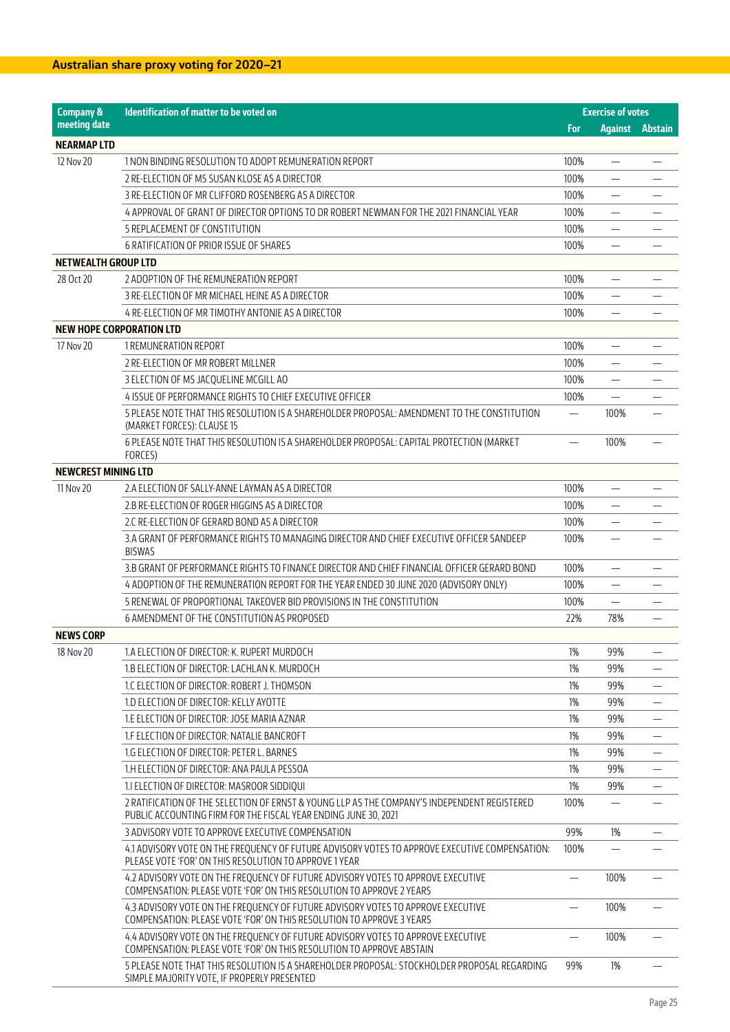## Australian share proxy voting for 2020–21

| Company & meeting date | Identification of matter to be voted on | Exercise of votes | | |
|---|---|---|---|---|
| | | For | Against | Abstain |
| **NEARMAP LTD** | | | | |
| 12 Nov 20 | 1 NON BINDING RESOLUTION TO ADOPT REMUNERATION REPORT | 100% | — | — |
| | 2 RE-ELECTION OF MS SUSAN KLOSE AS A DIRECTOR | 100% | — | — |
| | 3 RE-ELECTION OF MR CLIFFORD ROSENBERG AS A DIRECTOR | 100% | — | — |
| | 4 APPROVAL OF GRANT OF DIRECTOR OPTIONS TO DR ROBERT NEWMAN FOR THE 2021 FINANCIAL YEAR | 100% | — | — |
| | 5 REPLACEMENT OF CONSTITUTION | 100% | — | — |
| | 6 RATIFICATION OF PRIOR ISSUE OF SHARES | 100% | — | — |
| **NETWEALTH GROUP LTD** | | | | |
| 28 Oct 20 | 2 ADOPTION OF THE REMUNERATION REPORT | 100% | — | — |
| | 3 RE-ELECTION OF MR MICHAEL HEINE AS A DIRECTOR | 100% | — | — |
| | 4 RE-ELECTION OF MR TIMOTHY ANTONIE AS A DIRECTOR | 100% | — | — |
| **NEW HOPE CORPORATION LTD** | | | | |
| 17 Nov 20 | 1 REMUNERATION REPORT | 100% | — | — |
| | 2 RE-ELECTION OF MR ROBERT MILLNER | 100% | — | — |
| | 3 ELECTION OF MS JACQUELINE MCGILL AO | 100% | — | — |
| | 4 ISSUE OF PERFORMANCE RIGHTS TO CHIEF EXECUTIVE OFFICER | 100% | — | — |
| | 5 PLEASE NOTE THAT THIS RESOLUTION IS A SHAREHOLDER PROPOSAL: AMENDMENT TO THE CONSTITUTION (MARKET FORCES): CLAUSE 15 | — | 100% | — |
| | 6 PLEASE NOTE THAT THIS RESOLUTION IS A SHAREHOLDER PROPOSAL: CAPITAL PROTECTION (MARKET FORCES) | — | 100% | — |
| **NEWCREST MINING LTD** | | | | |
| 11 Nov 20 | 2.A ELECTION OF SALLY-ANNE LAYMAN AS A DIRECTOR | 100% | — | — |
| | 2.B RE-ELECTION OF ROGER HIGGINS AS A DIRECTOR | 100% | — | — |
| | 2.C RE-ELECTION OF GERARD BOND AS A DIRECTOR | 100% | — | — |
| | 3.A GRANT OF PERFORMANCE RIGHTS TO MANAGING DIRECTOR AND CHIEF EXECUTIVE OFFICER SANDEEP BISWAS | 100% | — | — |
| | 3.B GRANT OF PERFORMANCE RIGHTS TO FINANCE DIRECTOR AND CHIEF FINANCIAL OFFICER GERARD BOND | 100% | — | — |
| | 4 ADOPTION OF THE REMUNERATION REPORT FOR THE YEAR ENDED 30 JUNE 2020 (ADVISORY ONLY) | 100% | — | — |
| | 5 RENEWAL OF PROPORTIONAL TAKEOVER BID PROVISIONS IN THE CONSTITUTION | 100% | — | — |
| | 6 AMENDMENT OF THE CONSTITUTION AS PROPOSED | 22% | 78% | — |
| **NEWS CORP** | | | | |
| 18 Nov 20 | 1.A ELECTION OF DIRECTOR: K. RUPERT MURDOCH | 1% | 99% | — |
| | 1.B ELECTION OF DIRECTOR: LACHLAN K. MURDOCH | 1% | 99% | — |
| | 1.C ELECTION OF DIRECTOR: ROBERT J. THOMSON | 1% | 99% | — |
| | 1.D ELECTION OF DIRECTOR: KELLY AYOTTE | 1% | 99% | — |
| | 1.E ELECTION OF DIRECTOR: JOSE MARIA AZNAR | 1% | 99% | — |
| | 1.F ELECTION OF DIRECTOR: NATALIE BANCROFT | 1% | 99% | — |
| | 1.G ELECTION OF DIRECTOR: PETER L. BARNES | 1% | 99% | — |
| | 1.H ELECTION OF DIRECTOR: ANA PAULA PESSOA | 1% | 99% | — |
| | 1.I ELECTION OF DIRECTOR: MASROOR SIDDIQUI | 1% | 99% | — |
| | 2 RATIFICATION OF THE SELECTION OF ERNST & YOUNG LLP AS THE COMPANY'S INDEPENDENT REGISTERED PUBLIC ACCOUNTING FIRM FOR THE FISCAL YEAR ENDING JUNE 30, 2021 | 100% | — | — |
| | 3 ADVISORY VOTE TO APPROVE EXECUTIVE COMPENSATION | 99% | 1% | — |
| | 4.1 ADVISORY VOTE ON THE FREQUENCY OF FUTURE ADVISORY VOTES TO APPROVE EXECUTIVE COMPENSATION: PLEASE VOTE 'FOR' ON THIS RESOLUTION TO APPROVE 1 YEAR | 100% | — | — |
| | 4.2 ADVISORY VOTE ON THE FREQUENCY OF FUTURE ADVISORY VOTES TO APPROVE EXECUTIVE COMPENSATION: PLEASE VOTE 'FOR' ON THIS RESOLUTION TO APPROVE 2 YEARS | — | 100% | — |
| | 4.3 ADVISORY VOTE ON THE FREQUENCY OF FUTURE ADVISORY VOTES TO APPROVE EXECUTIVE COMPENSATION: PLEASE VOTE 'FOR' ON THIS RESOLUTION TO APPROVE 3 YEARS | — | 100% | — |
| | 4.4 ADVISORY VOTE ON THE FREQUENCY OF FUTURE ADVISORY VOTES TO APPROVE EXECUTIVE COMPENSATION: PLEASE VOTE 'FOR' ON THIS RESOLUTION TO APPROVE ABSTAIN | — | 100% | — |
| | 5 PLEASE NOTE THAT THIS RESOLUTION IS A SHAREHOLDER PROPOSAL: STOCKHOLDER PROPOSAL REGARDING SIMPLE MAJORITY VOTE, IF PROPERLY PRESENTED | 99% | 1% | — |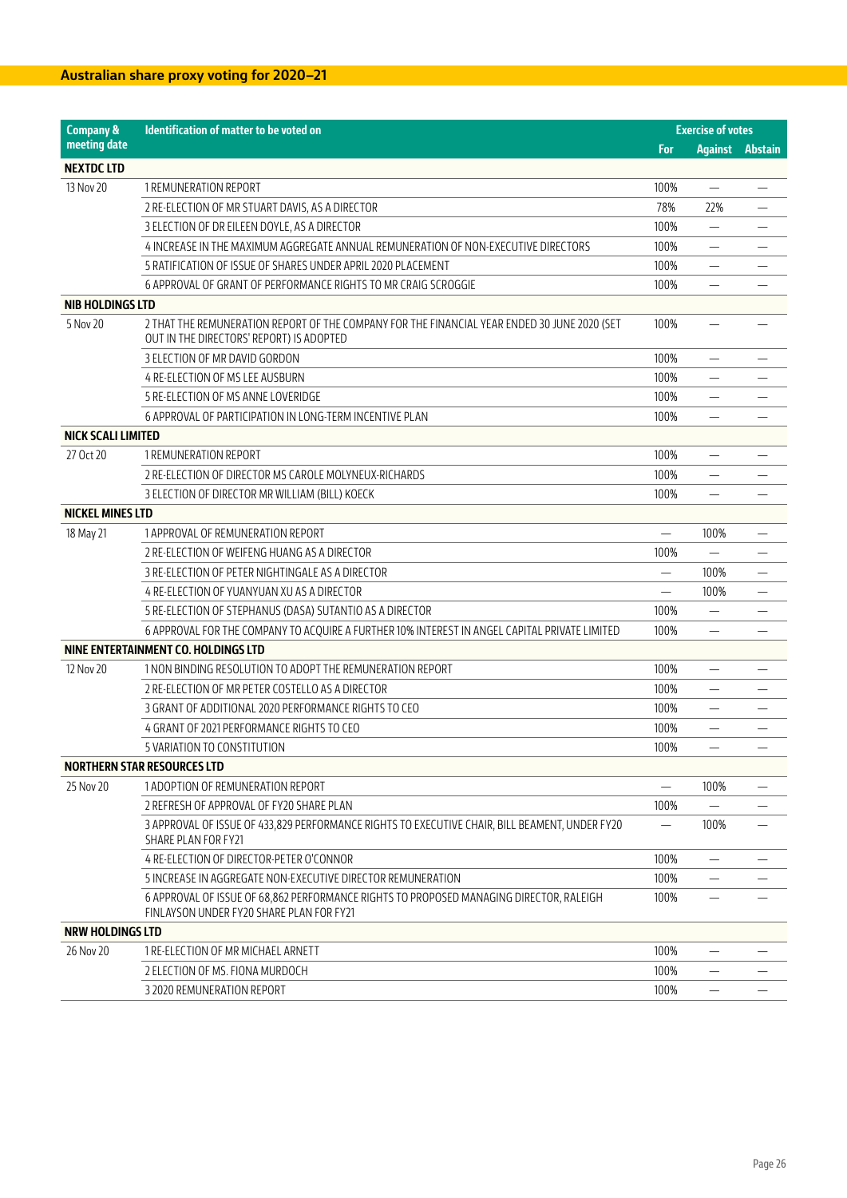## Australian share proxy voting for 2020–21

| Company & meeting date | Identification of matter to be voted on | Exercise of votes | | |
|---|---|---|---|---|
| | | For | Against | Abstain |
| **NEXTDC LTD** | | | | |
| 13 Nov 20 | 1 REMUNERATION REPORT | 100% | — | — |
| | 2 RE-ELECTION OF MR STUART DAVIS, AS A DIRECTOR | 78% | 22% | — |
| | 3 ELECTION OF DR EILEEN DOYLE, AS A DIRECTOR | 100% | — | — |
| | 4 INCREASE IN THE MAXIMUM AGGREGATE ANNUAL REMUNERATION OF NON-EXECUTIVE DIRECTORS | 100% | — | — |
| | 5 RATIFICATION OF ISSUE OF SHARES UNDER APRIL 2020 PLACEMENT | 100% | — | — |
| | 6 APPROVAL OF GRANT OF PERFORMANCE RIGHTS TO MR CRAIG SCROGGIE | 100% | — | — |
| **NIB HOLDINGS LTD** | | | | |
| 5 Nov 20 | 2 THAT THE REMUNERATION REPORT OF THE COMPANY FOR THE FINANCIAL YEAR ENDED 30 JUNE 2020 (SET OUT IN THE DIRECTORS' REPORT) IS ADOPTED | 100% | — | — |
| | 3 ELECTION OF MR DAVID GORDON | 100% | — | — |
| | 4 RE-ELECTION OF MS LEE AUSBURN | 100% | — | — |
| | 5 RE-ELECTION OF MS ANNE LOVERIDGE | 100% | — | — |
| | 6 APPROVAL OF PARTICIPATION IN LONG-TERM INCENTIVE PLAN | 100% | — | — |
| **NICK SCALI LIMITED** | | | | |
| 27 Oct 20 | 1 REMUNERATION REPORT | 100% | — | — |
| | 2 RE-ELECTION OF DIRECTOR MS CAROLE MOLYNEUX-RICHARDS | 100% | — | — |
| | 3 ELECTION OF DIRECTOR MR WILLIAM (BILL) KOECK | 100% | — | — |
| **NICKEL MINES LTD** | | | | |
| 18 May 21 | 1 APPROVAL OF REMUNERATION REPORT | — | 100% | — |
| | 2 RE-ELECTION OF WEIFENG HUANG AS A DIRECTOR | 100% | — | — |
| | 3 RE-ELECTION OF PETER NIGHTINGALE AS A DIRECTOR | — | 100% | — |
| | 4 RE-ELECTION OF YUANYUAN XU AS A DIRECTOR | — | 100% | — |
| | 5 RE-ELECTION OF STEPHANUS (DASA) SUTANTIO AS A DIRECTOR | 100% | — | — |
| | 6 APPROVAL FOR THE COMPANY TO ACQUIRE A FURTHER 10% INTEREST IN ANGEL CAPITAL PRIVATE LIMITED | 100% | — | — |
| **NINE ENTERTAINMENT CO. HOLDINGS LTD** | | | | |
| 12 Nov 20 | 1 NON BINDING RESOLUTION TO ADOPT THE REMUNERATION REPORT | 100% | — | — |
| | 2 RE-ELECTION OF MR PETER COSTELLO AS A DIRECTOR | 100% | — | — |
| | 3 GRANT OF ADDITIONAL 2020 PERFORMANCE RIGHTS TO CEO | 100% | — | — |
| | 4 GRANT OF 2021 PERFORMANCE RIGHTS TO CEO | 100% | — | — |
| | 5 VARIATION TO CONSTITUTION | 100% | — | — |
| **NORTHERN STAR RESOURCES LTD** | | | | |
| 25 Nov 20 | 1 ADOPTION OF REMUNERATION REPORT | — | 100% | — |
| | 2 REFRESH OF APPROVAL OF FY20 SHARE PLAN | 100% | — | — |
| | 3 APPROVAL OF ISSUE OF 433,829 PERFORMANCE RIGHTS TO EXECUTIVE CHAIR, BILL BEAMENT, UNDER FY20 SHARE PLAN FOR FY21 | — | 100% | — |
| | 4 RE-ELECTION OF DIRECTOR-PETER O'CONNOR | 100% | — | — |
| | 5 INCREASE IN AGGREGATE NON-EXECUTIVE DIRECTOR REMUNERATION | 100% | — | — |
| | 6 APPROVAL OF ISSUE OF 68,862 PERFORMANCE RIGHTS TO PROPOSED MANAGING DIRECTOR, RALEIGH FINLAYSON UNDER FY20 SHARE PLAN FOR FY21 | 100% | — | — |
| **NRW HOLDINGS LTD** | | | | |
| 26 Nov 20 | 1 RE-ELECTION OF MR MICHAEL ARNETT | 100% | — | — |
| | 2 ELECTION OF MS. FIONA MURDOCH | 100% | — | — |
| | 3 2020 REMUNERATION REPORT | 100% | — | — |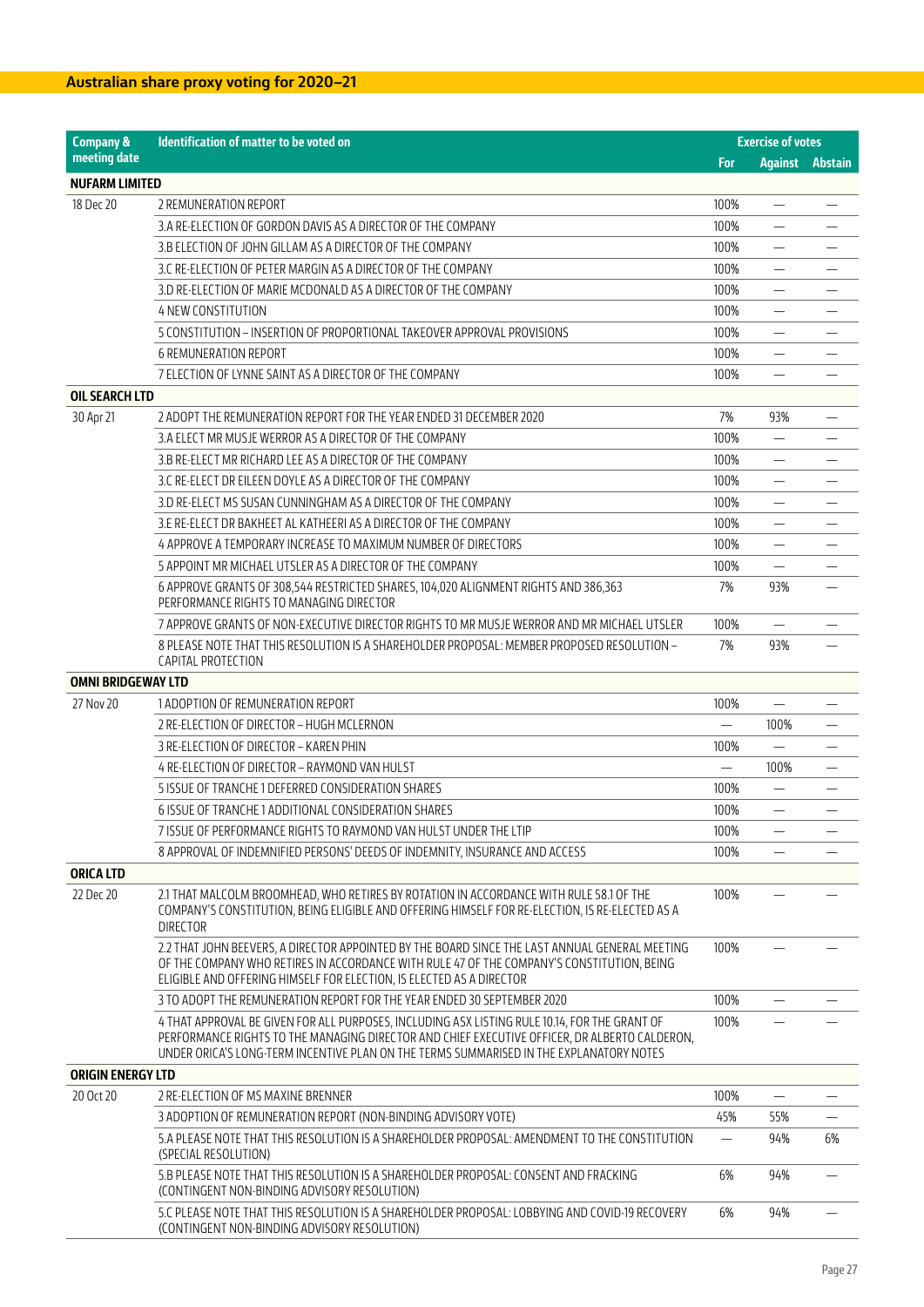## Australian share proxy voting for 2020–21

| Company & meeting date | Identification of matter to be voted on | Exercise of votes | | |
|---|---|---|---|---|
| | | For | Against | Abstain |
| **NUFARM LIMITED** | | | | |
| 18 Dec 20 | 2 REMUNERATION REPORT | 100% | — | — |
| | 3.A RE-ELECTION OF GORDON DAVIS AS A DIRECTOR OF THE COMPANY | 100% | — | — |
| | 3.B ELECTION OF JOHN GILLAM AS A DIRECTOR OF THE COMPANY | 100% | — | — |
| | 3.C RE-ELECTION OF PETER MARGIN AS A DIRECTOR OF THE COMPANY | 100% | — | — |
| | 3.D RE-ELECTION OF MARIE MCDONALD AS A DIRECTOR OF THE COMPANY | 100% | — | — |
| | 4 NEW CONSTITUTION | 100% | — | — |
| | 5 CONSTITUTION – INSERTION OF PROPORTIONAL TAKEOVER APPROVAL PROVISIONS | 100% | — | — |
| | 6 REMUNERATION REPORT | 100% | — | — |
| | 7 ELECTION OF LYNNE SAINT AS A DIRECTOR OF THE COMPANY | 100% | — | — |
| **OIL SEARCH LTD** | | | | |
| 30 Apr 21 | 2 ADOPT THE REMUNERATION REPORT FOR THE YEAR ENDED 31 DECEMBER 2020 | 7% | 93% | — |
| | 3.A ELECT MR MUSJE WERROR AS A DIRECTOR OF THE COMPANY | 100% | — | — |
| | 3.B RE-ELECT MR RICHARD LEE AS A DIRECTOR OF THE COMPANY | 100% | — | — |
| | 3.C RE-ELECT DR EILEEN DOYLE AS A DIRECTOR OF THE COMPANY | 100% | — | — |
| | 3.D RE-ELECT MS SUSAN CUNNINGHAM AS A DIRECTOR OF THE COMPANY | 100% | — | — |
| | 3.E RE-ELECT DR BAKHEET AL KATHEERI AS A DIRECTOR OF THE COMPANY | 100% | — | — |
| | 4 APPROVE A TEMPORARY INCREASE TO MAXIMUM NUMBER OF DIRECTORS | 100% | — | — |
| | 5 APPOINT MR MICHAEL UTSLER AS A DIRECTOR OF THE COMPANY | 100% | — | — |
| | 6 APPROVE GRANTS OF 308,544 RESTRICTED SHARES, 104,020 ALIGNMENT RIGHTS AND 386,363 PERFORMANCE RIGHTS TO MANAGING DIRECTOR | 7% | 93% | — |
| | 7 APPROVE GRANTS OF NON-EXECUTIVE DIRECTOR RIGHTS TO MR MUSJE WERROR AND MR MICHAEL UTSLER | 100% | — | — |
| | 8 PLEASE NOTE THAT THIS RESOLUTION IS A SHAREHOLDER PROPOSAL: MEMBER PROPOSED RESOLUTION – CAPITAL PROTECTION | 7% | 93% | — |
| **OMNI BRIDGEWAY LTD** | | | | |
| 27 Nov 20 | 1 ADOPTION OF REMUNERATION REPORT | 100% | — | — |
| | 2 RE-ELECTION OF DIRECTOR – HUGH MCLERNON | — | 100% | — |
| | 3 RE-ELECTION OF DIRECTOR – KAREN PHIN | 100% | — | — |
| | 4 RE-ELECTION OF DIRECTOR – RAYMOND VAN HULST | — | 100% | — |
| | 5 ISSUE OF TRANCHE 1 DEFERRED CONSIDERATION SHARES | 100% | — | — |
| | 6 ISSUE OF TRANCHE 1 ADDITIONAL CONSIDERATION SHARES | 100% | — | — |
| | 7 ISSUE OF PERFORMANCE RIGHTS TO RAYMOND VAN HULST UNDER THE LTIP | 100% | — | — |
| | 8 APPROVAL OF INDEMNIFIED PERSONS' DEEDS OF INDEMNITY, INSURANCE AND ACCESS | 100% | — | — |
| **ORICA LTD** | | | | |
| 22 Dec 20 | 2.1 THAT MALCOLM BROOMHEAD, WHO RETIRES BY ROTATION IN ACCORDANCE WITH RULE 58.1 OF THE COMPANY'S CONSTITUTION, BEING ELIGIBLE AND OFFERING HIMSELF FOR RE-ELECTION, IS RE-ELECTED AS A DIRECTOR | 100% | — | — |
| | 2.2 THAT JOHN BEEVERS, A DIRECTOR APPOINTED BY THE BOARD SINCE THE LAST ANNUAL GENERAL MEETING OF THE COMPANY WHO RETIRES IN ACCORDANCE WITH RULE 47 OF THE COMPANY'S CONSTITUTION, BEING ELIGIBLE AND OFFERING HIMSELF FOR ELECTION, IS ELECTED AS A DIRECTOR | 100% | — | — |
| | 3 TO ADOPT THE REMUNERATION REPORT FOR THE YEAR ENDED 30 SEPTEMBER 2020 | 100% | — | — |
| | 4 THAT APPROVAL BE GIVEN FOR ALL PURPOSES, INCLUDING ASX LISTING RULE 10.14, FOR THE GRANT OF PERFORMANCE RIGHTS TO THE MANAGING DIRECTOR AND CHIEF EXECUTIVE OFFICER, DR ALBERTO CALDERON, UNDER ORICA'S LONG-TERM INCENTIVE PLAN ON THE TERMS SUMMARISED IN THE EXPLANATORY NOTES | 100% | — | — |
| **ORIGIN ENERGY LTD** | | | | |
| 20 Oct 20 | 2 RE-ELECTION OF MS MAXINE BRENNER | 100% | — | — |
| | 3 ADOPTION OF REMUNERATION REPORT (NON-BINDING ADVISORY VOTE) | 45% | 55% | — |
| | 5.A PLEASE NOTE THAT THIS RESOLUTION IS A SHAREHOLDER PROPOSAL: AMENDMENT TO THE CONSTITUTION (SPECIAL RESOLUTION) | — | 94% | 6% |
| | 5.B PLEASE NOTE THAT THIS RESOLUTION IS A SHAREHOLDER PROPOSAL: CONSENT AND FRACKING (CONTINGENT NON-BINDING ADVISORY RESOLUTION) | 6% | 94% | — |
| | 5.C PLEASE NOTE THAT THIS RESOLUTION IS A SHAREHOLDER PROPOSAL: LOBBYING AND COVID-19 RECOVERY (CONTINGENT NON-BINDING ADVISORY RESOLUTION) | 6% | 94% | — |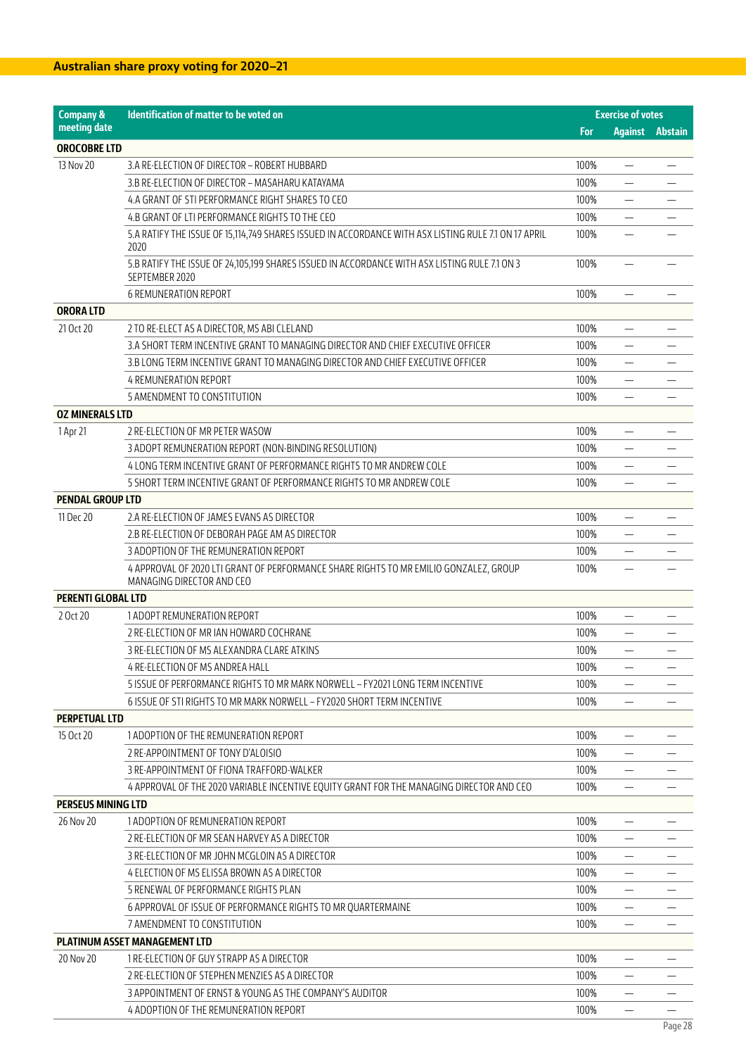## Australian share proxy voting for 2020–21

| Company & meeting date | Identification of matter to be voted on | Exercise of votes | | |
|---|---|---|---|---|
| | | For | Against | Abstain |
| **OROCOBRE LTD** | | | | |
| 13 Nov 20 | 3.A RE-ELECTION OF DIRECTOR – ROBERT HUBBARD | 100% | — | — |
| | 3.B RE-ELECTION OF DIRECTOR – MASAHARU KATAYAMA | 100% | — | — |
| | 4.A GRANT OF STI PERFORMANCE RIGHT SHARES TO CEO | 100% | — | — |
| | 4.B GRANT OF LTI PERFORMANCE RIGHTS TO THE CEO | 100% | — | — |
| | 5.A RATIFY THE ISSUE OF 15,114,749 SHARES ISSUED IN ACCORDANCE WITH ASX LISTING RULE 7.1 ON 17 APRIL 2020 | 100% | — | — |
| | 5.B RATIFY THE ISSUE OF 24,105,199 SHARES ISSUED IN ACCORDANCE WITH ASX LISTING RULE 7.1 ON 3 SEPTEMBER 2020 | 100% | — | — |
| | 6 REMUNERATION REPORT | 100% | — | — |
| **ORORA LTD** | | | | |
| 21 Oct 20 | 2 TO RE-ELECT AS A DIRECTOR, MS ABI CLELAND | 100% | — | — |
| | 3.A SHORT TERM INCENTIVE GRANT TO MANAGING DIRECTOR AND CHIEF EXECUTIVE OFFICER | 100% | — | — |
| | 3.B LONG TERM INCENTIVE GRANT TO MANAGING DIRECTOR AND CHIEF EXECUTIVE OFFICER | 100% | — | — |
| | 4 REMUNERATION REPORT | 100% | — | — |
| | 5 AMENDMENT TO CONSTITUTION | 100% | — | — |
| **OZ MINERALS LTD** | | | | |
| 1 Apr 21 | 2 RE-ELECTION OF MR PETER WASOW | 100% | — | — |
| | 3 ADOPT REMUNERATION REPORT (NON-BINDING RESOLUTION) | 100% | — | — |
| | 4 LONG TERM INCENTIVE GRANT OF PERFORMANCE RIGHTS TO MR ANDREW COLE | 100% | — | — |
| | 5 SHORT TERM INCENTIVE GRANT OF PERFORMANCE RIGHTS TO MR ANDREW COLE | 100% | — | — |
| **PENDAL GROUP LTD** | | | | |
| 11 Dec 20 | 2.A RE-ELECTION OF JAMES EVANS AS DIRECTOR | 100% | — | — |
| | 2.B RE-ELECTION OF DEBORAH PAGE AM AS DIRECTOR | 100% | — | — |
| | 3 ADOPTION OF THE REMUNERATION REPORT | 100% | — | — |
| | 4 APPROVAL OF 2020 LTI GRANT OF PERFORMANCE SHARE RIGHTS TO MR EMILIO GONZALEZ, GROUP MANAGING DIRECTOR AND CEO | 100% | — | — |
| **PERENTI GLOBAL LTD** | | | | |
| 2 Oct 20 | 1 ADOPT REMUNERATION REPORT | 100% | — | — |
| | 2 RE-ELECTION OF MR IAN HOWARD COCHRANE | 100% | — | — |
| | 3 RE-ELECTION OF MS ALEXANDRA CLARE ATKINS | 100% | — | — |
| | 4 RE-ELECTION OF MS ANDREA HALL | 100% | — | — |
| | 5 ISSUE OF PERFORMANCE RIGHTS TO MR MARK NORWELL – FY2021 LONG TERM INCENTIVE | 100% | — | — |
| | 6 ISSUE OF STI RIGHTS TO MR MARK NORWELL – FY2020 SHORT TERM INCENTIVE | 100% | — | — |
| **PERPETUAL LTD** | | | | |
| 15 Oct 20 | 1 ADOPTION OF THE REMUNERATION REPORT | 100% | — | — |
| | 2 RE-APPOINTMENT OF TONY D'ALOISIO | 100% | — | — |
| | 3 RE-APPOINTMENT OF FIONA TRAFFORD-WALKER | 100% | — | — |
| | 4 APPROVAL OF THE 2020 VARIABLE INCENTIVE EQUITY GRANT FOR THE MANAGING DIRECTOR AND CEO | 100% | — | — |
| **PERSEUS MINING LTD** | | | | |
| 26 Nov 20 | 1 ADOPTION OF REMUNERATION REPORT | 100% | — | — |
| | 2 RE-ELECTION OF MR SEAN HARVEY AS A DIRECTOR | 100% | — | — |
| | 3 RE-ELECTION OF MR JOHN MCGLOIN AS A DIRECTOR | 100% | — | — |
| | 4 ELECTION OF MS ELISSA BROWN AS A DIRECTOR | 100% | — | — |
| | 5 RENEWAL OF PERFORMANCE RIGHTS PLAN | 100% | — | — |
| | 6 APPROVAL OF ISSUE OF PERFORMANCE RIGHTS TO MR QUARTERMAINE | 100% | — | — |
| | 7 AMENDMENT TO CONSTITUTION | 100% | — | — |
| **PLATINUM ASSET MANAGEMENT LTD** | | | | |
| 20 Nov 20 | 1 RE-ELECTION OF GUY STRAPP AS A DIRECTOR | 100% | — | — |
| | 2 RE-ELECTION OF STEPHEN MENZIES AS A DIRECTOR | 100% | — | — |
| | 3 APPOINTMENT OF ERNST & YOUNG AS THE COMPANY'S AUDITOR | 100% | — | — |
| | 4 ADOPTION OF THE REMUNERATION REPORT | 100% | — | — |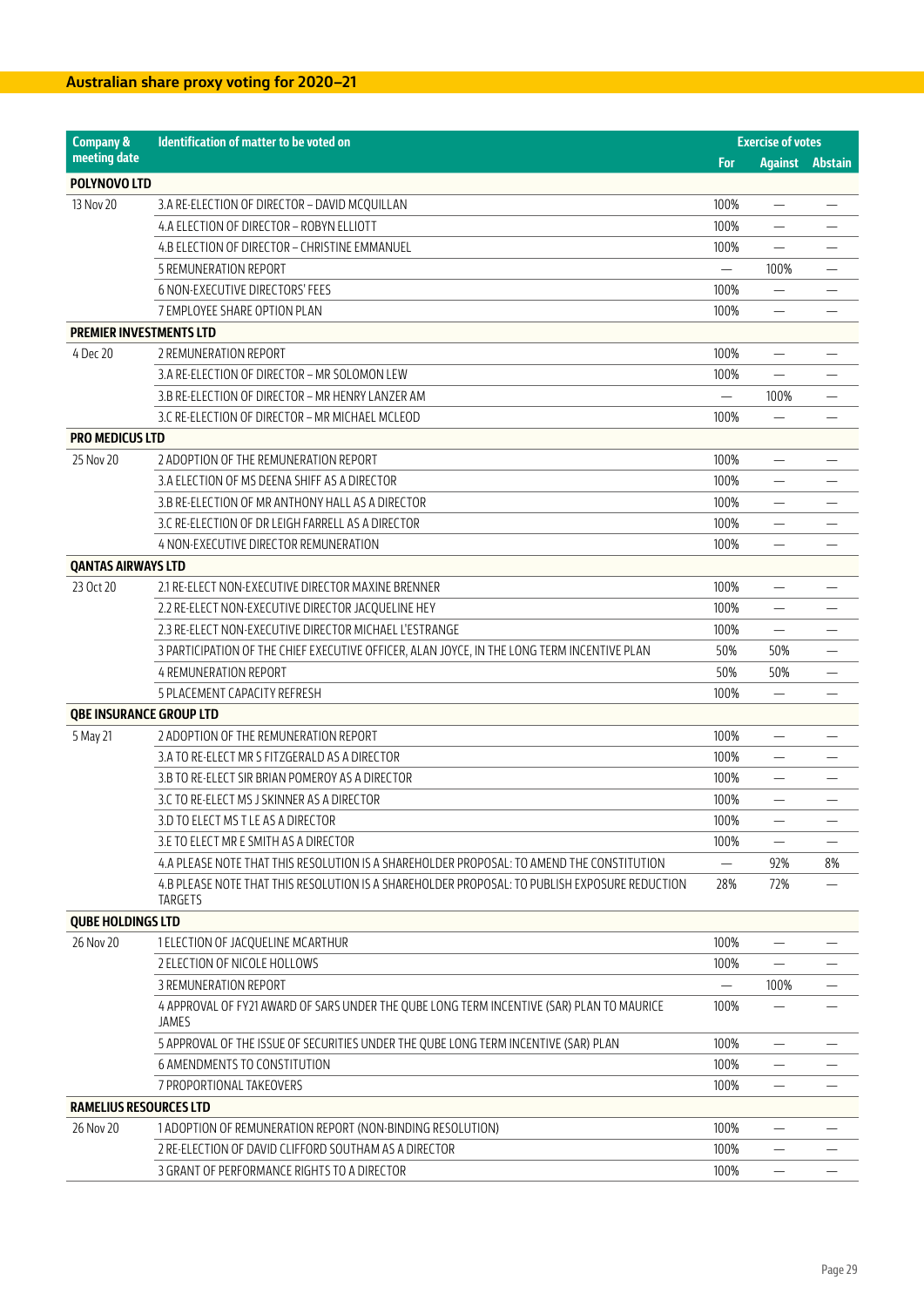## Australian share proxy voting for 2020–21

| Company & meeting date | Identification of matter to be voted on | Exercise of votes | | |
|---|---|---|---|---|
| | | For | Against | Abstain |
| **POLYNOVO LTD** | | | | |
| 13 Nov 20 | 3.A RE-ELECTION OF DIRECTOR – DAVID MCQUILLAN | 100% | — | — |
| | 4.A ELECTION OF DIRECTOR – ROBYN ELLIOTT | 100% | — | — |
| | 4.B ELECTION OF DIRECTOR – CHRISTINE EMMANUEL | 100% | — | — |
| | 5 REMUNERATION REPORT | — | 100% | — |
| | 6 NON-EXECUTIVE DIRECTORS' FEES | 100% | — | — |
| | 7 EMPLOYEE SHARE OPTION PLAN | 100% | — | — |
| **PREMIER INVESTMENTS LTD** | | | | |
| 4 Dec 20 | 2 REMUNERATION REPORT | 100% | — | — |
| | 3.A RE-ELECTION OF DIRECTOR – MR SOLOMON LEW | 100% | — | — |
| | 3.B RE-ELECTION OF DIRECTOR – MR HENRY LANZER AM | — | 100% | — |
| | 3.C RE-ELECTION OF DIRECTOR – MR MICHAEL MCLEOD | 100% | — | — |
| **PRO MEDICUS LTD** | | | | |
| 25 Nov 20 | 2 ADOPTION OF THE REMUNERATION REPORT | 100% | — | — |
| | 3.A ELECTION OF MS DEENA SHIFF AS A DIRECTOR | 100% | — | — |
| | 3.B RE-ELECTION OF MR ANTHONY HALL AS A DIRECTOR | 100% | — | — |
| | 3.C RE-ELECTION OF DR LEIGH FARRELL AS A DIRECTOR | 100% | — | — |
| | 4 NON-EXECUTIVE DIRECTOR REMUNERATION | 100% | — | — |
| **QANTAS AIRWAYS LTD** | | | | |
| 23 Oct 20 | 2.1 RE-ELECT NON-EXECUTIVE DIRECTOR MAXINE BRENNER | 100% | — | — |
| | 2.2 RE-ELECT NON-EXECUTIVE DIRECTOR JACQUELINE HEY | 100% | — | — |
| | 2.3 RE-ELECT NON-EXECUTIVE DIRECTOR MICHAEL L'ESTRANGE | 100% | — | — |
| | 3 PARTICIPATION OF THE CHIEF EXECUTIVE OFFICER, ALAN JOYCE, IN THE LONG TERM INCENTIVE PLAN | 50% | 50% | — |
| | 4 REMUNERATION REPORT | 50% | 50% | — |
| | 5 PLACEMENT CAPACITY REFRESH | 100% | — | — |
| **QBE INSURANCE GROUP LTD** | | | | |
| 5 May 21 | 2 ADOPTION OF THE REMUNERATION REPORT | 100% | — | — |
| | 3.A TO RE-ELECT MR S FITZGERALD AS A DIRECTOR | 100% | — | — |
| | 3.B TO RE-ELECT SIR BRIAN POMEROY AS A DIRECTOR | 100% | — | — |
| | 3.C TO RE-ELECT MS J SKINNER AS A DIRECTOR | 100% | — | — |
| | 3.D TO ELECT MS T LE AS A DIRECTOR | 100% | — | — |
| | 3.E TO ELECT MR E SMITH AS A DIRECTOR | 100% | — | — |
| | 4.A PLEASE NOTE THAT THIS RESOLUTION IS A SHAREHOLDER PROPOSAL: TO AMEND THE CONSTITUTION | — | 92% | 8% |
| | 4.B PLEASE NOTE THAT THIS RESOLUTION IS A SHAREHOLDER PROPOSAL: TO PUBLISH EXPOSURE REDUCTION TARGETS | 28% | 72% | — |
| **QUBE HOLDINGS LTD** | | | | |
| 26 Nov 20 | 1 ELECTION OF JACQUELINE MCARTHUR | 100% | — | — |
| | 2 ELECTION OF NICOLE HOLLOWS | 100% | — | — |
| | 3 REMUNERATION REPORT | — | 100% | — |
| | 4 APPROVAL OF FY21 AWARD OF SARS UNDER THE QUBE LONG TERM INCENTIVE (SAR) PLAN TO MAURICE JAMES | 100% | — | — |
| | 5 APPROVAL OF THE ISSUE OF SECURITIES UNDER THE QUBE LONG TERM INCENTIVE (SAR) PLAN | 100% | — | — |
| | 6 AMENDMENTS TO CONSTITUTION | 100% | — | — |
| | 7 PROPORTIONAL TAKEOVERS | 100% | — | — |
| **RAMELIUS RESOURCES LTD** | | | | |
| 26 Nov 20 | 1 ADOPTION OF REMUNERATION REPORT (NON-BINDING RESOLUTION) | 100% | — | — |
| | 2 RE-ELECTION OF DAVID CLIFFORD SOUTHAM AS A DIRECTOR | 100% | — | — |
| | 3 GRANT OF PERFORMANCE RIGHTS TO A DIRECTOR | 100% | — | — |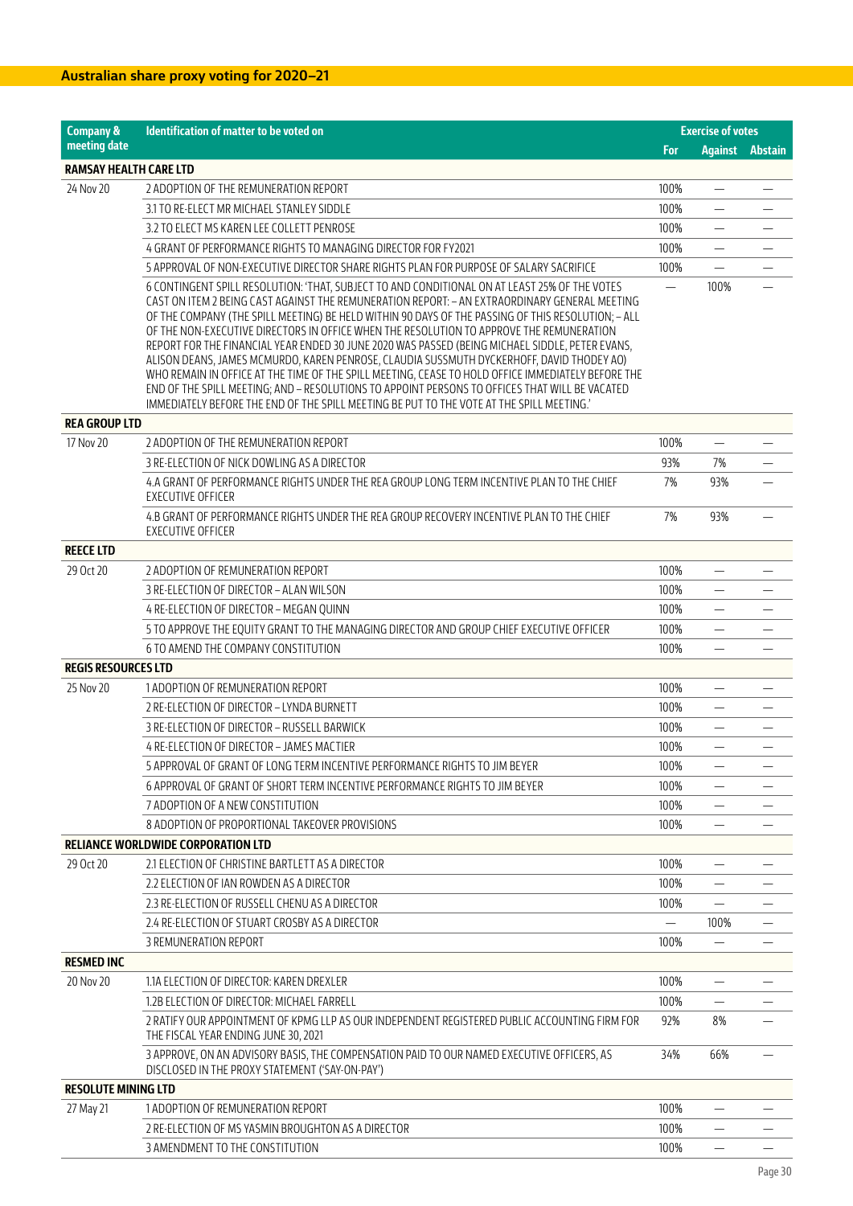## Australian share proxy voting for 2020–21

| Company & meeting date | Identification of matter to be voted on | Exercise of votes | | |
|---|---|---|---|---|
| | | For | Against | Abstain |
| **RAMSAY HEALTH CARE LTD** | | | | |
| 24 Nov 20 | 2 ADOPTION OF THE REMUNERATION REPORT | 100% | — | — |
| | 3.1 TO RE-ELECT MR MICHAEL STANLEY SIDDLE | 100% | — | — |
| | 3.2 TO ELECT MS KAREN LEE COLLETT PENROSE | 100% | — | — |
| | 4 GRANT OF PERFORMANCE RIGHTS TO MANAGING DIRECTOR FOR FY2021 | 100% | — | — |
| | 5 APPROVAL OF NON-EXECUTIVE DIRECTOR SHARE RIGHTS PLAN FOR PURPOSE OF SALARY SACRIFICE | 100% | — | — |
| | 6 CONTINGENT SPILL RESOLUTION: 'THAT, SUBJECT TO AND CONDITIONAL ON AT LEAST 25% OF THE VOTES CAST ON ITEM 2 BEING CAST AGAINST THE REMUNERATION REPORT: – AN EXTRAORDINARY GENERAL MEETING OF THE COMPANY (THE SPILL MEETING) BE HELD WITHIN 90 DAYS OF THE PASSING OF THIS RESOLUTION; – ALL OF THE NON-EXECUTIVE DIRECTORS IN OFFICE WHEN THE RESOLUTION TO APPROVE THE REMUNERATION REPORT FOR THE FINANCIAL YEAR ENDED 30 JUNE 2020 WAS PASSED (BEING MICHAEL SIDDLE, PETER EVANS, ALISON DEANS, JAMES MCMURDO, KAREN PENROSE, CLAUDIA SUSSMUTH DYCKERHOFF, DAVID THODEY AO) WHO REMAIN IN OFFICE AT THE TIME OF THE SPILL MEETING, CEASE TO HOLD OFFICE IMMEDIATELY BEFORE THE END OF THE SPILL MEETING; AND – RESOLUTIONS TO APPOINT PERSONS TO OFFICES THAT WILL BE VACATED IMMEDIATELY BEFORE THE END OF THE SPILL MEETING BE PUT TO THE VOTE AT THE SPILL MEETING.' | — | 100% | — |
| **REA GROUP LTD** | | | | |
| 17 Nov 20 | 2 ADOPTION OF THE REMUNERATION REPORT | 100% | — | — |
| | 3 RE-ELECTION OF NICK DOWLING AS A DIRECTOR | 93% | 7% | — |
| | 4.A GRANT OF PERFORMANCE RIGHTS UNDER THE REA GROUP LONG TERM INCENTIVE PLAN TO THE CHIEF EXECUTIVE OFFICER | 7% | 93% | — |
| | 4.B GRANT OF PERFORMANCE RIGHTS UNDER THE REA GROUP RECOVERY INCENTIVE PLAN TO THE CHIEF EXECUTIVE OFFICER | 7% | 93% | — |
| **REECE LTD** | | | | |
| 29 Oct 20 | 2 ADOPTION OF REMUNERATION REPORT | 100% | — | — |
| | 3 RE-ELECTION OF DIRECTOR – ALAN WILSON | 100% | — | — |
| | 4 RE-ELECTION OF DIRECTOR – MEGAN QUINN | 100% | — | — |
| | 5 TO APPROVE THE EQUITY GRANT TO THE MANAGING DIRECTOR AND GROUP CHIEF EXECUTIVE OFFICER | 100% | — | — |
| | 6 TO AMEND THE COMPANY CONSTITUTION | 100% | — | — |
| **REGIS RESOURCES LTD** | | | | |
| 25 Nov 20 | 1 ADOPTION OF REMUNERATION REPORT | 100% | — | — |
| | 2 RE-ELECTION OF DIRECTOR – LYNDA BURNETT | 100% | — | — |
| | 3 RE-ELECTION OF DIRECTOR – RUSSELL BARWICK | 100% | — | — |
| | 4 RE-ELECTION OF DIRECTOR – JAMES MACTIER | 100% | — | — |
| | 5 APPROVAL OF GRANT OF LONG TERM INCENTIVE PERFORMANCE RIGHTS TO JIM BEYER | 100% | — | — |
| | 6 APPROVAL OF GRANT OF SHORT TERM INCENTIVE PERFORMANCE RIGHTS TO JIM BEYER | 100% | — | — |
| | 7 ADOPTION OF A NEW CONSTITUTION | 100% | — | — |
| | 8 ADOPTION OF PROPORTIONAL TAKEOVER PROVISIONS | 100% | — | — |
| **RELIANCE WORLDWIDE CORPORATION LTD** | | | | |
| 29 Oct 20 | 2.1 ELECTION OF CHRISTINE BARTLETT AS A DIRECTOR | 100% | — | — |
| | 2.2 ELECTION OF IAN ROWDEN AS A DIRECTOR | 100% | — | — |
| | 2.3 RE-ELECTION OF RUSSELL CHENU AS A DIRECTOR | 100% | — | — |
| | 2.4 RE-ELECTION OF STUART CROSBY AS A DIRECTOR | — | 100% | — |
| | 3 REMUNERATION REPORT | 100% | — | — |
| **RESMED INC** | | | | |
| 20 Nov 20 | 1.1A ELECTION OF DIRECTOR: KAREN DREXLER | 100% | — | — |
| | 1.2B ELECTION OF DIRECTOR: MICHAEL FARRELL | 100% | — | — |
| | 2 RATIFY OUR APPOINTMENT OF KPMG LLP AS OUR INDEPENDENT REGISTERED PUBLIC ACCOUNTING FIRM FOR THE FISCAL YEAR ENDING JUNE 30, 2021 | 92% | 8% | — |
| | 3 APPROVE, ON AN ADVISORY BASIS, THE COMPENSATION PAID TO OUR NAMED EXECUTIVE OFFICERS, AS DISCLOSED IN THE PROXY STATEMENT ('SAY-ON-PAY') | 34% | 66% | — |
| **RESOLUTE MINING LTD** | | | | |
| 27 May 21 | 1 ADOPTION OF REMUNERATION REPORT | 100% | — | — |
| | 2 RE-ELECTION OF MS YASMIN BROUGHTON AS A DIRECTOR | 100% | — | — |
| | 3 AMENDMENT TO THE CONSTITUTION | 100% | — | — |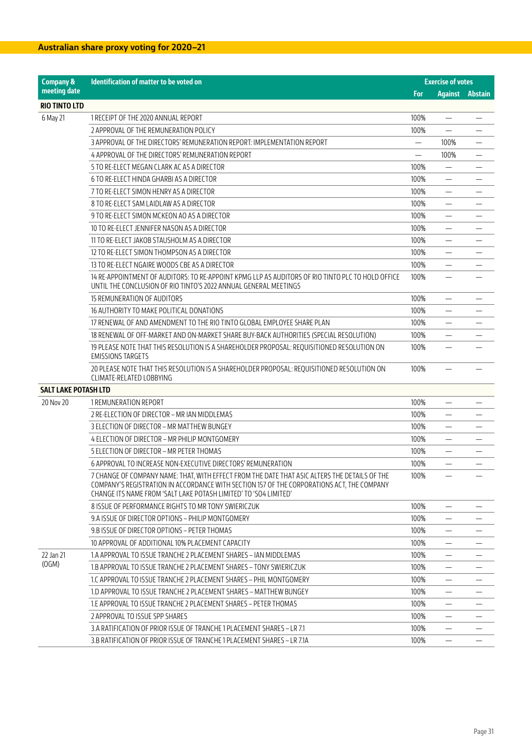## Australian share proxy voting for 2020–21

| Company & meeting date | Identification of matter to be voted on | Exercise of votes | | |
|---|---|---|---|---|
| | | For | Against | Abstain |
| **RIO TINTO LTD** | | | | |
| 6 May 21 | 1 RECEIPT OF THE 2020 ANNUAL REPORT | 100% | — | — |
| | 2 APPROVAL OF THE REMUNERATION POLICY | 100% | — | — |
| | 3 APPROVAL OF THE DIRECTORS' REMUNERATION REPORT: IMPLEMENTATION REPORT | — | 100% | — |
| | 4 APPROVAL OF THE DIRECTORS' REMUNERATION REPORT | — | 100% | — |
| | 5 TO RE-ELECT MEGAN CLARK AC AS A DIRECTOR | 100% | — | — |
| | 6 TO RE-ELECT HINDA GHARBI AS A DIRECTOR | 100% | — | — |
| | 7 TO RE-ELECT SIMON HENRY AS A DIRECTOR | 100% | — | — |
| | 8 TO RE-ELECT SAM LAIDLAW AS A DIRECTOR | 100% | — | — |
| | 9 TO RE-ELECT SIMON MCKEON AO AS A DIRECTOR | 100% | — | — |
| | 10 TO RE-ELECT JENNIFER NASON AS A DIRECTOR | 100% | — | — |
| | 11 TO RE-ELECT JAKOB STAUSHOLM AS A DIRECTOR | 100% | — | — |
| | 12 TO RE-ELECT SIMON THOMPSON AS A DIRECTOR | 100% | — | — |
| | 13 TO RE-ELECT NGAIRE WOODS CBE AS A DIRECTOR | 100% | — | — |
| | 14 RE-APPOINTMENT OF AUDITORS: TO RE-APPOINT KPMG LLP AS AUDITORS OF RIO TINTO PLC TO HOLD OFFICE UNTIL THE CONCLUSION OF RIO TINTO'S 2022 ANNUAL GENERAL MEETINGS | 100% | — | — |
| | 15 REMUNERATION OF AUDITORS | 100% | — | — |
| | 16 AUTHORITY TO MAKE POLITICAL DONATIONS | 100% | — | — |
| | 17 RENEWAL OF AND AMENDMENT TO THE RIO TINTO GLOBAL EMPLOYEE SHARE PLAN | 100% | — | — |
| | 18 RENEWAL OF OFF-MARKET AND ON-MARKET SHARE BUY-BACK AUTHORITIES (SPECIAL RESOLUTION) | 100% | — | — |
| | 19 PLEASE NOTE THAT THIS RESOLUTION IS A SHAREHOLDER PROPOSAL: REQUISITIONED RESOLUTION ON EMISSIONS TARGETS | 100% | — | — |
| | 20 PLEASE NOTE THAT THIS RESOLUTION IS A SHAREHOLDER PROPOSAL: REQUISITIONED RESOLUTION ON CLIMATE-RELATED LOBBYING | 100% | — | — |
| **SALT LAKE POTASH LTD** | | | | |
| 20 Nov 20 | 1 REMUNERATION REPORT | 100% | — | — |
| | 2 RE-ELECTION OF DIRECTOR – MR IAN MIDDLEMAS | 100% | — | — |
| | 3 ELECTION OF DIRECTOR – MR MATTHEW BUNGEY | 100% | — | — |
| | 4 ELECTION OF DIRECTOR – MR PHILIP MONTGOMERY | 100% | — | — |
| | 5 ELECTION OF DIRECTOR – MR PETER THOMAS | 100% | — | — |
| | 6 APPROVAL TO INCREASE NON-EXECUTIVE DIRECTORS' REMUNERATION | 100% | — | — |
| | 7 CHANGE OF COMPANY NAME: THAT, WITH EFFECT FROM THE DATE THAT ASIC ALTERS THE DETAILS OF THE COMPANY'S REGISTRATION IN ACCORDANCE WITH SECTION 157 OF THE CORPORATIONS ACT, THE COMPANY CHANGE ITS NAME FROM 'SALT LAKE POTASH LIMITED' TO 'SO4 LIMITED' | 100% | — | — |
| | 8 ISSUE OF PERFORMANCE RIGHTS TO MR TONY SWIERICZUK | 100% | — | — |
| | 9.A ISSUE OF DIRECTOR OPTIONS – PHILIP MONTGOMERY | 100% | — | — |
| | 9.B ISSUE OF DIRECTOR OPTIONS – PETER THOMAS | 100% | — | — |
| | 10 APPROVAL OF ADDITIONAL 10% PLACEMENT CAPACITY | 100% | — | — |
| 22 Jan 21 (OGM) | 1.A APPROVAL TO ISSUE TRANCHE 2 PLACEMENT SHARES – IAN MIDDLEMAS | 100% | — | — |
| | 1.B APPROVAL TO ISSUE TRANCHE 2 PLACEMENT SHARES – TONY SWIERICZUK | 100% | — | — |
| | 1.C APPROVAL TO ISSUE TRANCHE 2 PLACEMENT SHARES – PHIL MONTGOMERY | 100% | — | — |
| | 1.D APPROVAL TO ISSUE TRANCHE 2 PLACEMENT SHARES – MATTHEW BUNGEY | 100% | — | — |
| | 1.E APPROVAL TO ISSUE TRANCHE 2 PLACEMENT SHARES – PETER THOMAS | 100% | — | — |
| | 2 APPROVAL TO ISSUE SPP SHARES | 100% | — | — |
| | 3.A RATIFICATION OF PRIOR ISSUE OF TRANCHE 1 PLACEMENT SHARES – LR 7.1 | 100% | — | — |
| | 3.B RATIFICATION OF PRIOR ISSUE OF TRANCHE 1 PLACEMENT SHARES – LR 7.1A | 100% | — | — |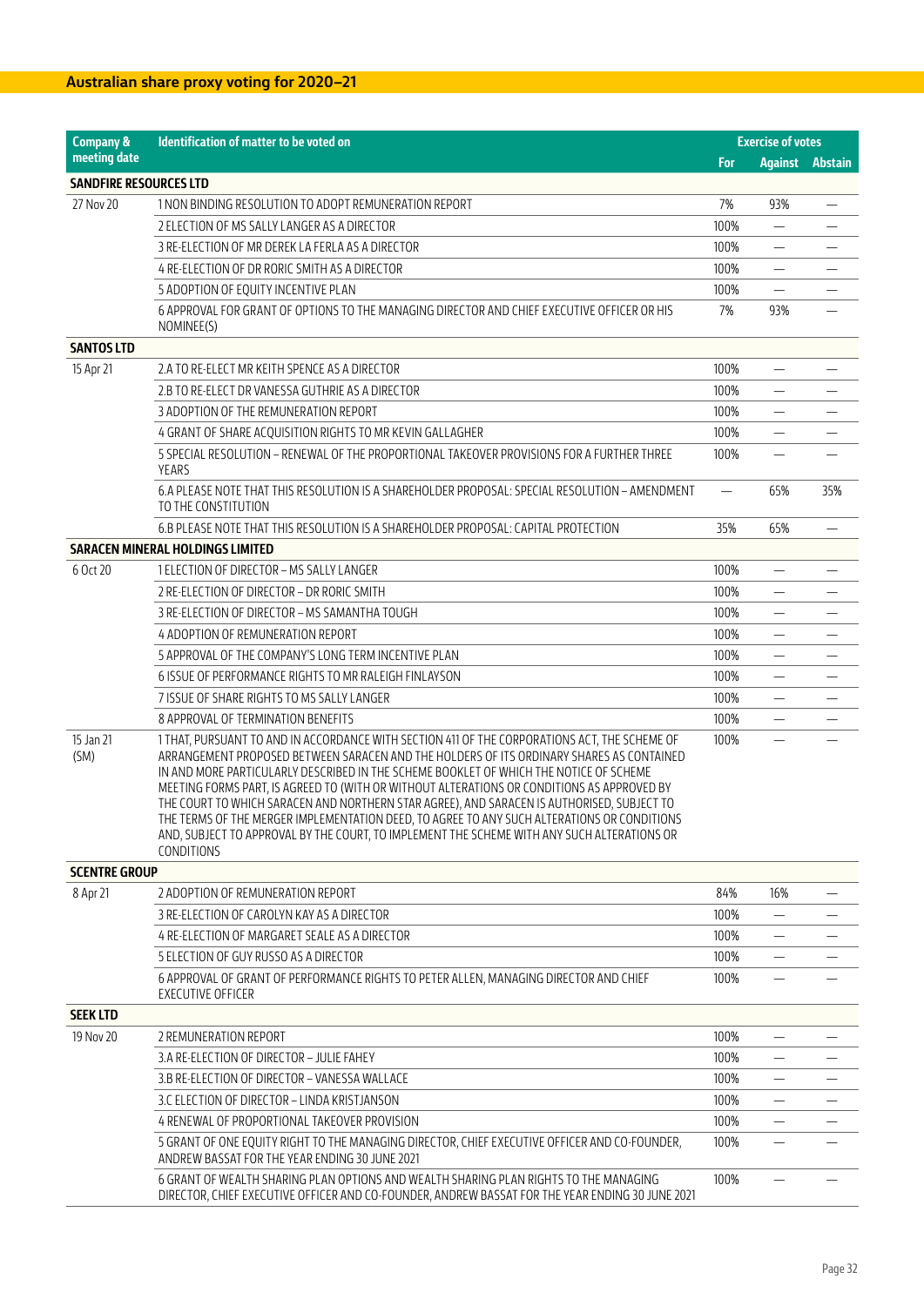## Australian share proxy voting for 2020–21

| Company & meeting date | Identification of matter to be voted on | Exercise of votes | | |
|---|---|---|---|---|
| | | For | Against | Abstain |
| **SANDFIRE RESOURCES LTD** | | | | |
| 27 Nov 20 | 1 NON BINDING RESOLUTION TO ADOPT REMUNERATION REPORT | 7% | 93% | — |
| | 2 ELECTION OF MS SALLY LANGER AS A DIRECTOR | 100% | — | — |
| | 3 RE-ELECTION OF MR DEREK LA FERLA AS A DIRECTOR | 100% | — | — |
| | 4 RE-ELECTION OF DR RORIC SMITH AS A DIRECTOR | 100% | — | — |
| | 5 ADOPTION OF EQUITY INCENTIVE PLAN | 100% | — | — |
| | 6 APPROVAL FOR GRANT OF OPTIONS TO THE MANAGING DIRECTOR AND CHIEF EXECUTIVE OFFICER OR HIS NOMINEE(S) | 7% | 93% | — |
| **SANTOS LTD** | | | | |
| 15 Apr 21 | 2.A TO RE-ELECT MR KEITH SPENCE AS A DIRECTOR | 100% | — | — |
| | 2.B TO RE-ELECT DR VANESSA GUTHRIE AS A DIRECTOR | 100% | — | — |
| | 3 ADOPTION OF THE REMUNERATION REPORT | 100% | — | — |
| | 4 GRANT OF SHARE ACQUISITION RIGHTS TO MR KEVIN GALLAGHER | 100% | — | — |
| | 5 SPECIAL RESOLUTION – RENEWAL OF THE PROPORTIONAL TAKEOVER PROVISIONS FOR A FURTHER THREE YEARS | 100% | — | — |
| | 6.A PLEASE NOTE THAT THIS RESOLUTION IS A SHAREHOLDER PROPOSAL: SPECIAL RESOLUTION – AMENDMENT TO THE CONSTITUTION | — | 65% | 35% |
| | 6.B PLEASE NOTE THAT THIS RESOLUTION IS A SHAREHOLDER PROPOSAL: CAPITAL PROTECTION | 35% | 65% | — |
| **SARACEN MINERAL HOLDINGS LIMITED** | | | | |
| 6 Oct 20 | 1 ELECTION OF DIRECTOR – MS SALLY LANGER | 100% | — | — |
| | 2 RE-ELECTION OF DIRECTOR – DR RORIC SMITH | 100% | — | — |
| | 3 RE-ELECTION OF DIRECTOR – MS SAMANTHA TOUGH | 100% | — | — |
| | 4 ADOPTION OF REMUNERATION REPORT | 100% | — | — |
| | 5 APPROVAL OF THE COMPANY'S LONG TERM INCENTIVE PLAN | 100% | — | — |
| | 6 ISSUE OF PERFORMANCE RIGHTS TO MR RALEIGH FINLAYSON | 100% | — | — |
| | 7 ISSUE OF SHARE RIGHTS TO MS SALLY LANGER | 100% | — | — |
| | 8 APPROVAL OF TERMINATION BENEFITS | 100% | — | — |
| 15 Jan 21 (SM) | 1 THAT, PURSUANT TO AND IN ACCORDANCE WITH SECTION 411 OF THE CORPORATIONS ACT, THE SCHEME OF ARRANGEMENT PROPOSED BETWEEN SARACEN AND THE HOLDERS OF ITS ORDINARY SHARES AS CONTAINED IN AND MORE PARTICULARLY DESCRIBED IN THE SCHEME BOOKLET OF WHICH THE NOTICE OF SCHEME MEETING FORMS PART, IS AGREED TO (WITH OR WITHOUT ALTERATIONS OR CONDITIONS AS APPROVED BY THE COURT TO WHICH SARACEN AND NORTHERN STAR AGREE), AND SARACEN IS AUTHORISED, SUBJECT TO THE TERMS OF THE MERGER IMPLEMENTATION DEED, TO AGREE TO ANY SUCH ALTERATIONS OR CONDITIONS AND, SUBJECT TO APPROVAL BY THE COURT, TO IMPLEMENT THE SCHEME WITH ANY SUCH ALTERATIONS OR CONDITIONS | 100% | — | — |
| **SCENTRE GROUP** | | | | |
| 8 Apr 21 | 2 ADOPTION OF REMUNERATION REPORT | 84% | 16% | — |
| | 3 RE-ELECTION OF CAROLYN KAY AS A DIRECTOR | 100% | — | — |
| | 4 RE-ELECTION OF MARGARET SEALE AS A DIRECTOR | 100% | — | — |
| | 5 ELECTION OF GUY RUSSO AS A DIRECTOR | 100% | — | — |
| | 6 APPROVAL OF GRANT OF PERFORMANCE RIGHTS TO PETER ALLEN, MANAGING DIRECTOR AND CHIEF EXECUTIVE OFFICER | 100% | — | — |
| **SEEK LTD** | | | | |
| 19 Nov 20 | 2 REMUNERATION REPORT | 100% | — | — |
| | 3.A RE-ELECTION OF DIRECTOR – JULIE FAHEY | 100% | — | — |
| | 3.B RE-ELECTION OF DIRECTOR – VANESSA WALLACE | 100% | — | — |
| | 3.C ELECTION OF DIRECTOR – LINDA KRISTJANSON | 100% | — | — |
| | 4 RENEWAL OF PROPORTIONAL TAKEOVER PROVISION | 100% | — | — |
| | 5 GRANT OF ONE EQUITY RIGHT TO THE MANAGING DIRECTOR, CHIEF EXECUTIVE OFFICER AND CO-FOUNDER, ANDREW BASSAT FOR THE YEAR ENDING 30 JUNE 2021 | 100% | — | — |
| | 6 GRANT OF WEALTH SHARING PLAN OPTIONS AND WEALTH SHARING PLAN RIGHTS TO THE MANAGING DIRECTOR, CHIEF EXECUTIVE OFFICER AND CO-FOUNDER, ANDREW BASSAT FOR THE YEAR ENDING 30 JUNE 2021 | 100% | — | — |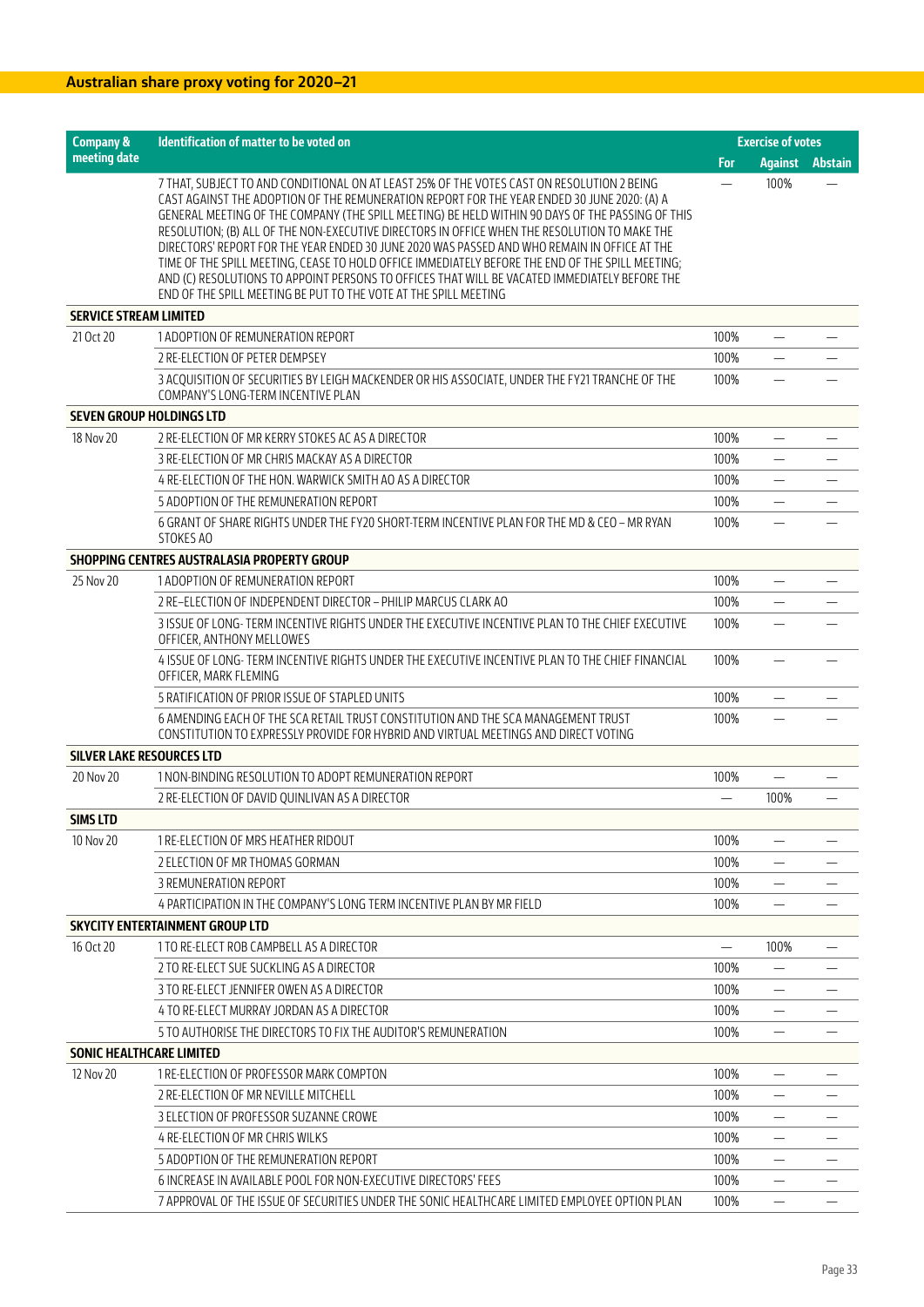## Australian share proxy voting for 2020–21

| Company & meeting date | Identification of matter to be voted on | Exercise of votes | | |
|---|---|---|---|---|
| | | For | Against | Abstain |
| | 7 THAT, SUBJECT TO AND CONDITIONAL ON AT LEAST 25% OF THE VOTES CAST ON RESOLUTION 2 BEING CAST AGAINST THE ADOPTION OF THE REMUNERATION REPORT FOR THE YEAR ENDED 30 JUNE 2020: (A) A GENERAL MEETING OF THE COMPANY (THE SPILL MEETING) BE HELD WITHIN 90 DAYS OF THE PASSING OF THIS RESOLUTION; (B) ALL OF THE NON-EXECUTIVE DIRECTORS IN OFFICE WHEN THE RESOLUTION TO MAKE THE DIRECTORS' REPORT FOR THE YEAR ENDED 30 JUNE 2020 WAS PASSED AND WHO REMAIN IN OFFICE AT THE TIME OF THE SPILL MEETING, CEASE TO HOLD OFFICE IMMEDIATELY BEFORE THE END OF THE SPILL MEETING; AND (C) RESOLUTIONS TO APPOINT PERSONS TO OFFICES THAT WILL BE VACATED IMMEDIATELY BEFORE THE END OF THE SPILL MEETING BE PUT TO THE VOTE AT THE SPILL MEETING | — | 100% | — |
| **SERVICE STREAM LIMITED** | | | | |
| 21 Oct 20 | 1 ADOPTION OF REMUNERATION REPORT | 100% | — | — |
| | 2 RE-ELECTION OF PETER DEMPSEY | 100% | — | — |
| | 3 ACQUISITION OF SECURITIES BY LEIGH MACKENDER OR HIS ASSOCIATE, UNDER THE FY21 TRANCHE OF THE COMPANY'S LONG-TERM INCENTIVE PLAN | 100% | — | — |
| **SEVEN GROUP HOLDINGS LTD** | | | | |
| 18 Nov 20 | 2 RE-ELECTION OF MR KERRY STOKES AC AS A DIRECTOR | 100% | — | — |
| | 3 RE-ELECTION OF MR CHRIS MACKAY AS A DIRECTOR | 100% | — | — |
| | 4 RE-ELECTION OF THE HON. WARWICK SMITH AO AS A DIRECTOR | 100% | — | — |
| | 5 ADOPTION OF THE REMUNERATION REPORT | 100% | — | — |
| | 6 GRANT OF SHARE RIGHTS UNDER THE FY20 SHORT-TERM INCENTIVE PLAN FOR THE MD & CEO – MR RYAN STOKES AO | 100% | — | — |
| **SHOPPING CENTRES AUSTRALASIA PROPERTY GROUP** | | | | |
| 25 Nov 20 | 1 ADOPTION OF REMUNERATION REPORT | 100% | — | — |
| | 2 RE–ELECTION OF INDEPENDENT DIRECTOR – PHILIP MARCUS CLARK AO | 100% | — | — |
| | 3 ISSUE OF LONG- TERM INCENTIVE RIGHTS UNDER THE EXECUTIVE INCENTIVE PLAN TO THE CHIEF EXECUTIVE OFFICER, ANTHONY MELLOWES | 100% | — | — |
| | 4 ISSUE OF LONG- TERM INCENTIVE RIGHTS UNDER THE EXECUTIVE INCENTIVE PLAN TO THE CHIEF FINANCIAL OFFICER, MARK FLEMING | 100% | — | — |
| | 5 RATIFICATION OF PRIOR ISSUE OF STAPLED UNITS | 100% | — | — |
| | 6 AMENDING EACH OF THE SCA RETAIL TRUST CONSTITUTION AND THE SCA MANAGEMENT TRUST CONSTITUTION TO EXPRESSLY PROVIDE FOR HYBRID AND VIRTUAL MEETINGS AND DIRECT VOTING | 100% | — | — |
| **SILVER LAKE RESOURCES LTD** | | | | |
| 20 Nov 20 | 1 NON-BINDING RESOLUTION TO ADOPT REMUNERATION REPORT | 100% | — | — |
| | 2 RE-ELECTION OF DAVID QUINLIVAN AS A DIRECTOR | — | 100% | — |
| **SIMS LTD** | | | | |
| 10 Nov 20 | 1 RE-ELECTION OF MRS HEATHER RIDOUT | 100% | — | — |
| | 2 ELECTION OF MR THOMAS GORMAN | 100% | — | — |
| | 3 REMUNERATION REPORT | 100% | — | — |
| | 4 PARTICIPATION IN THE COMPANY'S LONG TERM INCENTIVE PLAN BY MR FIELD | 100% | — | — |
| **SKYCITY ENTERTAINMENT GROUP LTD** | | | | |
| 16 Oct 20 | 1 TO RE-ELECT ROB CAMPBELL AS A DIRECTOR | — | 100% | — |
| | 2 TO RE-ELECT SUE SUCKLING AS A DIRECTOR | 100% | — | — |
| | 3 TO RE-ELECT JENNIFER OWEN AS A DIRECTOR | 100% | — | — |
| | 4 TO RE-ELECT MURRAY JORDAN AS A DIRECTOR | 100% | — | — |
| | 5 TO AUTHORISE THE DIRECTORS TO FIX THE AUDITOR'S REMUNERATION | 100% | — | — |
| **SONIC HEALTHCARE LIMITED** | | | | |
| 12 Nov 20 | 1 RE-ELECTION OF PROFESSOR MARK COMPTON | 100% | — | — |
| | 2 RE-ELECTION OF MR NEVILLE MITCHELL | 100% | — | — |
| | 3 ELECTION OF PROFESSOR SUZANNE CROWE | 100% | — | — |
| | 4 RE-ELECTION OF MR CHRIS WILKS | 100% | — | — |
| | 5 ADOPTION OF THE REMUNERATION REPORT | 100% | — | — |
| | 6 INCREASE IN AVAILABLE POOL FOR NON-EXECUTIVE DIRECTORS' FEES | 100% | — | — |
| | 7 APPROVAL OF THE ISSUE OF SECURITIES UNDER THE SONIC HEALTHCARE LIMITED EMPLOYEE OPTION PLAN | 100% | — | — |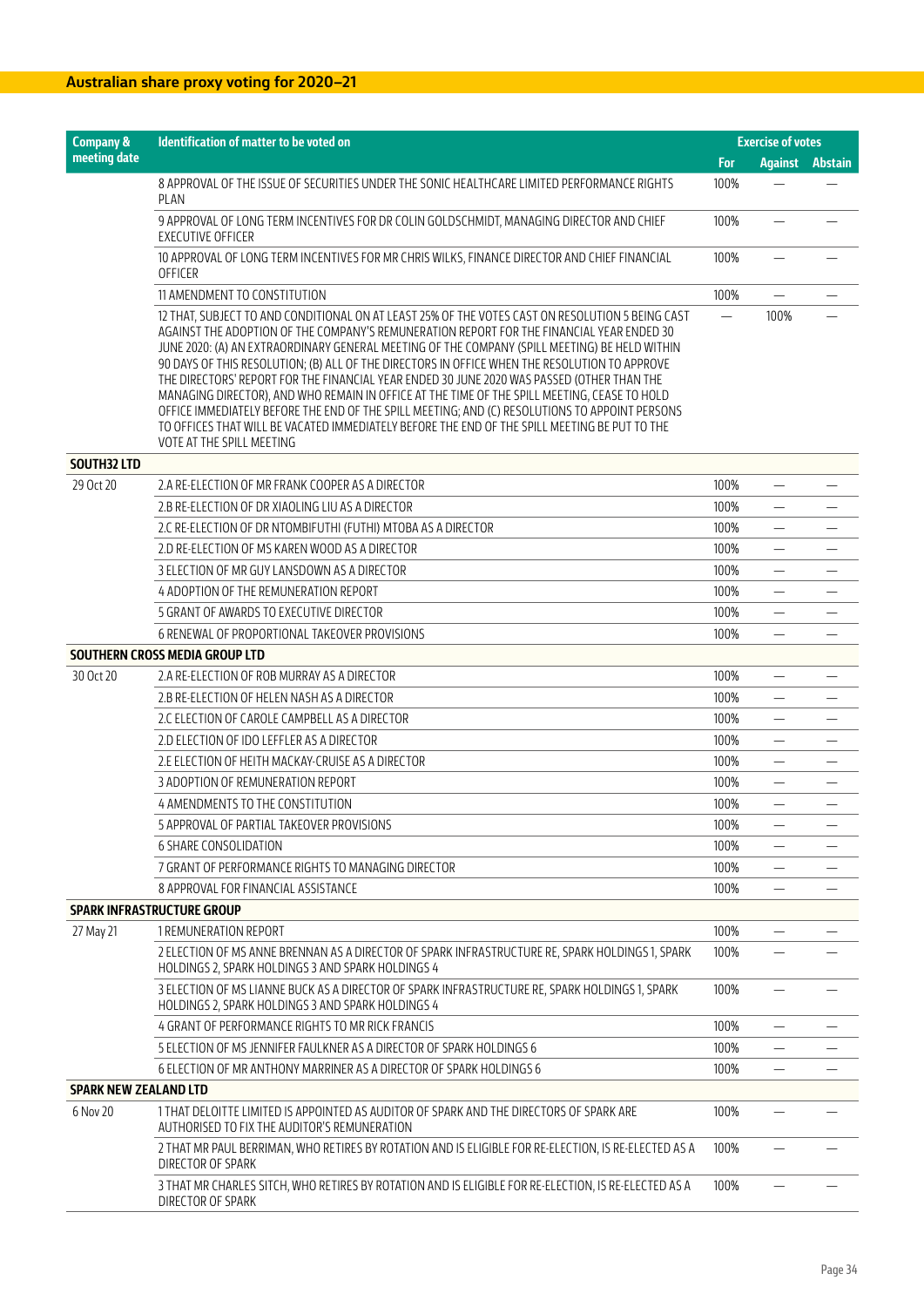## Australian share proxy voting for 2020–21

| Company & meeting date | Identification of matter to be voted on | Exercise of votes | | |
|---|---|---|---|---|
| | | For | Against | Abstain |
| | 8 APPROVAL OF THE ISSUE OF SECURITIES UNDER THE SONIC HEALTHCARE LIMITED PERFORMANCE RIGHTS PLAN | 100% | — | — |
| | 9 APPROVAL OF LONG TERM INCENTIVES FOR DR COLIN GOLDSCHMIDT, MANAGING DIRECTOR AND CHIEF EXECUTIVE OFFICER | 100% | — | — |
| | 10 APPROVAL OF LONG TERM INCENTIVES FOR MR CHRIS WILKS, FINANCE DIRECTOR AND CHIEF FINANCIAL OFFICER | 100% | — | — |
| | 11 AMENDMENT TO CONSTITUTION | 100% | — | — |
| | 12 THAT, SUBJECT TO AND CONDITIONAL ON AT LEAST 25% OF THE VOTES CAST ON RESOLUTION 5 BEING CAST AGAINST THE ADOPTION OF THE COMPANY'S REMUNERATION REPORT FOR THE FINANCIAL YEAR ENDED 30 JUNE 2020: (A) AN EXTRAORDINARY GENERAL MEETING OF THE COMPANY (SPILL MEETING) BE HELD WITHIN 90 DAYS OF THIS RESOLUTION; (B) ALL OF THE DIRECTORS IN OFFICE WHEN THE RESOLUTION TO APPROVE THE DIRECTORS' REPORT FOR THE FINANCIAL YEAR ENDED 30 JUNE 2020 WAS PASSED (OTHER THAN THE MANAGING DIRECTOR), AND WHO REMAIN IN OFFICE AT THE TIME OF THE SPILL MEETING, CEASE TO HOLD OFFICE IMMEDIATELY BEFORE THE END OF THE SPILL MEETING; AND (C) RESOLUTIONS TO APPOINT PERSONS TO OFFICES THAT WILL BE VACATED IMMEDIATELY BEFORE THE END OF THE SPILL MEETING BE PUT TO THE VOTE AT THE SPILL MEETING | — | 100% | — |
| **SOUTH32 LTD** | | | | |
| 29 Oct 20 | 2.A RE-ELECTION OF MR FRANK COOPER AS A DIRECTOR | 100% | — | — |
| | 2.B RE-ELECTION OF DR XIAOLING LIU AS A DIRECTOR | 100% | — | — |
| | 2.C RE-ELECTION OF DR NTOMBIFUTHI (FUTHI) MTOBA AS A DIRECTOR | 100% | — | — |
| | 2.D RE-ELECTION OF MS KAREN WOOD AS A DIRECTOR | 100% | — | — |
| | 3 ELECTION OF MR GUY LANSDOWN AS A DIRECTOR | 100% | — | — |
| | 4 ADOPTION OF THE REMUNERATION REPORT | 100% | — | — |
| | 5 GRANT OF AWARDS TO EXECUTIVE DIRECTOR | 100% | — | — |
| | 6 RENEWAL OF PROPORTIONAL TAKEOVER PROVISIONS | 100% | — | — |
| **SOUTHERN CROSS MEDIA GROUP LTD** | | | | |
| 30 Oct 20 | 2.A RE-ELECTION OF ROB MURRAY AS A DIRECTOR | 100% | — | — |
| | 2.B RE-ELECTION OF HELEN NASH AS A DIRECTOR | 100% | — | — |
| | 2.C ELECTION OF CAROLE CAMPBELL AS A DIRECTOR | 100% | — | — |
| | 2.D ELECTION OF IDO LEFFLER AS A DIRECTOR | 100% | — | — |
| | 2.E ELECTION OF HEITH MACKAY-CRUISE AS A DIRECTOR | 100% | — | — |
| | 3 ADOPTION OF REMUNERATION REPORT | 100% | — | — |
| | 4 AMENDMENTS TO THE CONSTITUTION | 100% | — | — |
| | 5 APPROVAL OF PARTIAL TAKEOVER PROVISIONS | 100% | — | — |
| | 6 SHARE CONSOLIDATION | 100% | — | — |
| | 7 GRANT OF PERFORMANCE RIGHTS TO MANAGING DIRECTOR | 100% | — | — |
| | 8 APPROVAL FOR FINANCIAL ASSISTANCE | 100% | — | — |
| **SPARK INFRASTRUCTURE GROUP** | | | | |
| 27 May 21 | 1 REMUNERATION REPORT | 100% | — | — |
| | 2 ELECTION OF MS ANNE BRENNAN AS A DIRECTOR OF SPARK INFRASTRUCTURE RE, SPARK HOLDINGS 1, SPARK HOLDINGS 2, SPARK HOLDINGS 3 AND SPARK HOLDINGS 4 | 100% | — | — |
| | 3 ELECTION OF MS LIANNE BUCK AS A DIRECTOR OF SPARK INFRASTRUCTURE RE, SPARK HOLDINGS 1, SPARK HOLDINGS 2, SPARK HOLDINGS 3 AND SPARK HOLDINGS 4 | 100% | — | — |
| | 4 GRANT OF PERFORMANCE RIGHTS TO MR RICK FRANCIS | 100% | — | — |
| | 5 ELECTION OF MS JENNIFER FAULKNER AS A DIRECTOR OF SPARK HOLDINGS 6 | 100% | — | — |
| | 6 ELECTION OF MR ANTHONY MARRINER AS A DIRECTOR OF SPARK HOLDINGS 6 | 100% | — | — |
| **SPARK NEW ZEALAND LTD** | | | | |
| 6 Nov 20 | 1 THAT DELOITTE LIMITED IS APPOINTED AS AUDITOR OF SPARK AND THE DIRECTORS OF SPARK ARE AUTHORISED TO FIX THE AUDITOR'S REMUNERATION | 100% | — | — |
| | 2 THAT MR PAUL BERRIMAN, WHO RETIRES BY ROTATION AND IS ELIGIBLE FOR RE-ELECTION, IS RE-ELECTED AS A DIRECTOR OF SPARK | 100% | — | — |
| | 3 THAT MR CHARLES SITCH, WHO RETIRES BY ROTATION AND IS ELIGIBLE FOR RE-ELECTION, IS RE-ELECTED AS A DIRECTOR OF SPARK | 100% | — | — |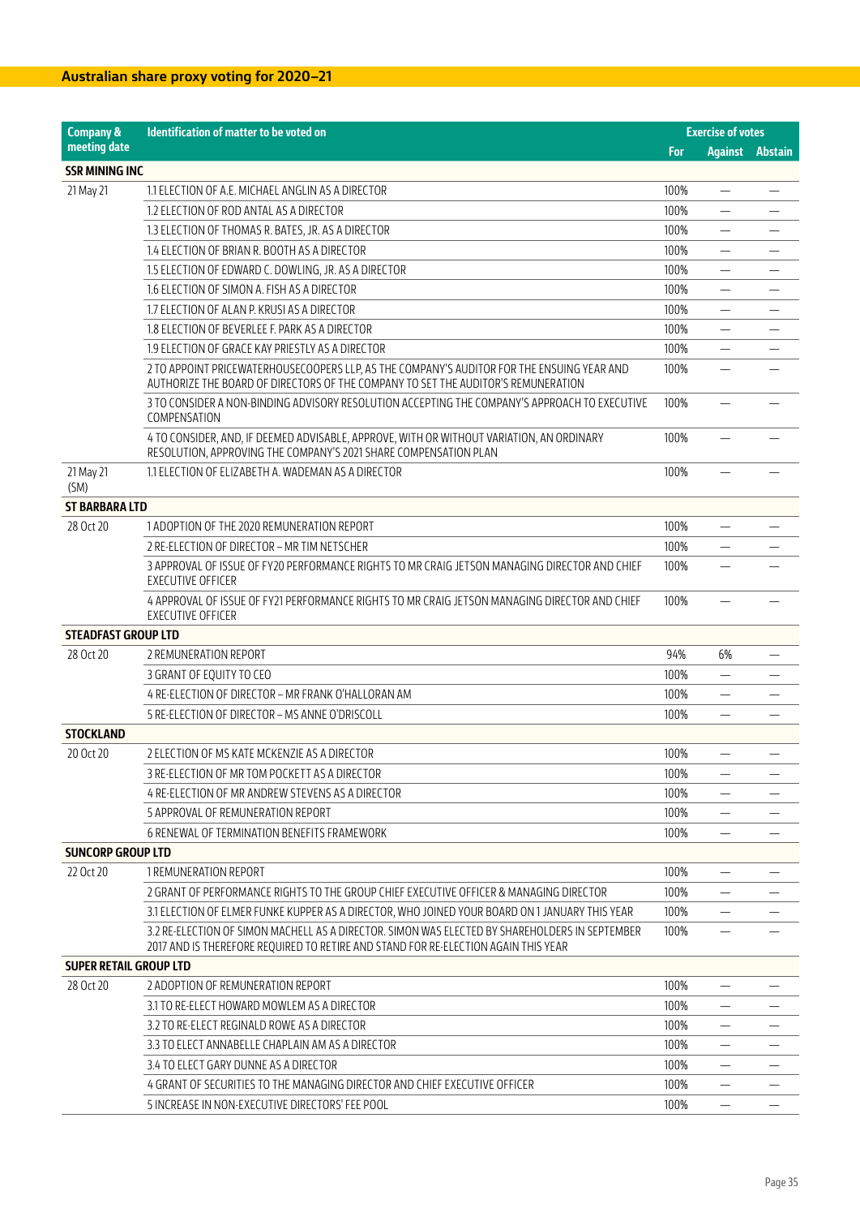## Australian share proxy voting for 2020–21

| Company & meeting date | Identification of matter to be voted on | Exercise of votes | | |
|---|---|---|---|---|
| | | For | Against | Abstain |
| **SSR MINING INC** | | | | |
| 21 May 21 | 1.1 ELECTION OF A.E. MICHAEL ANGLIN AS A DIRECTOR | 100% | — | — |
| | 1.2 ELECTION OF ROD ANTAL AS A DIRECTOR | 100% | — | — |
| | 1.3 ELECTION OF THOMAS R. BATES, JR. AS A DIRECTOR | 100% | — | — |
| | 1.4 ELECTION OF BRIAN R. BOOTH AS A DIRECTOR | 100% | — | — |
| | 1.5 ELECTION OF EDWARD C. DOWLING, JR. AS A DIRECTOR | 100% | — | — |
| | 1.6 ELECTION OF SIMON A. FISH AS A DIRECTOR | 100% | — | — |
| | 1.7 ELECTION OF ALAN P. KRUSI AS A DIRECTOR | 100% | — | — |
| | 1.8 ELECTION OF BEVERLEE F. PARK AS A DIRECTOR | 100% | — | — |
| | 1.9 ELECTION OF GRACE KAY PRIESTLY AS A DIRECTOR | 100% | — | — |
| | 2 TO APPOINT PRICEWATERHOUSECOOPERS LLP, AS THE COMPANY'S AUDITOR FOR THE ENSUING YEAR AND AUTHORIZE THE BOARD OF DIRECTORS OF THE COMPANY TO SET THE AUDITOR'S REMUNERATION | 100% | — | — |
| | 3 TO CONSIDER A NON-BINDING ADVISORY RESOLUTION ACCEPTING THE COMPANY'S APPROACH TO EXECUTIVE COMPENSATION | 100% | — | — |
| | 4 TO CONSIDER, AND, IF DEEMED ADVISABLE, APPROVE, WITH OR WITHOUT VARIATION, AN ORDINARY RESOLUTION, APPROVING THE COMPANY'S 2021 SHARE COMPENSATION PLAN | 100% | — | — |
| 21 May 21 (SM) | 1.1 ELECTION OF ELIZABETH A. WADEMAN AS A DIRECTOR | 100% | — | — |
| **ST BARBARA LTD** | | | | |
| 28 Oct 20 | 1 ADOPTION OF THE 2020 REMUNERATION REPORT | 100% | — | — |
| | 2 RE-ELECTION OF DIRECTOR – MR TIM NETSCHER | 100% | — | — |
| | 3 APPROVAL OF ISSUE OF FY20 PERFORMANCE RIGHTS TO MR CRAIG JETSON MANAGING DIRECTOR AND CHIEF EXECUTIVE OFFICER | 100% | — | — |
| | 4 APPROVAL OF ISSUE OF FY21 PERFORMANCE RIGHTS TO MR CRAIG JETSON MANAGING DIRECTOR AND CHIEF EXECUTIVE OFFICER | 100% | — | — |
| **STEADFAST GROUP LTD** | | | | |
| 28 Oct 20 | 2 REMUNERATION REPORT | 94% | 6% | — |
| | 3 GRANT OF EQUITY TO CEO | 100% | — | — |
| | 4 RE-ELECTION OF DIRECTOR – MR FRANK O'HALLORAN AM | 100% | — | — |
| | 5 RE-ELECTION OF DIRECTOR – MS ANNE O'DRISCOLL | 100% | — | — |
| **STOCKLAND** | | | | |
| 20 Oct 20 | 2 ELECTION OF MS KATE MCKENZIE AS A DIRECTOR | 100% | — | — |
| | 3 RE-ELECTION OF MR TOM POCKETT AS A DIRECTOR | 100% | — | — |
| | 4 RE-ELECTION OF MR ANDREW STEVENS AS A DIRECTOR | 100% | — | — |
| | 5 APPROVAL OF REMUNERATION REPORT | 100% | — | — |
| | 6 RENEWAL OF TERMINATION BENEFITS FRAMEWORK | 100% | — | — |
| **SUNCORP GROUP LTD** | | | | |
| 22 Oct 20 | 1 REMUNERATION REPORT | 100% | — | — |
| | 2 GRANT OF PERFORMANCE RIGHTS TO THE GROUP CHIEF EXECUTIVE OFFICER & MANAGING DIRECTOR | 100% | — | — |
| | 3.1 ELECTION OF ELMER FUNKE KUPPER AS A DIRECTOR, WHO JOINED YOUR BOARD ON 1 JANUARY THIS YEAR | 100% | — | — |
| | 3.2 RE-ELECTION OF SIMON MACHELL AS A DIRECTOR. SIMON WAS ELECTED BY SHAREHOLDERS IN SEPTEMBER 2017 AND IS THEREFORE REQUIRED TO RETIRE AND STAND FOR RE-ELECTION AGAIN THIS YEAR | 100% | — | — |
| **SUPER RETAIL GROUP LTD** | | | | |
| 28 Oct 20 | 2 ADOPTION OF REMUNERATION REPORT | 100% | — | — |
| | 3.1 TO RE-ELECT HOWARD MOWLEM AS A DIRECTOR | 100% | — | — |
| | 3.2 TO RE-ELECT REGINALD ROWE AS A DIRECTOR | 100% | — | — |
| | 3.3 TO ELECT ANNABELLE CHAPLAIN AM AS A DIRECTOR | 100% | — | — |
| | 3.4 TO ELECT GARY DUNNE AS A DIRECTOR | 100% | — | — |
| | 4 GRANT OF SECURITIES TO THE MANAGING DIRECTOR AND CHIEF EXECUTIVE OFFICER | 100% | — | — |
| | 5 INCREASE IN NON-EXECUTIVE DIRECTORS' FEE POOL | 100% | — | — |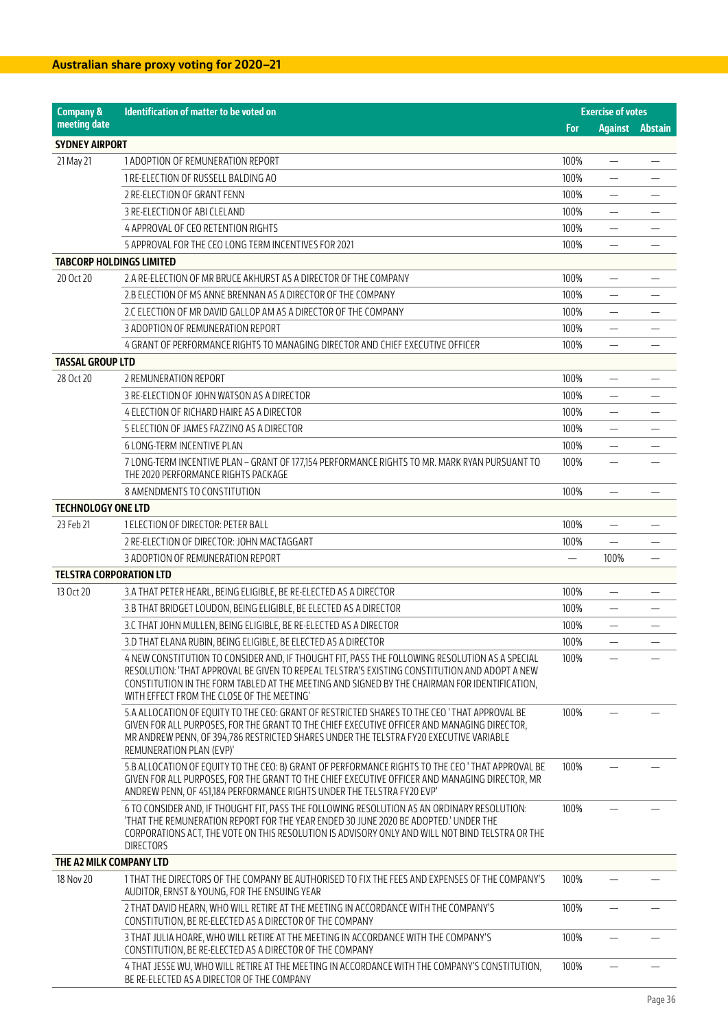## Australian share proxy voting for 2020–21

| Company & meeting date | Identification of matter to be voted on | Exercise of votes | | |
|---|---|---|---|---|
| | | For | Against | Abstain |
| **SYDNEY AIRPORT** | | | | |
| 21 May 21 | 1 ADOPTION OF REMUNERATION REPORT | 100% | — | — |
| | 1 RE-ELECTION OF RUSSELL BALDING AO | 100% | — | — |
| | 2 RE-ELECTION OF GRANT FENN | 100% | — | — |
| | 3 RE-ELECTION OF ABI CLELAND | 100% | — | — |
| | 4 APPROVAL OF CEO RETENTION RIGHTS | 100% | — | — |
| | 5 APPROVAL FOR THE CEO LONG TERM INCENTIVES FOR 2021 | 100% | — | — |
| **TABCORP HOLDINGS LIMITED** | | | | |
| 20 Oct 20 | 2.A RE-ELECTION OF MR BRUCE AKHURST AS A DIRECTOR OF THE COMPANY | 100% | — | — |
| | 2.B ELECTION OF MS ANNE BRENNAN AS A DIRECTOR OF THE COMPANY | 100% | — | — |
| | 2.C ELECTION OF MR DAVID GALLOP AM AS A DIRECTOR OF THE COMPANY | 100% | — | — |
| | 3 ADOPTION OF REMUNERATION REPORT | 100% | — | — |
| | 4 GRANT OF PERFORMANCE RIGHTS TO MANAGING DIRECTOR AND CHIEF EXECUTIVE OFFICER | 100% | — | — |
| **TASSAL GROUP LTD** | | | | |
| 28 Oct 20 | 2 REMUNERATION REPORT | 100% | — | — |
| | 3 RE-ELECTION OF JOHN WATSON AS A DIRECTOR | 100% | — | — |
| | 4 ELECTION OF RICHARD HAIRE AS A DIRECTOR | 100% | — | — |
| | 5 ELECTION OF JAMES FAZZINO AS A DIRECTOR | 100% | — | — |
| | 6 LONG-TERM INCENTIVE PLAN | 100% | — | — |
| | 7 LONG-TERM INCENTIVE PLAN – GRANT OF 177,154 PERFORMANCE RIGHTS TO MR. MARK RYAN PURSUANT TO THE 2020 PERFORMANCE RIGHTS PACKAGE | 100% | — | — |
| | 8 AMENDMENTS TO CONSTITUTION | 100% | — | — |
| **TECHNOLOGY ONE LTD** | | | | |
| 23 Feb 21 | 1 ELECTION OF DIRECTOR: PETER BALL | 100% | — | — |
| | 2 RE-ELECTION OF DIRECTOR: JOHN MACTAGGART | 100% | — | — |
| | 3 ADOPTION OF REMUNERATION REPORT | — | 100% | — |
| **TELSTRA CORPORATION LTD** | | | | |
| 13 Oct 20 | 3.A THAT PETER HEARL, BEING ELIGIBLE, BE RE-ELECTED AS A DIRECTOR | 100% | — | — |
| | 3.B THAT BRIDGET LOUDON, BEING ELIGIBLE, BE ELECTED AS A DIRECTOR | 100% | — | — |
| | 3.C THAT JOHN MULLEN, BEING ELIGIBLE, BE RE-ELECTED AS A DIRECTOR | 100% | — | — |
| | 3.D THAT ELANA RUBIN, BEING ELIGIBLE, BE ELECTED AS A DIRECTOR | 100% | — | — |
| | 4 NEW CONSTITUTION TO CONSIDER AND, IF THOUGHT FIT, PASS THE FOLLOWING RESOLUTION AS A SPECIAL RESOLUTION: 'THAT APPROVAL BE GIVEN TO REPEAL TELSTRA'S EXISTING CONSTITUTION AND ADOPT A NEW CONSTITUTION IN THE FORM TABLED AT THE MEETING AND SIGNED BY THE CHAIRMAN FOR IDENTIFICATION, WITH EFFECT FROM THE CLOSE OF THE MEETING' | 100% | — | — |
| | 5.A ALLOCATION OF EQUITY TO THE CEO: GRANT OF RESTRICTED SHARES TO THE CEO ' THAT APPROVAL BE GIVEN FOR ALL PURPOSES, FOR THE GRANT TO THE CHIEF EXECUTIVE OFFICER AND MANAGING DIRECTOR, MR ANDREW PENN, OF 394,786 RESTRICTED SHARES UNDER THE TELSTRA FY20 EXECUTIVE VARIABLE REMUNERATION PLAN (EVP)' | 100% | — | — |
| | 5.B ALLOCATION OF EQUITY TO THE CEO: B) GRANT OF PERFORMANCE RIGHTS TO THE CEO ' THAT APPROVAL BE GIVEN FOR ALL PURPOSES, FOR THE GRANT TO THE CHIEF EXECUTIVE OFFICER AND MANAGING DIRECTOR, MR ANDREW PENN, OF 451,184 PERFORMANCE RIGHTS UNDER THE TELSTRA FY20 EVP' | 100% | — | — |
| | 6 TO CONSIDER AND, IF THOUGHT FIT, PASS THE FOLLOWING RESOLUTION AS AN ORDINARY RESOLUTION: 'THAT THE REMUNERATION REPORT FOR THE YEAR ENDED 30 JUNE 2020 BE ADOPTED.' UNDER THE CORPORATIONS ACT, THE VOTE ON THIS RESOLUTION IS ADVISORY ONLY AND WILL NOT BIND TELSTRA OR THE DIRECTORS | 100% | — | — |
| **THE A2 MILK COMPANY LTD** | | | | |
| 18 Nov 20 | 1 THAT THE DIRECTORS OF THE COMPANY BE AUTHORISED TO FIX THE FEES AND EXPENSES OF THE COMPANY'S AUDITOR, ERNST & YOUNG, FOR THE ENSUING YEAR | 100% | — | — |
| | 2 THAT DAVID HEARN, WHO WILL RETIRE AT THE MEETING IN ACCORDANCE WITH THE COMPANY'S CONSTITUTION, BE RE-ELECTED AS A DIRECTOR OF THE COMPANY | 100% | — | — |
| | 3 THAT JULIA HOARE, WHO WILL RETIRE AT THE MEETING IN ACCORDANCE WITH THE COMPANY'S CONSTITUTION, BE RE-ELECTED AS A DIRECTOR OF THE COMPANY | 100% | — | — |
| | 4 THAT JESSE WU, WHO WILL RETIRE AT THE MEETING IN ACCORDANCE WITH THE COMPANY'S CONSTITUTION, BE RE-ELECTED AS A DIRECTOR OF THE COMPANY | 100% | — | — |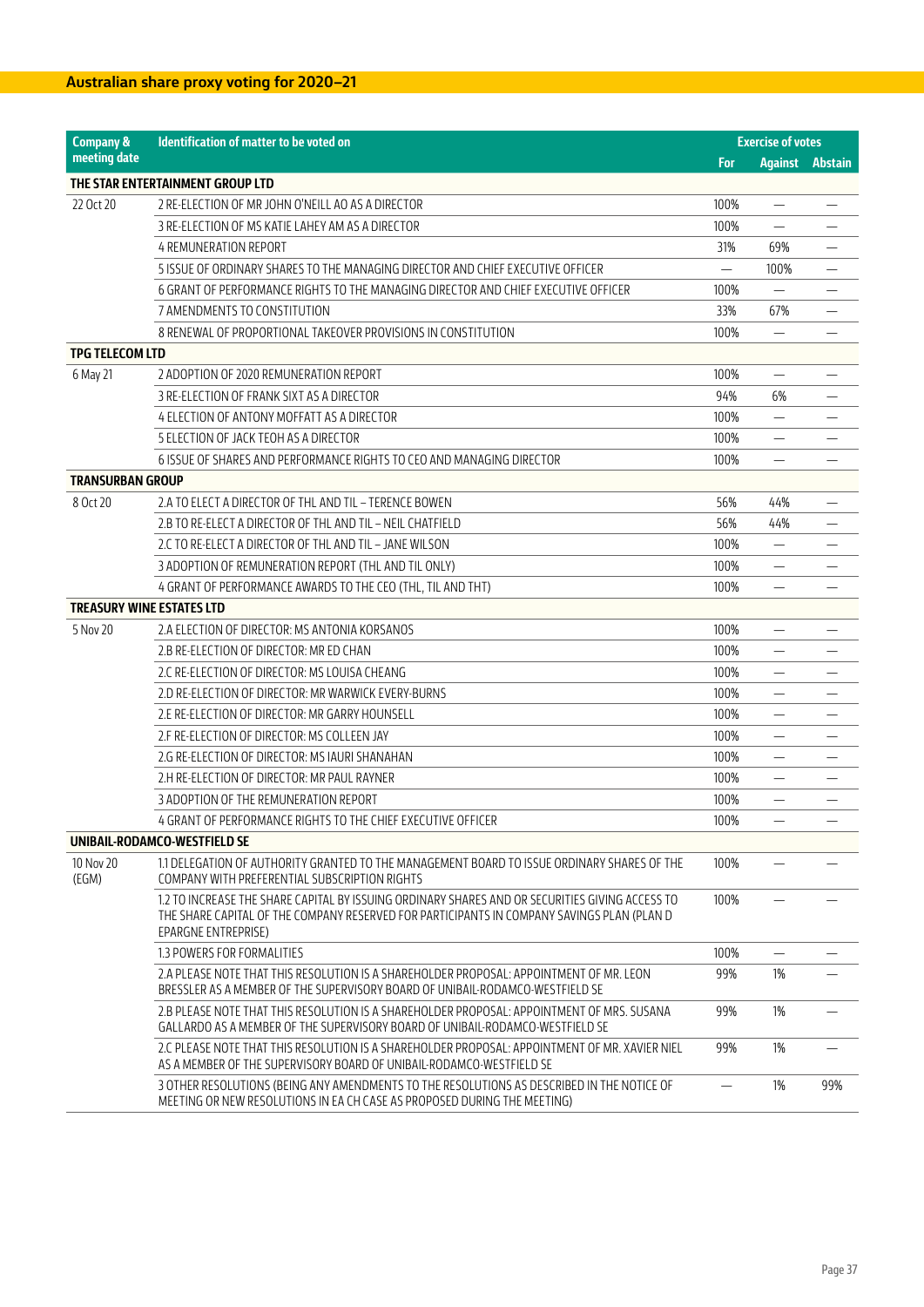## Australian share proxy voting for 2020–21

| Company & meeting date | Identification of matter to be voted on | Exercise of votes | | |
|---|---|---|---|---|
| | | For | Against | Abstain |
| **THE STAR ENTERTAINMENT GROUP LTD** | | | | |
| 22 Oct 20 | 2 RE-ELECTION OF MR JOHN O'NEILL AO AS A DIRECTOR | 100% | — | — |
| | 3 RE-ELECTION OF MS KATIE LAHEY AM AS A DIRECTOR | 100% | — | — |
| | 4 REMUNERATION REPORT | 31% | 69% | — |
| | 5 ISSUE OF ORDINARY SHARES TO THE MANAGING DIRECTOR AND CHIEF EXECUTIVE OFFICER | — | 100% | — |
| | 6 GRANT OF PERFORMANCE RIGHTS TO THE MANAGING DIRECTOR AND CHIEF EXECUTIVE OFFICER | 100% | — | — |
| | 7 AMENDMENTS TO CONSTITUTION | 33% | 67% | — |
| | 8 RENEWAL OF PROPORTIONAL TAKEOVER PROVISIONS IN CONSTITUTION | 100% | — | — |
| **TPG TELECOM LTD** | | | | |
| 6 May 21 | 2 ADOPTION OF 2020 REMUNERATION REPORT | 100% | — | — |
| | 3 RE-ELECTION OF FRANK SIXT AS A DIRECTOR | 94% | 6% | — |
| | 4 ELECTION OF ANTONY MOFFATT AS A DIRECTOR | 100% | — | — |
| | 5 ELECTION OF JACK TEOH AS A DIRECTOR | 100% | — | — |
| | 6 ISSUE OF SHARES AND PERFORMANCE RIGHTS TO CEO AND MANAGING DIRECTOR | 100% | — | — |
| **TRANSURBAN GROUP** | | | | |
| 8 Oct 20 | 2.A TO ELECT A DIRECTOR OF THL AND TIL – TERENCE BOWEN | 56% | 44% | — |
| | 2.B TO RE-ELECT A DIRECTOR OF THL AND TIL – NEIL CHATFIELD | 56% | 44% | — |
| | 2.C TO RE-ELECT A DIRECTOR OF THL AND TIL – JANE WILSON | 100% | — | — |
| | 3 ADOPTION OF REMUNERATION REPORT (THL AND TIL ONLY) | 100% | — | — |
| | 4 GRANT OF PERFORMANCE AWARDS TO THE CEO (THL, TIL AND THT) | 100% | — | — |
| **TREASURY WINE ESTATES LTD** | | | | |
| 5 Nov 20 | 2.A ELECTION OF DIRECTOR: MS ANTONIA KORSANOS | 100% | — | — |
| | 2.B RE-ELECTION OF DIRECTOR: MR ED CHAN | 100% | — | — |
| | 2.C RE-ELECTION OF DIRECTOR: MS LOUISA CHEANG | 100% | — | — |
| | 2.D RE-ELECTION OF DIRECTOR: MR WARWICK EVERY-BURNS | 100% | — | — |
| | 2.E RE-ELECTION OF DIRECTOR: MR GARRY HOUNSELL | 100% | — | — |
| | 2.F RE-ELECTION OF DIRECTOR: MS COLLEEN JAY | 100% | — | — |
| | 2.G RE-ELECTION OF DIRECTOR: MS IAURI SHANAHAN | 100% | — | — |
| | 2.H RE-ELECTION OF DIRECTOR: MR PAUL RAYNER | 100% | — | — |
| | 3 ADOPTION OF THE REMUNERATION REPORT | 100% | — | — |
| | 4 GRANT OF PERFORMANCE RIGHTS TO THE CHIEF EXECUTIVE OFFICER | 100% | — | — |
| **UNIBAIL-RODAMCO-WESTFIELD SE** | | | | |
| 10 Nov 20 (EGM) | 1.1 DELEGATION OF AUTHORITY GRANTED TO THE MANAGEMENT BOARD TO ISSUE ORDINARY SHARES OF THE COMPANY WITH PREFERENTIAL SUBSCRIPTION RIGHTS | 100% | — | — |
| | 1.2 TO INCREASE THE SHARE CAPITAL BY ISSUING ORDINARY SHARES AND OR SECURITIES GIVING ACCESS TO THE SHARE CAPITAL OF THE COMPANY RESERVED FOR PARTICIPANTS IN COMPANY SAVINGS PLAN (PLAN D EPARGNE ENTREPRISE) | 100% | — | — |
| | 1.3 POWERS FOR FORMALITIES | 100% | — | — |
| | 2.A PLEASE NOTE THAT THIS RESOLUTION IS A SHAREHOLDER PROPOSAL: APPOINTMENT OF MR. LEON BRESSLER AS A MEMBER OF THE SUPERVISORY BOARD OF UNIBAIL-RODAMCO-WESTFIELD SE | 99% | 1% | — |
| | 2.B PLEASE NOTE THAT THIS RESOLUTION IS A SHAREHOLDER PROPOSAL: APPOINTMENT OF MRS. SUSANA GALLARDO AS A MEMBER OF THE SUPERVISORY BOARD OF UNIBAIL-RODAMCO-WESTFIELD SE | 99% | 1% | — |
| | 2.C PLEASE NOTE THAT THIS RESOLUTION IS A SHAREHOLDER PROPOSAL: APPOINTMENT OF MR. XAVIER NIEL AS A MEMBER OF THE SUPERVISORY BOARD OF UNIBAIL-RODAMCO-WESTFIELD SE | 99% | 1% | — |
| | 3 OTHER RESOLUTIONS (BEING ANY AMENDMENTS TO THE RESOLUTIONS AS DESCRIBED IN THE NOTICE OF MEETING OR NEW RESOLUTIONS IN EA CH CASE AS PROPOSED DURING THE MEETING) | — | 1% | 99% |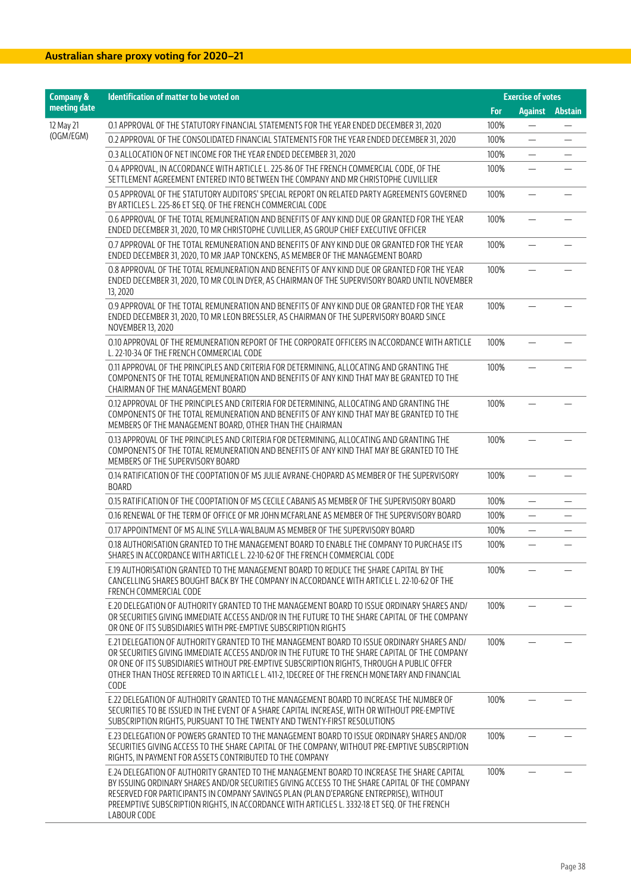## Australian share proxy voting for 2020–21

| Company & meeting date | Identification of matter to be voted on | Exercise of votes | | |
|---|---|---|---|---|
| | | For | Against | Abstain |
| 12 May 21 (OGM/EGM) | O.1 APPROVAL OF THE STATUTORY FINANCIAL STATEMENTS FOR THE YEAR ENDED DECEMBER 31, 2020 | 100% | — | — |
| | O.2 APPROVAL OF THE CONSOLIDATED FINANCIAL STATEMENTS FOR THE YEAR ENDED DECEMBER 31, 2020 | 100% | — | — |
| | O.3 ALLOCATION OF NET INCOME FOR THE YEAR ENDED DECEMBER 31, 2020 | 100% | — | — |
| | O.4 APPROVAL, IN ACCORDANCE WITH ARTICLE L. 225-86 OF THE FRENCH COMMERCIAL CODE, OF THE SETTLEMENT AGREEMENT ENTERED INTO BETWEEN THE COMPANY AND MR CHRISTOPHE CUVILLIER | 100% | — | — |
| | O.5 APPROVAL OF THE STATUTORY AUDITORS' SPECIAL REPORT ON RELATED PARTY AGREEMENTS GOVERNED BY ARTICLES L. 225-86 ET SEQ. OF THE FRENCH COMMERCIAL CODE | 100% | — | — |
| | O.6 APPROVAL OF THE TOTAL REMUNERATION AND BENEFITS OF ANY KIND DUE OR GRANTED FOR THE YEAR ENDED DECEMBER 31, 2020, TO MR CHRISTOPHE CUVILLIER, AS GROUP CHIEF EXECUTIVE OFFICER | 100% | — | — |
| | O.7 APPROVAL OF THE TOTAL REMUNERATION AND BENEFITS OF ANY KIND DUE OR GRANTED FOR THE YEAR ENDED DECEMBER 31, 2020, TO MR JAAP TONCKENS, AS MEMBER OF THE MANAGEMENT BOARD | 100% | — | — |
| | O.8 APPROVAL OF THE TOTAL REMUNERATION AND BENEFITS OF ANY KIND DUE OR GRANTED FOR THE YEAR ENDED DECEMBER 31, 2020, TO MR COLIN DYER, AS CHAIRMAN OF THE SUPERVISORY BOARD UNTIL NOVEMBER 13, 2020 | 100% | — | — |
| | O.9 APPROVAL OF THE TOTAL REMUNERATION AND BENEFITS OF ANY KIND DUE OR GRANTED FOR THE YEAR ENDED DECEMBER 31, 2020, TO MR LEON BRESSLER, AS CHAIRMAN OF THE SUPERVISORY BOARD SINCE NOVEMBER 13, 2020 | 100% | — | — |
| | O.10 APPROVAL OF THE REMUNERATION REPORT OF THE CORPORATE OFFICERS IN ACCORDANCE WITH ARTICLE L. 22-10-34 OF THE FRENCH COMMERCIAL CODE | 100% | — | — |
| | O.11 APPROVAL OF THE PRINCIPLES AND CRITERIA FOR DETERMINING, ALLOCATING AND GRANTING THE COMPONENTS OF THE TOTAL REMUNERATION AND BENEFITS OF ANY KIND THAT MAY BE GRANTED TO THE CHAIRMAN OF THE MANAGEMENT BOARD | 100% | — | — |
| | O.12 APPROVAL OF THE PRINCIPLES AND CRITERIA FOR DETERMINING, ALLOCATING AND GRANTING THE COMPONENTS OF THE TOTAL REMUNERATION AND BENEFITS OF ANY KIND THAT MAY BE GRANTED TO THE MEMBERS OF THE MANAGEMENT BOARD, OTHER THAN THE CHAIRMAN | 100% | — | — |
| | O.13 APPROVAL OF THE PRINCIPLES AND CRITERIA FOR DETERMINING, ALLOCATING AND GRANTING THE COMPONENTS OF THE TOTAL REMUNERATION AND BENEFITS OF ANY KIND THAT MAY BE GRANTED TO THE MEMBERS OF THE SUPERVISORY BOARD | 100% | — | — |
| | O.14 RATIFICATION OF THE COOPTATION OF MS JULIE AVRANE-CHOPARD AS MEMBER OF THE SUPERVISORY BOARD | 100% | — | — |
| | O.15 RATIFICATION OF THE COOPTATION OF MS CECILE CABANIS AS MEMBER OF THE SUPERVISORY BOARD | 100% | — | — |
| | O.16 RENEWAL OF THE TERM OF OFFICE OF MR JOHN MCFARLANE AS MEMBER OF THE SUPERVISORY BOARD | 100% | — | — |
| | O.17 APPOINTMENT OF MS ALINE SYLLA-WALBAUM AS MEMBER OF THE SUPERVISORY BOARD | 100% | — | — |
| | O.18 AUTHORISATION GRANTED TO THE MANAGEMENT BOARD TO ENABLE THE COMPANY TO PURCHASE ITS SHARES IN ACCORDANCE WITH ARTICLE L. 22-10-62 OF THE FRENCH COMMERCIAL CODE | 100% | — | — |
| | E.19 AUTHORISATION GRANTED TO THE MANAGEMENT BOARD TO REDUCE THE SHARE CAPITAL BY THE CANCELLING SHARES BOUGHT BACK BY THE COMPANY IN ACCORDANCE WITH ARTICLE L. 22-10-62 OF THE FRENCH COMMERCIAL CODE | 100% | — | — |
| | E.20 DELEGATION OF AUTHORITY GRANTED TO THE MANAGEMENT BOARD TO ISSUE ORDINARY SHARES AND/OR SECURITIES GIVING IMMEDIATE ACCESS AND/OR IN THE FUTURE TO THE SHARE CAPITAL OF THE COMPANY OR ONE OF ITS SUBSIDIARIES WITH PRE-EMPTIVE SUBSCRIPTION RIGHTS | 100% | — | — |
| | E.21 DELEGATION OF AUTHORITY GRANTED TO THE MANAGEMENT BOARD TO ISSUE ORDINARY SHARES AND/OR SECURITIES GIVING IMMEDIATE ACCESS AND/OR IN THE FUTURE TO THE SHARE CAPITAL OF THE COMPANY OR ONE OF ITS SUBSIDIARIES WITHOUT PRE-EMPTIVE SUBSCRIPTION RIGHTS, THROUGH A PUBLIC OFFER OTHER THAN THOSE REFERRED TO IN ARTICLE L. 411-2, 1DECREE OF THE FRENCH MONETARY AND FINANCIAL CODE | 100% | — | — |
| | E.22 DELEGATION OF AUTHORITY GRANTED TO THE MANAGEMENT BOARD TO INCREASE THE NUMBER OF SECURITIES TO BE ISSUED IN THE EVENT OF A SHARE CAPITAL INCREASE, WITH OR WITHOUT PRE-EMPTIVE SUBSCRIPTION RIGHTS, PURSUANT TO THE TWENTY AND TWENTY-FIRST RESOLUTIONS | 100% | — | — |
| | E.23 DELEGATION OF POWERS GRANTED TO THE MANAGEMENT BOARD TO ISSUE ORDINARY SHARES AND/OR SECURITIES GIVING ACCESS TO THE SHARE CAPITAL OF THE COMPANY, WITHOUT PRE-EMPTIVE SUBSCRIPTION RIGHTS, IN PAYMENT FOR ASSETS CONTRIBUTED TO THE COMPANY | 100% | — | — |
| | E.24 DELEGATION OF AUTHORITY GRANTED TO THE MANAGEMENT BOARD TO INCREASE THE SHARE CAPITAL BY ISSUING ORDINARY SHARES AND/OR SECURITIES GIVING ACCESS TO THE SHARE CAPITAL OF THE COMPANY RESERVED FOR PARTICIPANTS IN COMPANY SAVINGS PLAN (PLAN D'EPARGNE ENTREPRISE), WITHOUT PREEMPTIVE SUBSCRIPTION RIGHTS, IN ACCORDANCE WITH ARTICLES L. 3332-18 ET SEQ. OF THE FRENCH LABOUR CODE | 100% | — | — |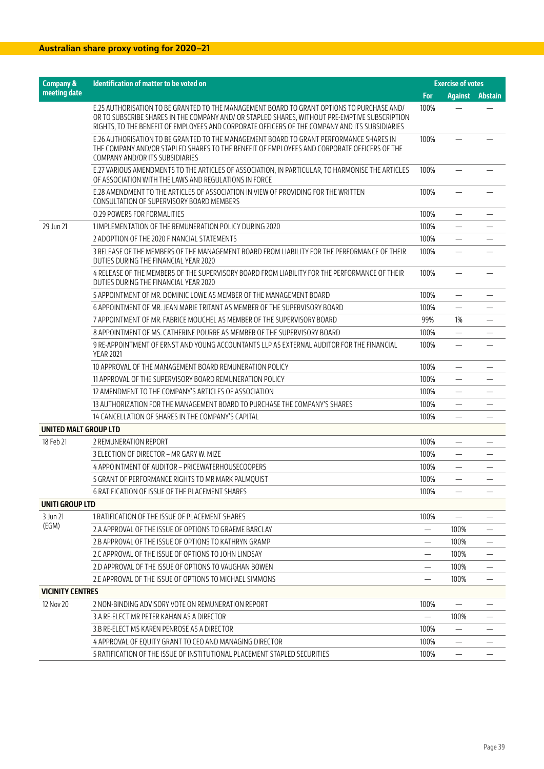## Australian share proxy voting for 2020–21

| Company & meeting date | Identification of matter to be voted on | Exercise of votes | | |
|---|---|---|---|---|
| | | For | Against | Abstain |
| | E.25 AUTHORISATION TO BE GRANTED TO THE MANAGEMENT BOARD TO GRANT OPTIONS TO PURCHASE AND/ OR TO SUBSCRIBE SHARES IN THE COMPANY AND/ OR STAPLED SHARES, WITHOUT PRE-EMPTIVE SUBSCRIPTION RIGHTS, TO THE BENEFIT OF EMPLOYEES AND CORPORATE OFFICERS OF THE COMPANY AND ITS SUBSIDIARIES | 100% | — | — |
| | E.26 AUTHORISATION TO BE GRANTED TO THE MANAGEMENT BOARD TO GRANT PERFORMANCE SHARES IN THE COMPANY AND/OR STAPLED SHARES TO THE BENEFIT OF EMPLOYEES AND CORPORATE OFFICERS OF THE COMPANY AND/OR ITS SUBSIDIARIES | 100% | — | — |
| | E.27 VARIOUS AMENDMENTS TO THE ARTICLES OF ASSOCIATION, IN PARTICULAR, TO HARMONISE THE ARTICLES OF ASSOCIATION WITH THE LAWS AND REGULATIONS IN FORCE | 100% | — | — |
| | E.28 AMENDMENT TO THE ARTICLES OF ASSOCIATION IN VIEW OF PROVIDING FOR THE WRITTEN CONSULTATION OF SUPERVISORY BOARD MEMBERS | 100% | — | — |
| | O.29 POWERS FOR FORMALITIES | 100% | — | — |
| 29 Jun 21 | 1 IMPLEMENTATION OF THE REMUNERATION POLICY DURING 2020 | 100% | — | — |
| | 2 ADOPTION OF THE 2020 FINANCIAL STATEMENTS | 100% | — | — |
| | 3 RELEASE OF THE MEMBERS OF THE MANAGEMENT BOARD FROM LIABILITY FOR THE PERFORMANCE OF THEIR DUTIES DURING THE FINANCIAL YEAR 2020 | 100% | — | — |
| | 4 RELEASE OF THE MEMBERS OF THE SUPERVISORY BOARD FROM LIABILITY FOR THE PERFORMANCE OF THEIR DUTIES DURING THE FINANCIAL YEAR 2020 | 100% | — | — |
| | 5 APPOINTMENT OF MR. DOMINIC LOWE AS MEMBER OF THE MANAGEMENT BOARD | 100% | — | — |
| | 6 APPOINTMENT OF MR. JEAN MARIE TRITANT AS MEMBER OF THE SUPERVISORY BOARD | 100% | — | — |
| | 7 APPOINTMENT OF MR. FABRICE MOUCHEL AS MEMBER OF THE SUPERVISORY BOARD | 99% | 1% | — |
| | 8 APPOINTMENT OF MS. CATHERINE POURRE AS MEMBER OF THE SUPERVISORY BOARD | 100% | — | — |
| | 9 RE-APPOINTMENT OF ERNST AND YOUNG ACCOUNTANTS LLP AS EXTERNAL AUDITOR FOR THE FINANCIAL YEAR 2021 | 100% | — | — |
| | 10 APPROVAL OF THE MANAGEMENT BOARD REMUNERATION POLICY | 100% | — | — |
| | 11 APPROVAL OF THE SUPERVISORY BOARD REMUNERATION POLICY | 100% | — | — |
| | 12 AMENDMENT TO THE COMPANY'S ARTICLES OF ASSOCIATION | 100% | — | — |
| | 13 AUTHORIZATION FOR THE MANAGEMENT BOARD TO PURCHASE THE COMPANY'S SHARES | 100% | — | — |
| | 14 CANCELLATION OF SHARES IN THE COMPANY'S CAPITAL | 100% | — | — |
| **UNITED MALT GROUP LTD** | | | | |
| 18 Feb 21 | 2 REMUNERATION REPORT | 100% | — | — |
| | 3 ELECTION OF DIRECTOR – MR GARY W. MIZE | 100% | — | — |
| | 4 APPOINTMENT OF AUDITOR – PRICEWATERHOUSECOOPERS | 100% | — | — |
| | 5 GRANT OF PERFORMANCE RIGHTS TO MR MARK PALMQUIST | 100% | — | — |
| | 6 RATIFICATION OF ISSUE OF THE PLACEMENT SHARES | 100% | — | — |
| **UNITI GROUP LTD** | | | | |
| 3 Jun 21 (EGM) | 1 RATIFICATION OF THE ISSUE OF PLACEMENT SHARES | 100% | — | — |
| | 2.A APPROVAL OF THE ISSUE OF OPTIONS TO GRAEME BARCLAY | — | 100% | — |
| | 2.B APPROVAL OF THE ISSUE OF OPTIONS TO KATHRYN GRAMP | — | 100% | — |
| | 2.C APPROVAL OF THE ISSUE OF OPTIONS TO JOHN LINDSAY | — | 100% | — |
| | 2.D APPROVAL OF THE ISSUE OF OPTIONS TO VAUGHAN BOWEN | — | 100% | — |
| | 2.E APPROVAL OF THE ISSUE OF OPTIONS TO MICHAEL SIMMONS | — | 100% | — |
| **VICINITY CENTRES** | | | | |
| 12 Nov 20 | 2 NON-BINDING ADVISORY VOTE ON REMUNERATION REPORT | 100% | — | — |
| | 3.A RE-ELECT MR PETER KAHAN AS A DIRECTOR | — | 100% | — |
| | 3.B RE-ELECT MS KAREN PENROSE AS A DIRECTOR | 100% | — | — |
| | 4 APPROVAL OF EQUITY GRANT TO CEO AND MANAGING DIRECTOR | 100% | — | — |
| | 5 RATIFICATION OF THE ISSUE OF INSTITUTIONAL PLACEMENT STAPLED SECURITIES | 100% | — | — |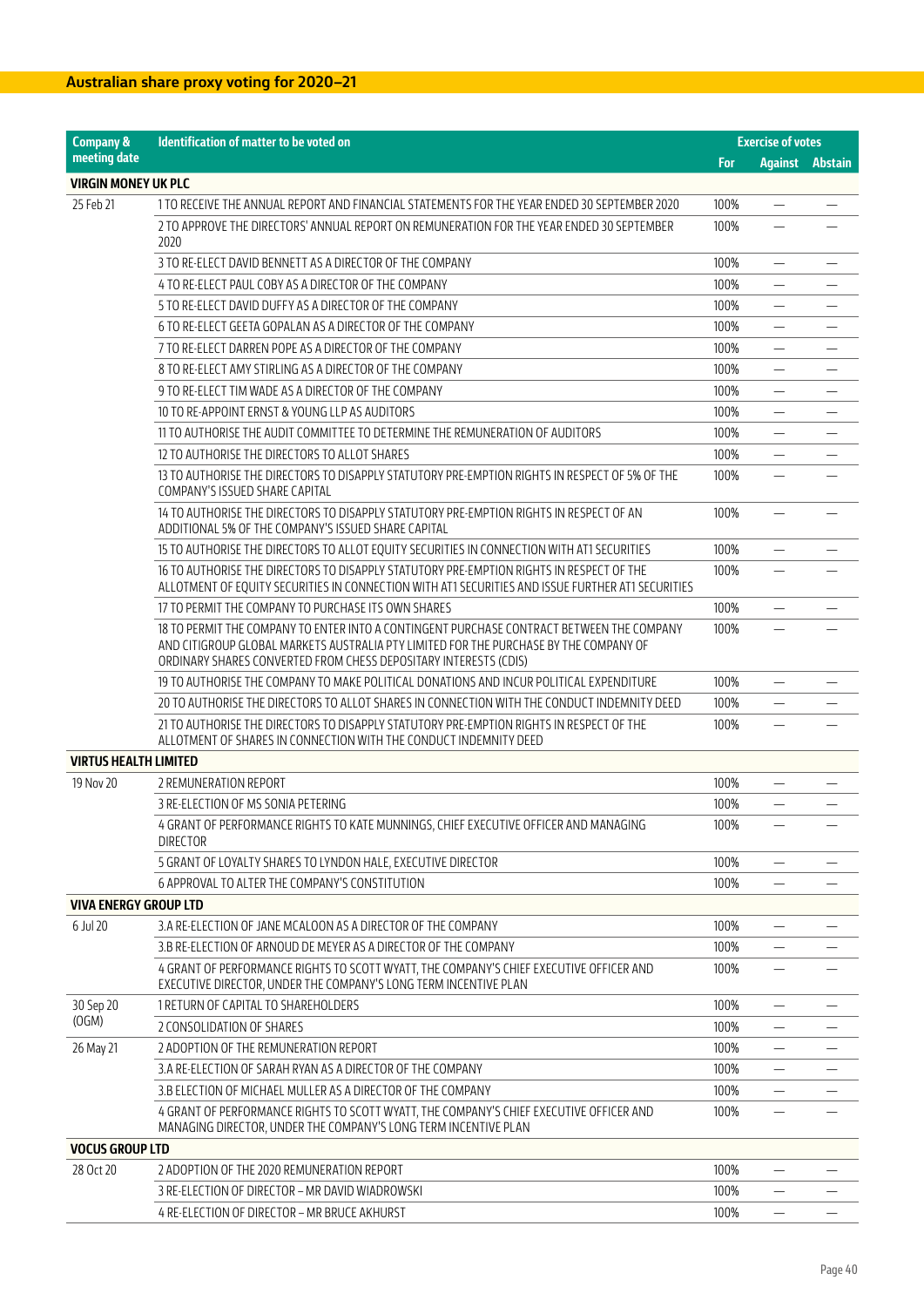## Australian share proxy voting for 2020–21

| Company & meeting date | Identification of matter to be voted on | Exercise of votes | | |
|---|---|---|---|---|
| | | For | Against | Abstain |
| **VIRGIN MONEY UK PLC** | | | | |
| 25 Feb 21 | 1 TO RECEIVE THE ANNUAL REPORT AND FINANCIAL STATEMENTS FOR THE YEAR ENDED 30 SEPTEMBER 2020 | 100% | — | — |
| | 2 TO APPROVE THE DIRECTORS' ANNUAL REPORT ON REMUNERATION FOR THE YEAR ENDED 30 SEPTEMBER 2020 | 100% | — | — |
| | 3 TO RE-ELECT DAVID BENNETT AS A DIRECTOR OF THE COMPANY | 100% | — | — |
| | 4 TO RE-ELECT PAUL COBY AS A DIRECTOR OF THE COMPANY | 100% | — | — |
| | 5 TO RE-ELECT DAVID DUFFY AS A DIRECTOR OF THE COMPANY | 100% | — | — |
| | 6 TO RE-ELECT GEETA GOPALAN AS A DIRECTOR OF THE COMPANY | 100% | — | — |
| | 7 TO RE-ELECT DARREN POPE AS A DIRECTOR OF THE COMPANY | 100% | — | — |
| | 8 TO RE-ELECT AMY STIRLING AS A DIRECTOR OF THE COMPANY | 100% | — | — |
| | 9 TO RE-ELECT TIM WADE AS A DIRECTOR OF THE COMPANY | 100% | — | — |
| | 10 TO RE-APPOINT ERNST & YOUNG LLP AS AUDITORS | 100% | — | — |
| | 11 TO AUTHORISE THE AUDIT COMMITTEE TO DETERMINE THE REMUNERATION OF AUDITORS | 100% | — | — |
| | 12 TO AUTHORISE THE DIRECTORS TO ALLOT SHARES | 100% | — | — |
| | 13 TO AUTHORISE THE DIRECTORS TO DISAPPLY STATUTORY PRE-EMPTION RIGHTS IN RESPECT OF 5% OF THE COMPANY'S ISSUED SHARE CAPITAL | 100% | — | — |
| | 14 TO AUTHORISE THE DIRECTORS TO DISAPPLY STATUTORY PRE-EMPTION RIGHTS IN RESPECT OF AN ADDITIONAL 5% OF THE COMPANY'S ISSUED SHARE CAPITAL | 100% | — | — |
| | 15 TO AUTHORISE THE DIRECTORS TO ALLOT EQUITY SECURITIES IN CONNECTION WITH AT1 SECURITIES | 100% | — | — |
| | 16 TO AUTHORISE THE DIRECTORS TO DISAPPLY STATUTORY PRE-EMPTION RIGHTS IN RESPECT OF THE ALLOTMENT OF EQUITY SECURITIES IN CONNECTION WITH AT1 SECURITIES AND ISSUE FURTHER AT1 SECURITIES | 100% | — | — |
| | 17 TO PERMIT THE COMPANY TO PURCHASE ITS OWN SHARES | 100% | — | — |
| | 18 TO PERMIT THE COMPANY TO ENTER INTO A CONTINGENT PURCHASE CONTRACT BETWEEN THE COMPANY AND CITIGROUP GLOBAL MARKETS AUSTRALIA PTY LIMITED FOR THE PURCHASE BY THE COMPANY OF ORDINARY SHARES CONVERTED FROM CHESS DEPOSITARY INTERESTS (CDIS) | 100% | — | — |
| | 19 TO AUTHORISE THE COMPANY TO MAKE POLITICAL DONATIONS AND INCUR POLITICAL EXPENDITURE | 100% | — | — |
| | 20 TO AUTHORISE THE DIRECTORS TO ALLOT SHARES IN CONNECTION WITH THE CONDUCT INDEMNITY DEED | 100% | — | — |
| | 21 TO AUTHORISE THE DIRECTORS TO DISAPPLY STATUTORY PRE-EMPTION RIGHTS IN RESPECT OF THE ALLOTMENT OF SHARES IN CONNECTION WITH THE CONDUCT INDEMNITY DEED | 100% | — | — |
| **VIRTUS HEALTH LIMITED** | | | | |
| 19 Nov 20 | 2 REMUNERATION REPORT | 100% | — | — |
| | 3 RE-ELECTION OF MS SONIA PETERING | 100% | — | — |
| | 4 GRANT OF PERFORMANCE RIGHTS TO KATE MUNNINGS, CHIEF EXECUTIVE OFFICER AND MANAGING DIRECTOR | 100% | — | — |
| | 5 GRANT OF LOYALTY SHARES TO LYNDON HALE, EXECUTIVE DIRECTOR | 100% | — | — |
| | 6 APPROVAL TO ALTER THE COMPANY'S CONSTITUTION | 100% | — | — |
| **VIVA ENERGY GROUP LTD** | | | | |
| 6 Jul 20 | 3.A RE-ELECTION OF JANE MCALOON AS A DIRECTOR OF THE COMPANY | 100% | — | — |
| | 3.B RE-ELECTION OF ARNOUD DE MEYER AS A DIRECTOR OF THE COMPANY | 100% | — | — |
| | 4 GRANT OF PERFORMANCE RIGHTS TO SCOTT WYATT, THE COMPANY'S CHIEF EXECUTIVE OFFICER AND EXECUTIVE DIRECTOR, UNDER THE COMPANY'S LONG TERM INCENTIVE PLAN | 100% | — | — |
| 30 Sep 20 (OGM) | 1 RETURN OF CAPITAL TO SHAREHOLDERS | 100% | — | — |
| | 2 CONSOLIDATION OF SHARES | 100% | — | — |
| 26 May 21 | 2 ADOPTION OF THE REMUNERATION REPORT | 100% | — | — |
| | 3.A RE-ELECTION OF SARAH RYAN AS A DIRECTOR OF THE COMPANY | 100% | — | — |
| | 3.B ELECTION OF MICHAEL MULLER AS A DIRECTOR OF THE COMPANY | 100% | — | — |
| | 4 GRANT OF PERFORMANCE RIGHTS TO SCOTT WYATT, THE COMPANY'S CHIEF EXECUTIVE OFFICER AND MANAGING DIRECTOR, UNDER THE COMPANY'S LONG TERM INCENTIVE PLAN | 100% | — | — |
| **VOCUS GROUP LTD** | | | | |
| 28 Oct 20 | 2 ADOPTION OF THE 2020 REMUNERATION REPORT | 100% | — | — |
| | 3 RE-ELECTION OF DIRECTOR – MR DAVID WIADROWSKI | 100% | — | — |
| | 4 RE-ELECTION OF DIRECTOR – MR BRUCE AKHURST | 100% | — | — |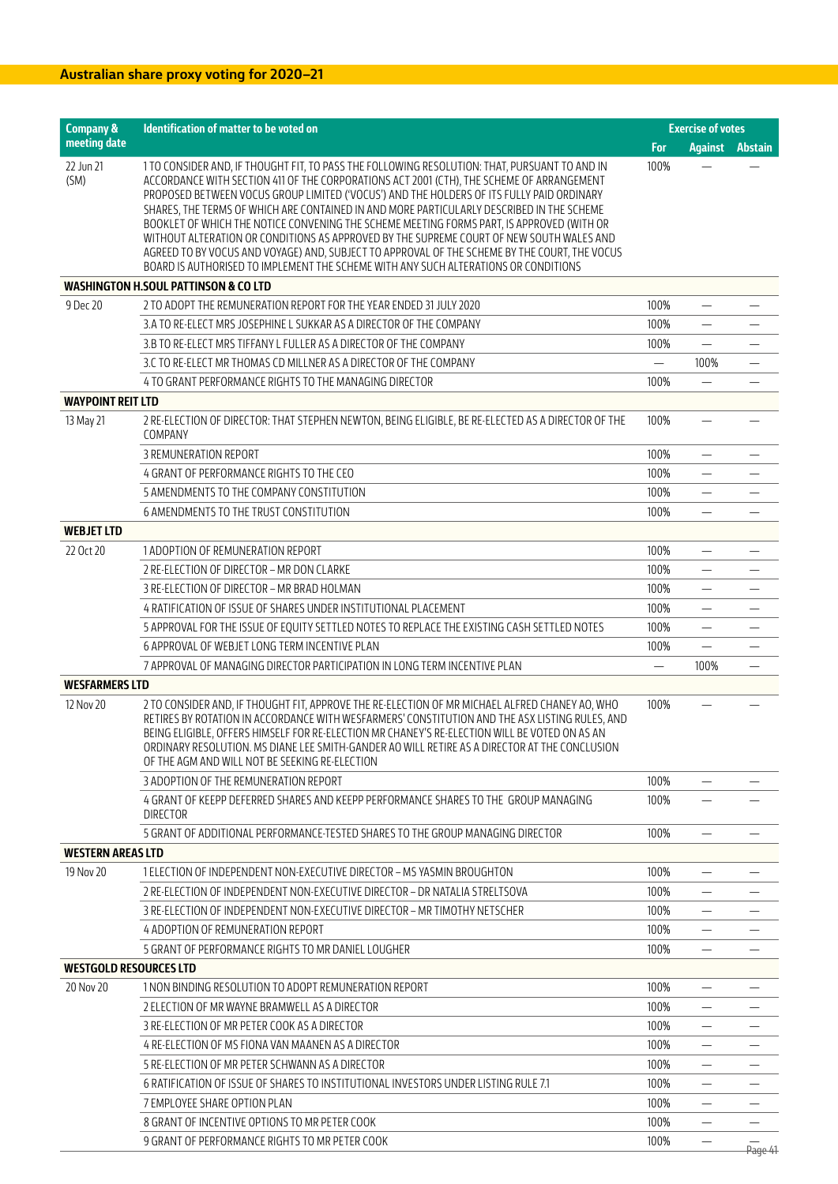## Australian share proxy voting for 2020–21

| Company & meeting date | Identification of matter to be voted on | Exercise of votes | | |
|---|---|---|---|---|
| | | For | Against | Abstain |
| 22 Jun 21 (SM) | 1 TO CONSIDER AND, IF THOUGHT FIT, TO PASS THE FOLLOWING RESOLUTION: THAT, PURSUANT TO AND IN ACCORDANCE WITH SECTION 411 OF THE CORPORATIONS ACT 2001 (CTH), THE SCHEME OF ARRANGEMENT PROPOSED BETWEEN VOCUS GROUP LIMITED ('VOCUS') AND THE HOLDERS OF ITS FULLY PAID ORDINARY SHARES, THE TERMS OF WHICH ARE CONTAINED IN AND MORE PARTICULARLY DESCRIBED IN THE SCHEME BOOKLET OF WHICH THE NOTICE CONVENING THE SCHEME MEETING FORMS PART, IS APPROVED (WITH OR WITHOUT ALTERATION OR CONDITIONS AS APPROVED BY THE SUPREME COURT OF NEW SOUTH WALES AND AGREED TO BY VOCUS AND VOYAGE) AND, SUBJECT TO APPROVAL OF THE SCHEME BY THE COURT, THE VOCUS BOARD IS AUTHORISED TO IMPLEMENT THE SCHEME WITH ANY SUCH ALTERATIONS OR CONDITIONS | 100% | — | — |
| **WASHINGTON H.SOUL PATTINSON & CO LTD** | | | | |
| 9 Dec 20 | 2 TO ADOPT THE REMUNERATION REPORT FOR THE YEAR ENDED 31 JULY 2020 | 100% | — | — |
| | 3.A TO RE-ELECT MRS JOSEPHINE L SUKKAR AS A DIRECTOR OF THE COMPANY | 100% | — | — |
| | 3.B TO RE-ELECT MRS TIFFANY L FULLER AS A DIRECTOR OF THE COMPANY | 100% | — | — |
| | 3.C TO RE-ELECT MR THOMAS CD MILLNER AS A DIRECTOR OF THE COMPANY | — | 100% | — |
| | 4 TO GRANT PERFORMANCE RIGHTS TO THE MANAGING DIRECTOR | 100% | — | — |
| **WAYPOINT REIT LTD** | | | | |
| 13 May 21 | 2 RE-ELECTION OF DIRECTOR: THAT STEPHEN NEWTON, BEING ELIGIBLE, BE RE-ELECTED AS A DIRECTOR OF THE COMPANY | 100% | — | — |
| | 3 REMUNERATION REPORT | 100% | — | — |
| | 4 GRANT OF PERFORMANCE RIGHTS TO THE CEO | 100% | — | — |
| | 5 AMENDMENTS TO THE COMPANY CONSTITUTION | 100% | — | — |
| | 6 AMENDMENTS TO THE TRUST CONSTITUTION | 100% | — | — |
| **WEBJET LTD** | | | | |
| 22 Oct 20 | 1 ADOPTION OF REMUNERATION REPORT | 100% | — | — |
| | 2 RE-ELECTION OF DIRECTOR – MR DON CLARKE | 100% | — | — |
| | 3 RE-ELECTION OF DIRECTOR – MR BRAD HOLMAN | 100% | — | — |
| | 4 RATIFICATION OF ISSUE OF SHARES UNDER INSTITUTIONAL PLACEMENT | 100% | — | — |
| | 5 APPROVAL FOR THE ISSUE OF EQUITY SETTLED NOTES TO REPLACE THE EXISTING CASH SETTLED NOTES | 100% | — | — |
| | 6 APPROVAL OF WEBJET LONG TERM INCENTIVE PLAN | 100% | — | — |
| | 7 APPROVAL OF MANAGING DIRECTOR PARTICIPATION IN LONG TERM INCENTIVE PLAN | — | 100% | — |
| **WESFARMERS LTD** | | | | |
| 12 Nov 20 | 2 TO CONSIDER AND, IF THOUGHT FIT, APPROVE THE RE-ELECTION OF MR MICHAEL ALFRED CHANEY AO, WHO RETIRES BY ROTATION IN ACCORDANCE WITH WESFARMERS' CONSTITUTION AND THE ASX LISTING RULES, AND BEING ELIGIBLE, OFFERS HIMSELF FOR RE-ELECTION MR CHANEY'S RE-ELECTION WILL BE VOTED ON AS AN ORDINARY RESOLUTION. MS DIANE LEE SMITH-GANDER AO WILL RETIRE AS A DIRECTOR AT THE CONCLUSION OF THE AGM AND WILL NOT BE SEEKING RE-ELECTION | 100% | — | — |
| | 3 ADOPTION OF THE REMUNERATION REPORT | 100% | — | — |
| | 4 GRANT OF KEEPP DEFERRED SHARES AND KEEPP PERFORMANCE SHARES TO THE GROUP MANAGING DIRECTOR | 100% | — | — |
| | 5 GRANT OF ADDITIONAL PERFORMANCE-TESTED SHARES TO THE GROUP MANAGING DIRECTOR | 100% | — | — |
| **WESTERN AREAS LTD** | | | | |
| 19 Nov 20 | 1 ELECTION OF INDEPENDENT NON-EXECUTIVE DIRECTOR – MS YASMIN BROUGHTON | 100% | — | — |
| | 2 RE-ELECTION OF INDEPENDENT NON-EXECUTIVE DIRECTOR – DR NATALIA STRELTSOVA | 100% | — | — |
| | 3 RE-ELECTION OF INDEPENDENT NON-EXECUTIVE DIRECTOR – MR TIMOTHY NETSCHER | 100% | — | — |
| | 4 ADOPTION OF REMUNERATION REPORT | 100% | — | — |
| | 5 GRANT OF PERFORMANCE RIGHTS TO MR DANIEL LOUGHER | 100% | — | — |
| **WESTGOLD RESOURCES LTD** | | | | |
| 20 Nov 20 | 1 NON BINDING RESOLUTION TO ADOPT REMUNERATION REPORT | 100% | — | — |
| | 2 ELECTION OF MR WAYNE BRAMWELL AS A DIRECTOR | 100% | — | — |
| | 3 RE-ELECTION OF MR PETER COOK AS A DIRECTOR | 100% | — | — |
| | 4 RE-ELECTION OF MS FIONA VAN MAANEN AS A DIRECTOR | 100% | — | — |
| | 5 RE-ELECTION OF MR PETER SCHWANN AS A DIRECTOR | 100% | — | — |
| | 6 RATIFICATION OF ISSUE OF SHARES TO INSTITUTIONAL INVESTORS UNDER LISTING RULE 7.1 | 100% | — | — |
| | 7 EMPLOYEE SHARE OPTION PLAN | 100% | — | — |
| | 8 GRANT OF INCENTIVE OPTIONS TO MR PETER COOK | 100% | — | — |
| | 9 GRANT OF PERFORMANCE RIGHTS TO MR PETER COOK | 100% | — | — |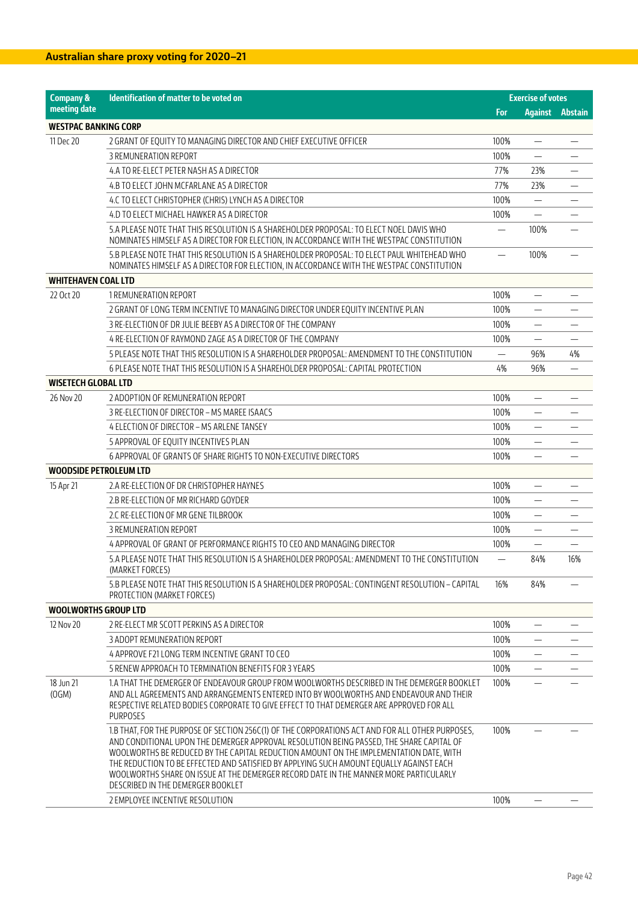## Australian share proxy voting for 2020–21

| Company & meeting date | Identification of matter to be voted on | Exercise of votes | | |
|---|---|---|---|---|
| | | For | Against | Abstain |
| **WESTPAC BANKING CORP** | | | | |
| 11 Dec 20 | 2 GRANT OF EQUITY TO MANAGING DIRECTOR AND CHIEF EXECUTIVE OFFICER | 100% | — | — |
| | 3 REMUNERATION REPORT | 100% | — | — |
| | 4.A TO RE-ELECT PETER NASH AS A DIRECTOR | 77% | 23% | — |
| | 4.B TO ELECT JOHN MCFARLANE AS A DIRECTOR | 77% | 23% | — |
| | 4.C TO ELECT CHRISTOPHER (CHRIS) LYNCH AS A DIRECTOR | 100% | — | — |
| | 4.D TO ELECT MICHAEL HAWKER AS A DIRECTOR | 100% | — | — |
| | 5.A PLEASE NOTE THAT THIS RESOLUTION IS A SHAREHOLDER PROPOSAL: TO ELECT NOEL DAVIS WHO NOMINATES HIMSELF AS A DIRECTOR FOR ELECTION, IN ACCORDANCE WITH THE WESTPAC CONSTITUTION | — | 100% | — |
| | 5.B PLEASE NOTE THAT THIS RESOLUTION IS A SHAREHOLDER PROPOSAL: TO ELECT PAUL WHITEHEAD WHO NOMINATES HIMSELF AS A DIRECTOR FOR ELECTION, IN ACCORDANCE WITH THE WESTPAC CONSTITUTION | — | 100% | — |
| **WHITEHAVEN COAL LTD** | | | | |
| 22 Oct 20 | 1 REMUNERATION REPORT | 100% | — | — |
| | 2 GRANT OF LONG TERM INCENTIVE TO MANAGING DIRECTOR UNDER EQUITY INCENTIVE PLAN | 100% | — | — |
| | 3 RE-ELECTION OF DR JULIE BEEBY AS A DIRECTOR OF THE COMPANY | 100% | — | — |
| | 4 RE-ELECTION OF RAYMOND ZAGE AS A DIRECTOR OF THE COMPANY | 100% | — | — |
| | 5 PLEASE NOTE THAT THIS RESOLUTION IS A SHAREHOLDER PROPOSAL: AMENDMENT TO THE CONSTITUTION | — | 96% | 4% |
| | 6 PLEASE NOTE THAT THIS RESOLUTION IS A SHAREHOLDER PROPOSAL: CAPITAL PROTECTION | 4% | 96% | — |
| **WISETECH GLOBAL LTD** | | | | |
| 26 Nov 20 | 2 ADOPTION OF REMUNERATION REPORT | 100% | — | — |
| | 3 RE-ELECTION OF DIRECTOR – MS MAREE ISAACS | 100% | — | — |
| | 4 ELECTION OF DIRECTOR – MS ARLENE TANSEY | 100% | — | — |
| | 5 APPROVAL OF EQUITY INCENTIVES PLAN | 100% | — | — |
| | 6 APPROVAL OF GRANTS OF SHARE RIGHTS TO NON-EXECUTIVE DIRECTORS | 100% | — | — |
| **WOODSIDE PETROLEUM LTD** | | | | |
| 15 Apr 21 | 2.A RE-ELECTION OF DR CHRISTOPHER HAYNES | 100% | — | — |
| | 2.B RE-ELECTION OF MR RICHARD GOYDER | 100% | — | — |
| | 2.C RE-ELECTION OF MR GENE TILBROOK | 100% | — | — |
| | 3 REMUNERATION REPORT | 100% | — | — |
| | 4 APPROVAL OF GRANT OF PERFORMANCE RIGHTS TO CEO AND MANAGING DIRECTOR | 100% | — | — |
| | 5.A PLEASE NOTE THAT THIS RESOLUTION IS A SHAREHOLDER PROPOSAL: AMENDMENT TO THE CONSTITUTION (MARKET FORCES) | — | 84% | 16% |
| | 5.B PLEASE NOTE THAT THIS RESOLUTION IS A SHAREHOLDER PROPOSAL: CONTINGENT RESOLUTION – CAPITAL PROTECTION (MARKET FORCES) | 16% | 84% | — |
| **WOOLWORTHS GROUP LTD** | | | | |
| 12 Nov 20 | 2 RE-ELECT MR SCOTT PERKINS AS A DIRECTOR | 100% | — | — |
| | 3 ADOPT REMUNERATION REPORT | 100% | — | — |
| | 4 APPROVE F21 LONG TERM INCENTIVE GRANT TO CEO | 100% | — | — |
| | 5 RENEW APPROACH TO TERMINATION BENEFITS FOR 3 YEARS | 100% | — | — |
| 18 Jun 21 (OGM) | 1.A THAT THE DEMERGER OF ENDEAVOUR GROUP FROM WOOLWORTHS DESCRIBED IN THE DEMERGER BOOKLET AND ALL AGREEMENTS AND ARRANGEMENTS ENTERED INTO BY WOOLWORTHS AND ENDEAVOUR AND THEIR RESPECTIVE RELATED BODIES CORPORATE TO GIVE EFFECT TO THAT DEMERGER ARE APPROVED FOR ALL PURPOSES | 100% | — | — |
| | 1.B THAT, FOR THE PURPOSE OF SECTION 256C(1) OF THE CORPORATIONS ACT AND FOR ALL OTHER PURPOSES, AND CONDITIONAL UPON THE DEMERGER APPROVAL RESOLUTION BEING PASSED, THE SHARE CAPITAL OF WOOLWORTHS BE REDUCED BY THE CAPITAL REDUCTION AMOUNT ON THE IMPLEMENTATION DATE, WITH THE REDUCTION TO BE EFFECTED AND SATISFIED BY APPLYING SUCH AMOUNT EQUALLY AGAINST EACH WOOLWORTHS SHARE ON ISSUE AT THE DEMERGER RECORD DATE IN THE MANNER MORE PARTICULARLY DESCRIBED IN THE DEMERGER BOOKLET | 100% | — | — |
| | 2 EMPLOYEE INCENTIVE RESOLUTION | 100% | — | — |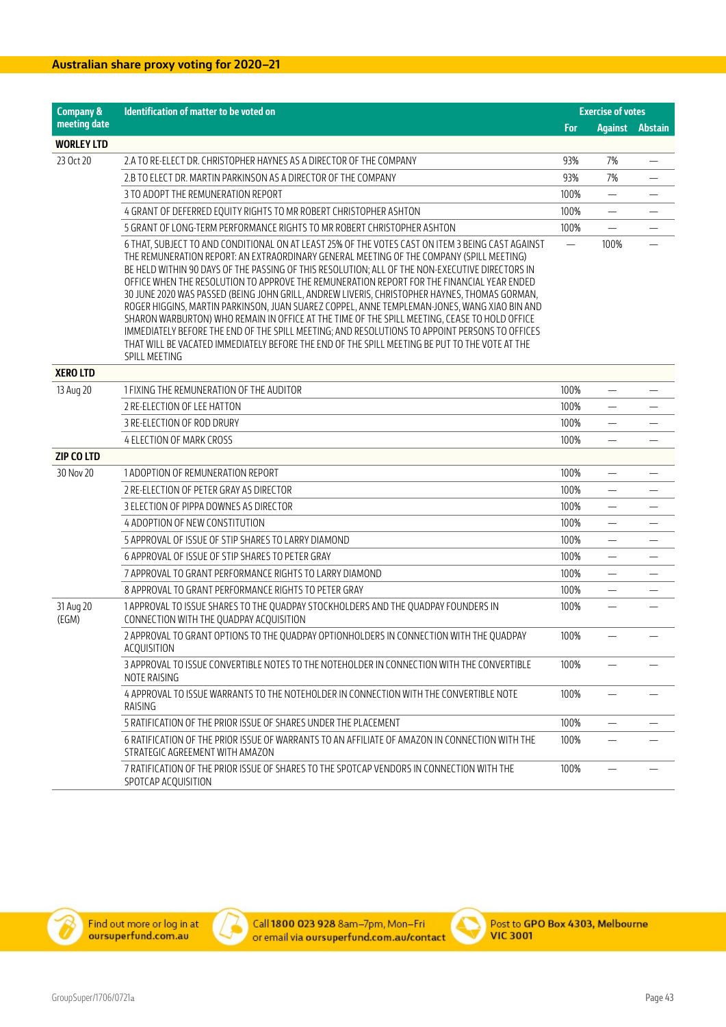## Australian share proxy voting for 2020–21

| Company & meeting date | Identification of matter to be voted on | Exercise of votes | | |
|---|---|---|---|---|
| | | For | Against | Abstain |
| **WORLEY LTD** | | | | |
| 23 Oct 20 | 2.A TO RE-ELECT DR. CHRISTOPHER HAYNES AS A DIRECTOR OF THE COMPANY | 93% | 7% | — |
| | 2.B TO ELECT DR. MARTIN PARKINSON AS A DIRECTOR OF THE COMPANY | 93% | 7% | — |
| | 3 TO ADOPT THE REMUNERATION REPORT | 100% | — | — |
| | 4 GRANT OF DEFERRED EQUITY RIGHTS TO MR ROBERT CHRISTOPHER ASHTON | 100% | — | — |
| | 5 GRANT OF LONG-TERM PERFORMANCE RIGHTS TO MR ROBERT CHRISTOPHER ASHTON | 100% | — | — |
| | 6 THAT, SUBJECT TO AND CONDITIONAL ON AT LEAST 25% OF THE VOTES CAST ON ITEM 3 BEING CAST AGAINST THE REMUNERATION REPORT: AN EXTRAORDINARY GENERAL MEETING OF THE COMPANY (SPILL MEETING) BE HELD WITHIN 90 DAYS OF THE PASSING OF THIS RESOLUTION; ALL OF THE NON-EXECUTIVE DIRECTORS IN OFFICE WHEN THE RESOLUTION TO APPROVE THE REMUNERATION REPORT FOR THE FINANCIAL YEAR ENDED 30 JUNE 2020 WAS PASSED (BEING JOHN GRILL, ANDREW LIVERIS, CHRISTOPHER HAYNES, THOMAS GORMAN, ROGER HIGGINS, MARTIN PARKINSON, JUAN SUAREZ COPPEL, ANNE TEMPLEMAN-JONES, WANG XIAO BIN AND SHARON WARBURTON) WHO REMAIN IN OFFICE AT THE TIME OF THE SPILL MEETING, CEASE TO HOLD OFFICE IMMEDIATELY BEFORE THE END OF THE SPILL MEETING; AND RESOLUTIONS TO APPOINT PERSONS TO OFFICES THAT WILL BE VACATED IMMEDIATELY BEFORE THE END OF THE SPILL MEETING BE PUT TO THE VOTE AT THE SPILL MEETING | — | 100% | — |
| **XERO LTD** | | | | |
| 13 Aug 20 | 1 FIXING THE REMUNERATION OF THE AUDITOR | 100% | — | — |
| | 2 RE-ELECTION OF LEE HATTON | 100% | — | — |
| | 3 RE-ELECTION OF ROD DRURY | 100% | — | — |
| | 4 ELECTION OF MARK CROSS | 100% | — | — |
| **ZIP CO LTD** | | | | |
| 30 Nov 20 | 1 ADOPTION OF REMUNERATION REPORT | 100% | — | — |
| | 2 RE-ELECTION OF PETER GRAY AS DIRECTOR | 100% | — | — |
| | 3 ELECTION OF PIPPA DOWNES AS DIRECTOR | 100% | — | — |
| | 4 ADOPTION OF NEW CONSTITUTION | 100% | — | — |
| | 5 APPROVAL OF ISSUE OF STIP SHARES TO LARRY DIAMOND | 100% | — | — |
| | 6 APPROVAL OF ISSUE OF STIP SHARES TO PETER GRAY | 100% | — | — |
| | 7 APPROVAL TO GRANT PERFORMANCE RIGHTS TO LARRY DIAMOND | 100% | — | — |
| | 8 APPROVAL TO GRANT PERFORMANCE RIGHTS TO PETER GRAY | 100% | — | — |
| 31 Aug 20 (EGM) | 1 APPROVAL TO ISSUE SHARES TO THE QUADPAY STOCKHOLDERS AND THE QUADPAY FOUNDERS IN CONNECTION WITH THE QUADPAY ACQUISITION | 100% | — | — |
| | 2 APPROVAL TO GRANT OPTIONS TO THE QUADPAY OPTIONHOLDERS IN CONNECTION WITH THE QUADPAY ACQUISITION | 100% | — | — |
| | 3 APPROVAL TO ISSUE CONVERTIBLE NOTES TO THE NOTEHOLDER IN CONNECTION WITH THE CONVERTIBLE NOTE RAISING | 100% | — | — |
| | 4 APPROVAL TO ISSUE WARRANTS TO THE NOTEHOLDER IN CONNECTION WITH THE CONVERTIBLE NOTE RAISING | 100% | — | — |
| | 5 RATIFICATION OF THE PRIOR ISSUE OF SHARES UNDER THE PLACEMENT | 100% | — | — |
| | 6 RATIFICATION OF THE PRIOR ISSUE OF WARRANTS TO AN AFFILIATE OF AMAZON IN CONNECTION WITH THE STRATEGIC AGREEMENT WITH AMAZON | 100% | — | — |
| | 7 RATIFICATION OF THE PRIOR ISSUE OF SHARES TO THE SPOTCAP VENDORS IN CONNECTION WITH THE SPOTCAP ACQUISITION | 100% | — | — |

Find out more or log in at **oursuperfund.com.au**

Call **1800 023 928** 8am–7pm, Mon–Fri or email via **oursuperfund.com.au/contact**

Post to **GPO Box 4303, Melbourne VIC 3001**

GroupSuper/1706/0721a